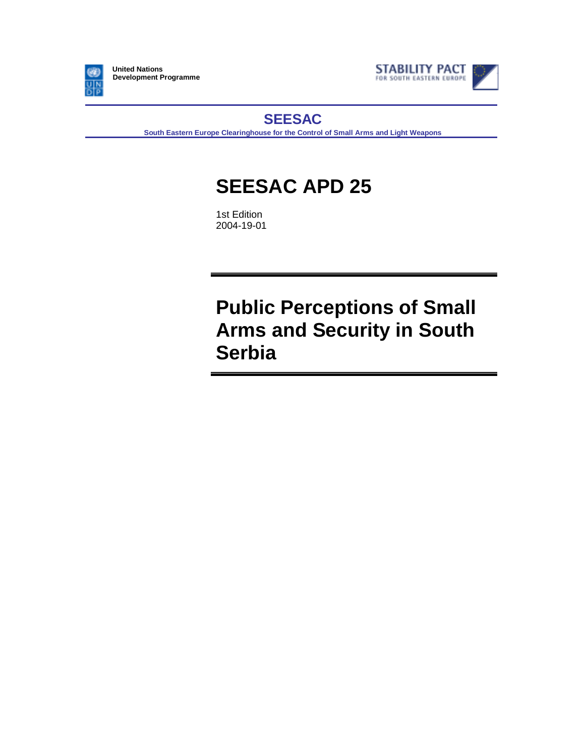United Nations
Development Programme

STABILITY PACT
FOR SOUTH EASTERN EUROPE

## SEESAC

South Eastern Europe Clearinghouse for the Control of Small Arms and Light Weapons

# SEESAC APD 25

1st Edition
2004-19-01

# Public Perceptions of Small Arms and Security in South Serbia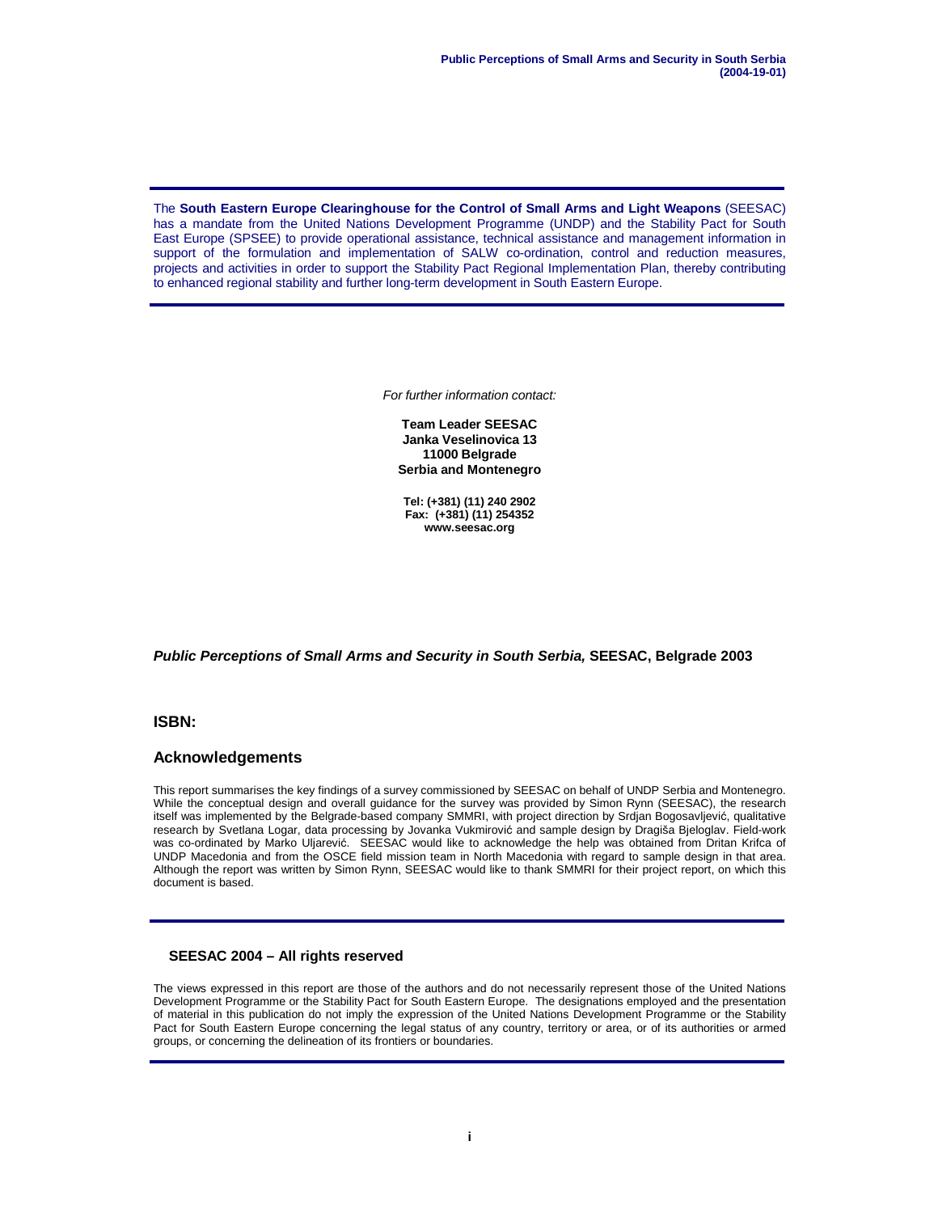The **South Eastern Europe Clearinghouse for the Control of Small Arms and Light Weapons** (SEESAC) has a mandate from the United Nations Development Programme (UNDP) and the Stability Pact for South East Europe (SPSEE) to provide operational assistance, technical assistance and management information in support of the formulation and implementation of SALW co-ordination, control and reduction measures, projects and activities in order to support the Stability Pact Regional Implementation Plan, thereby contributing to enhanced regional stability and further long-term development in South Eastern Europe.

*For further information contact:*

**Team Leader SEESAC**
**Janka Veselinovica 13**
**11000 Belgrade**
**Serbia and Montenegro**

**Tel: (+381) (11) 240 2902**
**Fax: (+381) (11) 254352**
**www.seesac.org**

***Public Perceptions of Small Arms and Security in South Serbia,*** **SEESAC, Belgrade 2003**

**ISBN:**

## Acknowledgements

This report summarises the key findings of a survey commissioned by SEESAC on behalf of UNDP Serbia and Montenegro. While the conceptual design and overall guidance for the survey was provided by Simon Rynn (SEESAC), the research itself was implemented by the Belgrade-based company SMMRI, with project direction by Srdjan Bogosavljević, qualitative research by Svetlana Logar, data processing by Jovanka Vukmirović and sample design by Dragiša Bjeloglav. Field-work was co-ordinated by Marko Uljarević. SEESAC would like to acknowledge the help was obtained from Dritan Krifca of UNDP Macedonia and from the OSCE field mission team in North Macedonia with regard to sample design in that area. Although the report was written by Simon Rynn, SEESAC would like to thank SMMRI for their project report, on which this document is based.

**SEESAC 2004 – All rights reserved**

The views expressed in this report are those of the authors and do not necessarily represent those of the United Nations Development Programme or the Stability Pact for South Eastern Europe. The designations employed and the presentation of material in this publication do not imply the expression of the United Nations Development Programme or the Stability Pact for South Eastern Europe concerning the legal status of any country, territory or area, or of its authorities or armed groups, or concerning the delineation of its frontiers or boundaries.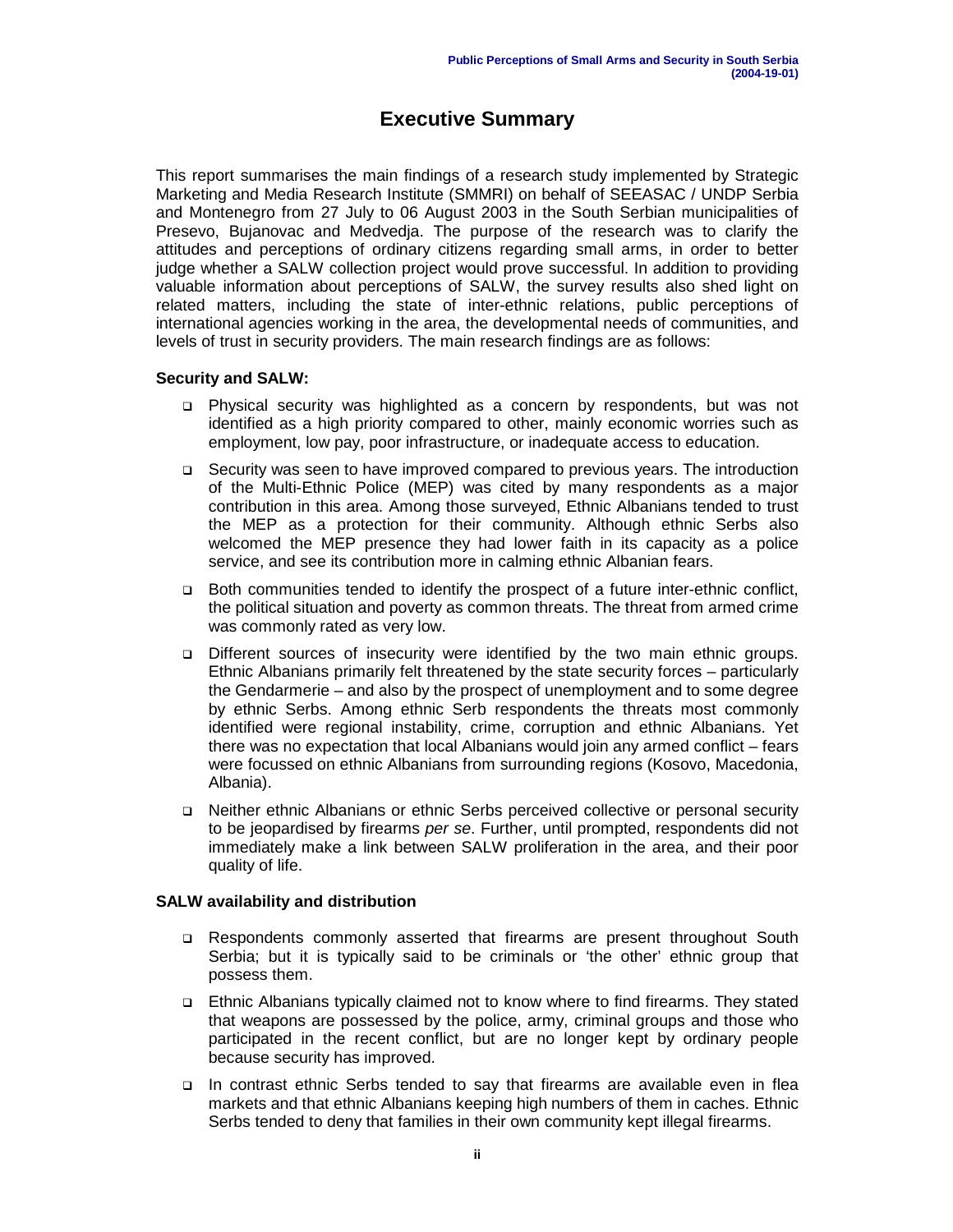# Executive Summary

This report summarises the main findings of a research study implemented by Strategic Marketing and Media Research Institute (SMMRI) on behalf of SEEASAC / UNDP Serbia and Montenegro from 27 July to 06 August 2003 in the South Serbian municipalities of Presevo, Bujanovac and Medvedja. The purpose of the research was to clarify the attitudes and perceptions of ordinary citizens regarding small arms, in order to better judge whether a SALW collection project would prove successful. In addition to providing valuable information about perceptions of SALW, the survey results also shed light on related matters, including the state of inter-ethnic relations, public perceptions of international agencies working in the area, the developmental needs of communities, and levels of trust in security providers. The main research findings are as follows:

**Security and SALW:**

- Physical security was highlighted as a concern by respondents, but was not identified as a high priority compared to other, mainly economic worries such as employment, low pay, poor infrastructure, or inadequate access to education.
- Security was seen to have improved compared to previous years. The introduction of the Multi-Ethnic Police (MEP) was cited by many respondents as a major contribution in this area. Among those surveyed, Ethnic Albanians tended to trust the MEP as a protection for their community. Although ethnic Serbs also welcomed the MEP presence they had lower faith in its capacity as a police service, and see its contribution more in calming ethnic Albanian fears.
- Both communities tended to identify the prospect of a future inter-ethnic conflict, the political situation and poverty as common threats. The threat from armed crime was commonly rated as very low.
- Different sources of insecurity were identified by the two main ethnic groups. Ethnic Albanians primarily felt threatened by the state security forces – particularly the Gendarmerie – and also by the prospect of unemployment and to some degree by ethnic Serbs. Among ethnic Serb respondents the threats most commonly identified were regional instability, crime, corruption and ethnic Albanians. Yet there was no expectation that local Albanians would join any armed conflict – fears were focussed on ethnic Albanians from surrounding regions (Kosovo, Macedonia, Albania).
- Neither ethnic Albanians or ethnic Serbs perceived collective or personal security to be jeopardised by firearms *per se*. Further, until prompted, respondents did not immediately make a link between SALW proliferation in the area, and their poor quality of life.

**SALW availability and distribution**

- Respondents commonly asserted that firearms are present throughout South Serbia; but it is typically said to be criminals or 'the other' ethnic group that possess them.
- Ethnic Albanians typically claimed not to know where to find firearms. They stated that weapons are possessed by the police, army, criminal groups and those who participated in the recent conflict, but are no longer kept by ordinary people because security has improved.
- In contrast ethnic Serbs tended to say that firearms are available even in flea markets and that ethnic Albanians keeping high numbers of them in caches. Ethnic Serbs tended to deny that families in their own community kept illegal firearms.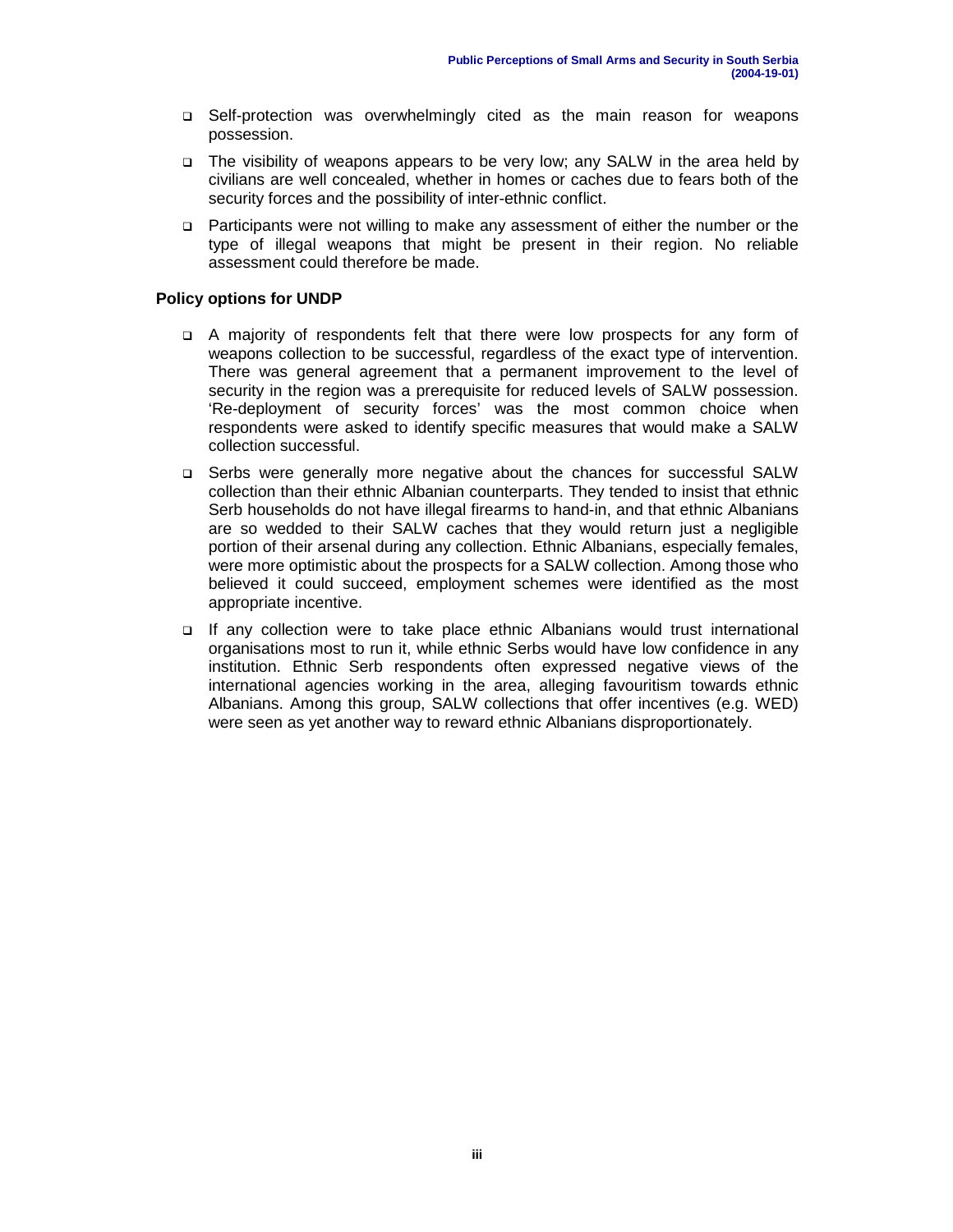- Self-protection was overwhelmingly cited as the main reason for weapons possession.
- The visibility of weapons appears to be very low; any SALW in the area held by civilians are well concealed, whether in homes or caches due to fears both of the security forces and the possibility of inter-ethnic conflict.
- Participants were not willing to make any assessment of either the number or the type of illegal weapons that might be present in their region. No reliable assessment could therefore be made.

**Policy options for UNDP**

- A majority of respondents felt that there were low prospects for any form of weapons collection to be successful, regardless of the exact type of intervention. There was general agreement that a permanent improvement to the level of security in the region was a prerequisite for reduced levels of SALW possession. 'Re-deployment of security forces' was the most common choice when respondents were asked to identify specific measures that would make a SALW collection successful.
- Serbs were generally more negative about the chances for successful SALW collection than their ethnic Albanian counterparts. They tended to insist that ethnic Serb households do not have illegal firearms to hand-in, and that ethnic Albanians are so wedded to their SALW caches that they would return just a negligible portion of their arsenal during any collection. Ethnic Albanians, especially females, were more optimistic about the prospects for a SALW collection. Among those who believed it could succeed, employment schemes were identified as the most appropriate incentive.
- If any collection were to take place ethnic Albanians would trust international organisations most to run it, while ethnic Serbs would have low confidence in any institution. Ethnic Serb respondents often expressed negative views of the international agencies working in the area, alleging favouritism towards ethnic Albanians. Among this group, SALW collections that offer incentives (e.g. WED) were seen as yet another way to reward ethnic Albanians disproportionately.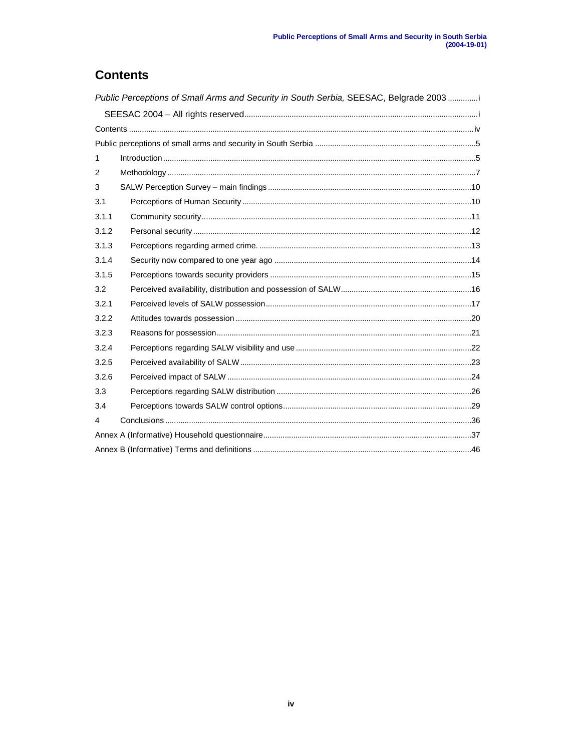# Contents

*Public Perceptions of Small Arms and Security in South Serbia,* SEESAC, Belgrade 2003 .............i

SEESAC 2004 – All rights reserved...........i

Contents ...........iv

Public perceptions of small arms and security in South Serbia ...........5

1 Introduction...........5

2 Methodology ...........7

3 SALW Perception Survey – main findings...........10

3.1 Perceptions of Human Security...........10

3.1.1 Community security...........11

3.1.2 Personal security...........12

3.1.3 Perceptions regarding armed crime. ...........13

3.1.4 Security now compared to one year ago ...........14

3.1.5 Perceptions towards security providers ...........15

3.2 Perceived availability, distribution and possession of SALW...........16

3.2.1 Perceived levels of SALW possession...........17

3.2.2 Attitudes towards possession ...........20

3.2.3 Reasons for possession...........21

3.2.4 Perceptions regarding SALW visibility and use...........22

3.2.5 Perceived availability of SALW...........23

3.2.6 Perceived impact of SALW ...........24

3.3 Perceptions regarding SALW distribution ...........26

3.4 Perceptions towards SALW control options...........29

4 Conclusions ...........36

Annex A (Informative) Household questionnaire...........37

Annex B (Informative) Terms and definitions ...........46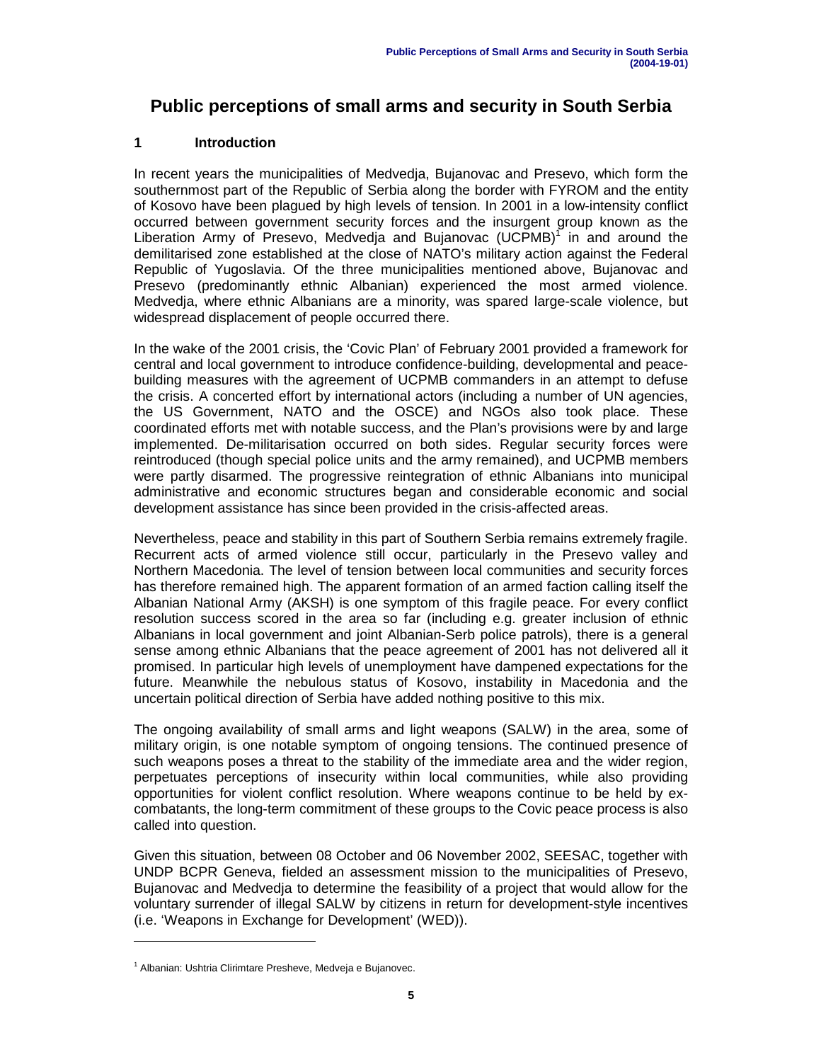# Public perceptions of small arms and security in South Serbia

## 1 Introduction

In recent years the municipalities of Medvedja, Bujanovac and Presevo, which form the southernmost part of the Republic of Serbia along the border with FYROM and the entity of Kosovo have been plagued by high levels of tension. In 2001 in a low-intensity conflict occurred between government security forces and the insurgent group known as the Liberation Army of Presevo, Medvedja and Bujanovac (UCPMB)[1] in and around the demilitarised zone established at the close of NATO's military action against the Federal Republic of Yugoslavia. Of the three municipalities mentioned above, Bujanovac and Presevo (predominantly ethnic Albanian) experienced the most armed violence. Medvedja, where ethnic Albanians are a minority, was spared large-scale violence, but widespread displacement of people occurred there.

In the wake of the 2001 crisis, the 'Covic Plan' of February 2001 provided a framework for central and local government to introduce confidence-building, developmental and peace-building measures with the agreement of UCPMB commanders in an attempt to defuse the crisis. A concerted effort by international actors (including a number of UN agencies, the US Government, NATO and the OSCE) and NGOs also took place. These coordinated efforts met with notable success, and the Plan's provisions were by and large implemented. De-militarisation occurred on both sides. Regular security forces were reintroduced (though special police units and the army remained), and UCPMB members were partly disarmed. The progressive reintegration of ethnic Albanians into municipal administrative and economic structures began and considerable economic and social development assistance has since been provided in the crisis-affected areas.

Nevertheless, peace and stability in this part of Southern Serbia remains extremely fragile. Recurrent acts of armed violence still occur, particularly in the Presevo valley and Northern Macedonia. The level of tension between local communities and security forces has therefore remained high. The apparent formation of an armed faction calling itself the Albanian National Army (AKSH) is one symptom of this fragile peace. For every conflict resolution success scored in the area so far (including e.g. greater inclusion of ethnic Albanians in local government and joint Albanian-Serb police patrols), there is a general sense among ethnic Albanians that the peace agreement of 2001 has not delivered all it promised. In particular high levels of unemployment have dampened expectations for the future. Meanwhile the nebulous status of Kosovo, instability in Macedonia and the uncertain political direction of Serbia have added nothing positive to this mix.

The ongoing availability of small arms and light weapons (SALW) in the area, some of military origin, is one notable symptom of ongoing tensions. The continued presence of such weapons poses a threat to the stability of the immediate area and the wider region, perpetuates perceptions of insecurity within local communities, while also providing opportunities for violent conflict resolution. Where weapons continue to be held by ex-combatants, the long-term commitment of these groups to the Covic peace process is also called into question.

Given this situation, between 08 October and 06 November 2002, SEESAC, together with UNDP BCPR Geneva, fielded an assessment mission to the municipalities of Presevo, Bujanovac and Medvedja to determine the feasibility of a project that would allow for the voluntary surrender of illegal SALW by citizens in return for development-style incentives (i.e. 'Weapons in Exchange for Development' (WED)).

---

[1] Albanian: Ushtria Clirimtare Presheve, Medveja e Bujanovec.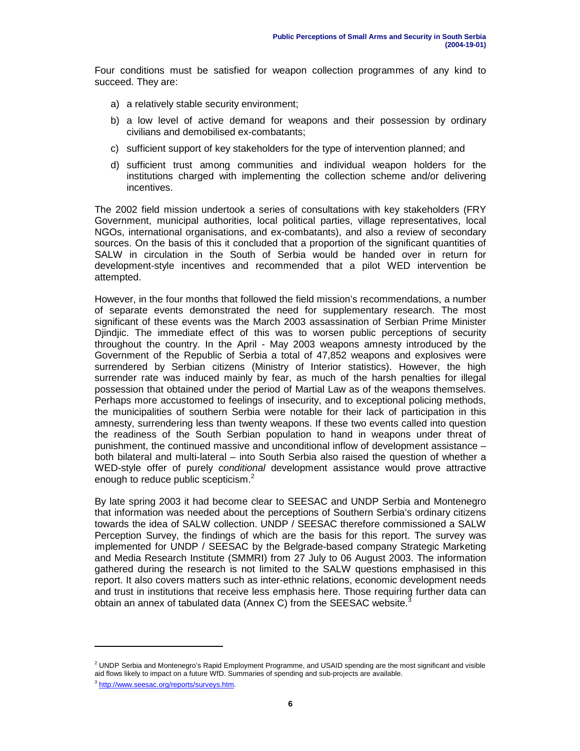Four conditions must be satisfied for weapon collection programmes of any kind to succeed. They are:

a) a relatively stable security environment;

b) a low level of active demand for weapons and their possession by ordinary civilians and demobilised ex-combatants;

c) sufficient support of key stakeholders for the type of intervention planned; and

d) sufficient trust among communities and individual weapon holders for the institutions charged with implementing the collection scheme and/or delivering incentives.

The 2002 field mission undertook a series of consultations with key stakeholders (FRY Government, municipal authorities, local political parties, village representatives, local NGOs, international organisations, and ex-combatants), and also a review of secondary sources. On the basis of this it concluded that a proportion of the significant quantities of SALW in circulation in the South of Serbia would be handed over in return for development-style incentives and recommended that a pilot WED intervention be attempted.

However, in the four months that followed the field mission's recommendations, a number of separate events demonstrated the need for supplementary research. The most significant of these events was the March 2003 assassination of Serbian Prime Minister Djindjic. The immediate effect of this was to worsen public perceptions of security throughout the country. In the April - May 2003 weapons amnesty introduced by the Government of the Republic of Serbia a total of 47,852 weapons and explosives were surrendered by Serbian citizens (Ministry of Interior statistics). However, the high surrender rate was induced mainly by fear, as much of the harsh penalties for illegal possession that obtained under the period of Martial Law as of the weapons themselves. Perhaps more accustomed to feelings of insecurity, and to exceptional policing methods, the municipalities of southern Serbia were notable for their lack of participation in this amnesty, surrendering less than twenty weapons. If these two events called into question the readiness of the South Serbian population to hand in weapons under threat of punishment, the continued massive and unconditional inflow of development assistance – both bilateral and multi-lateral – into South Serbia also raised the question of whether a WED-style offer of purely *conditional* development assistance would prove attractive enough to reduce public scepticism.[2]

By late spring 2003 it had become clear to SEESAC and UNDP Serbia and Montenegro that information was needed about the perceptions of Southern Serbia's ordinary citizens towards the idea of SALW collection. UNDP / SEESAC therefore commissioned a SALW Perception Survey, the findings of which are the basis for this report. The survey was implemented for UNDP / SEESAC by the Belgrade-based company Strategic Marketing and Media Research Institute (SMMRI) from 27 July to 06 August 2003. The information gathered during the research is not limited to the SALW questions emphasised in this report. It also covers matters such as inter-ethnic relations, economic development needs and trust in institutions that receive less emphasis here. Those requiring further data can obtain an annex of tabulated data (Annex C) from the SEESAC website.[3]

---

[2] UNDP Serbia and Montenegro's Rapid Employment Programme, and USAID spending are the most significant and visible aid flows likely to impact on a future WfD. Summaries of spending and sub-projects are available.

[3] http://www.seesac.org/reports/surveys.htm.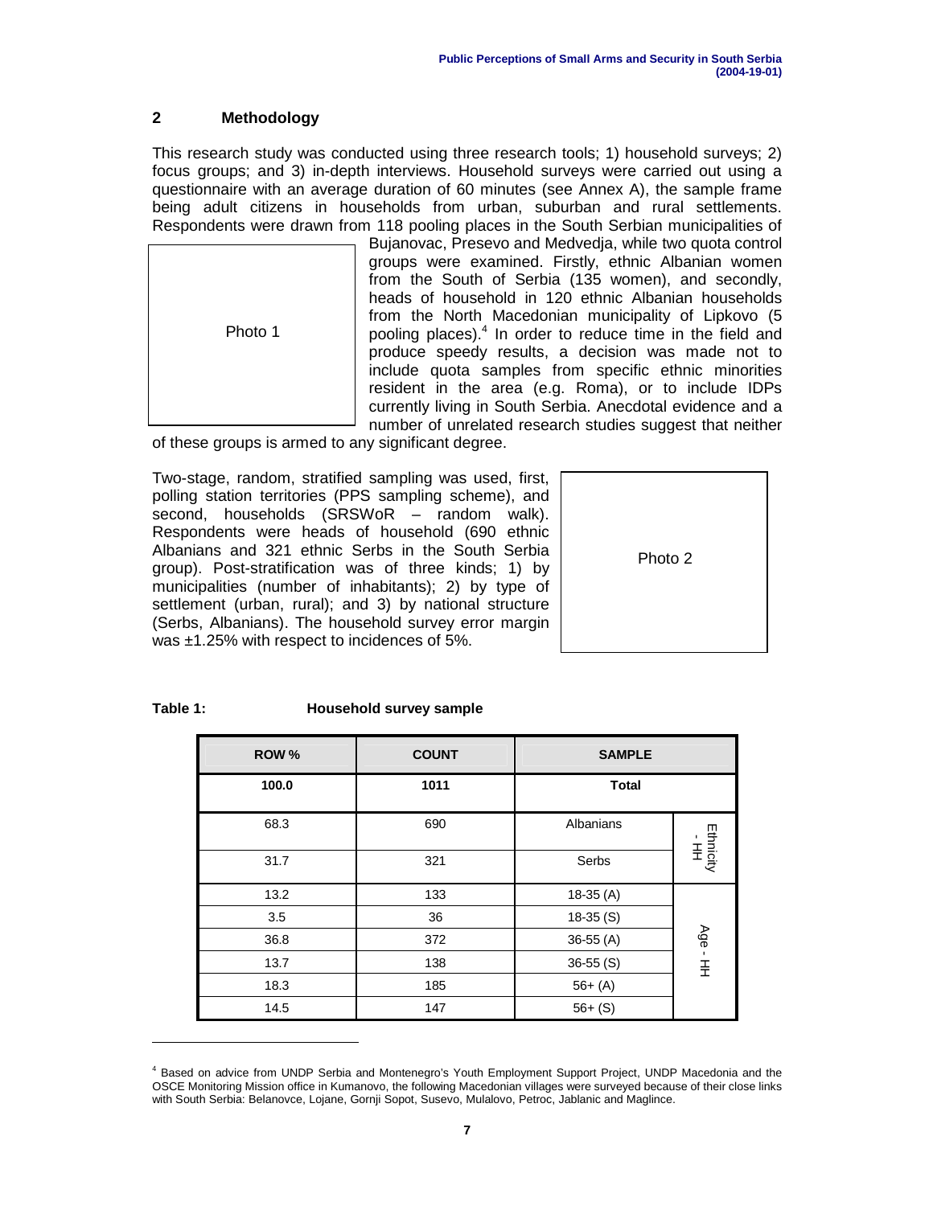## 2 Methodology

This research study was conducted using three research tools; 1) household surveys; 2) focus groups; and 3) in-depth interviews. Household surveys were carried out using a questionnaire with an average duration of 60 minutes (see Annex A), the sample frame being adult citizens in households from urban, suburban and rural settlements. Respondents were drawn from 118 pooling places in the South Serbian municipalities of Bujanovac, Presevo and Medvedja, while two quota control groups were examined. Firstly, ethnic Albanian women from the South of Serbia (135 women), and secondly, heads of household in 120 ethnic Albanian households from the North Macedonian municipality of Lipkovo (5 pooling places).[4] In order to reduce time in the field and produce speedy results, a decision was made not to include quota samples from specific ethnic minorities resident in the area (e.g. Roma), or to include IDPs currently living in South Serbia. Anecdotal evidence and a number of unrelated research studies suggest that neither of these groups is armed to any significant degree.

Photo 1

Two-stage, random, stratified sampling was used, first, polling station territories (PPS sampling scheme), and second, households (SRSWoR – random walk). Respondents were heads of household (690 ethnic Albanians and 321 ethnic Serbs in the South Serbia group). Post-stratification was of three kinds; 1) by municipalities (number of inhabitants); 2) by type of settlement (urban, rural); and 3) by national structure (Serbs, Albanians). The household survey error margin was ±1.25% with respect to incidences of 5%.

Photo 2

**Table 1: Household survey sample**

| ROW % | COUNT | SAMPLE | |
|---|---|---|---|
| **100.0** | **1011** | **Total** | |
| 68.3 | 690 | Albanians | Ethnicity - HH |
| 31.7 | 321 | Serbs | |
| 13.2 | 133 | 18-35 (A) | Age - HH |
| 3.5 | 36 | 18-35 (S) | |
| 36.8 | 372 | 36-55 (A) | |
| 13.7 | 138 | 36-55 (S) | |
| 18.3 | 185 | 56+ (A) | |
| 14.5 | 147 | 56+ (S) | |

[4] Based on advice from UNDP Serbia and Montenegro's Youth Employment Support Project, UNDP Macedonia and the OSCE Monitoring Mission office in Kumanovo, the following Macedonian villages were surveyed because of their close links with South Serbia: Belanovce, Lojane, Gornji Sopot, Susevo, Mulalovo, Petroc, Jablanic and Maglince.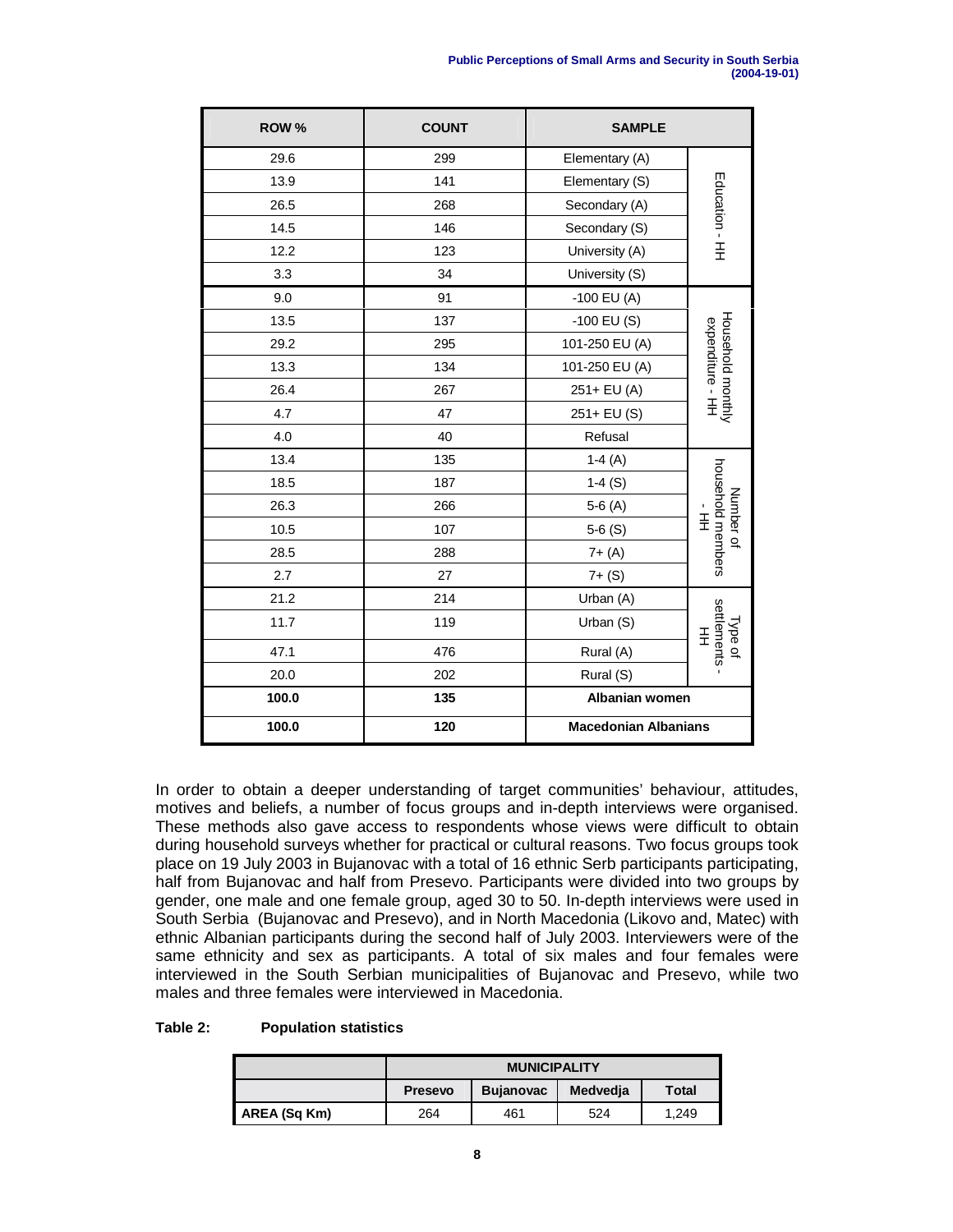| ROW % | COUNT | SAMPLE | |
|---|---|---|---|
| 29.6 | 299 | Elementary (A) | Education - HH |
| 13.9 | 141 | Elementary (S) | |
| 26.5 | 268 | Secondary (A) | |
| 14.5 | 146 | Secondary (S) | |
| 12.2 | 123 | University (A) | |
| 3.3 | 34 | University (S) | |
| 9.0 | 91 | -100 EU (A) | Household monthly expenditure - HH |
| 13.5 | 137 | -100 EU (S) | |
| 29.2 | 295 | 101-250 EU (A) | |
| 13.3 | 134 | 101-250 EU (A) | |
| 26.4 | 267 | 251+ EU (A) | |
| 4.7 | 47 | 251+ EU (S) | |
| 4.0 | 40 | Refusal | |
| 13.4 | 135 | 1-4 (A) | Number of household members - HH |
| 18.5 | 187 | 1-4 (S) | |
| 26.3 | 266 | 5-6 (A) | |
| 10.5 | 107 | 5-6 (S) | |
| 28.5 | 288 | 7+ (A) | |
| 2.7 | 27 | 7+ (S) | |
| 21.2 | 214 | Urban (A) | Type of settlements - HH |
| 11.7 | 119 | Urban (S) | |
| 47.1 | 476 | Rural (A) | |
| 20.0 | 202 | Rural (S) | |
| **100.0** | **135** | **Albanian women** | |
| **100.0** | **120** | **Macedonian Albanians** | |

In order to obtain a deeper understanding of target communities' behaviour, attitudes, motives and beliefs, a number of focus groups and in-depth interviews were organised. These methods also gave access to respondents whose views were difficult to obtain during household surveys whether for practical or cultural reasons. Two focus groups took place on 19 July 2003 in Bujanovac with a total of 16 ethnic Serb participants participating, half from Bujanovac and half from Presevo. Participants were divided into two groups by gender, one male and one female group, aged 30 to 50. In-depth interviews were used in South Serbia (Bujanovac and Presevo), and in North Macedonia (Likovo and, Matec) with ethnic Albanian participants during the second half of July 2003. Interviewers were of the same ethnicity and sex as participants. A total of six males and four females were interviewed in the South Serbian municipalities of Bujanovac and Presevo, while two males and three females were interviewed in Macedonia.

**Table 2: Population statistics**

| | MUNICIPALITY | | | |
|---|---|---|---|---|
| | **Presevo** | **Bujanovac** | **Medvedja** | **Total** |
| **AREA (Sq Km)** | 264 | 461 | 524 | 1,249 |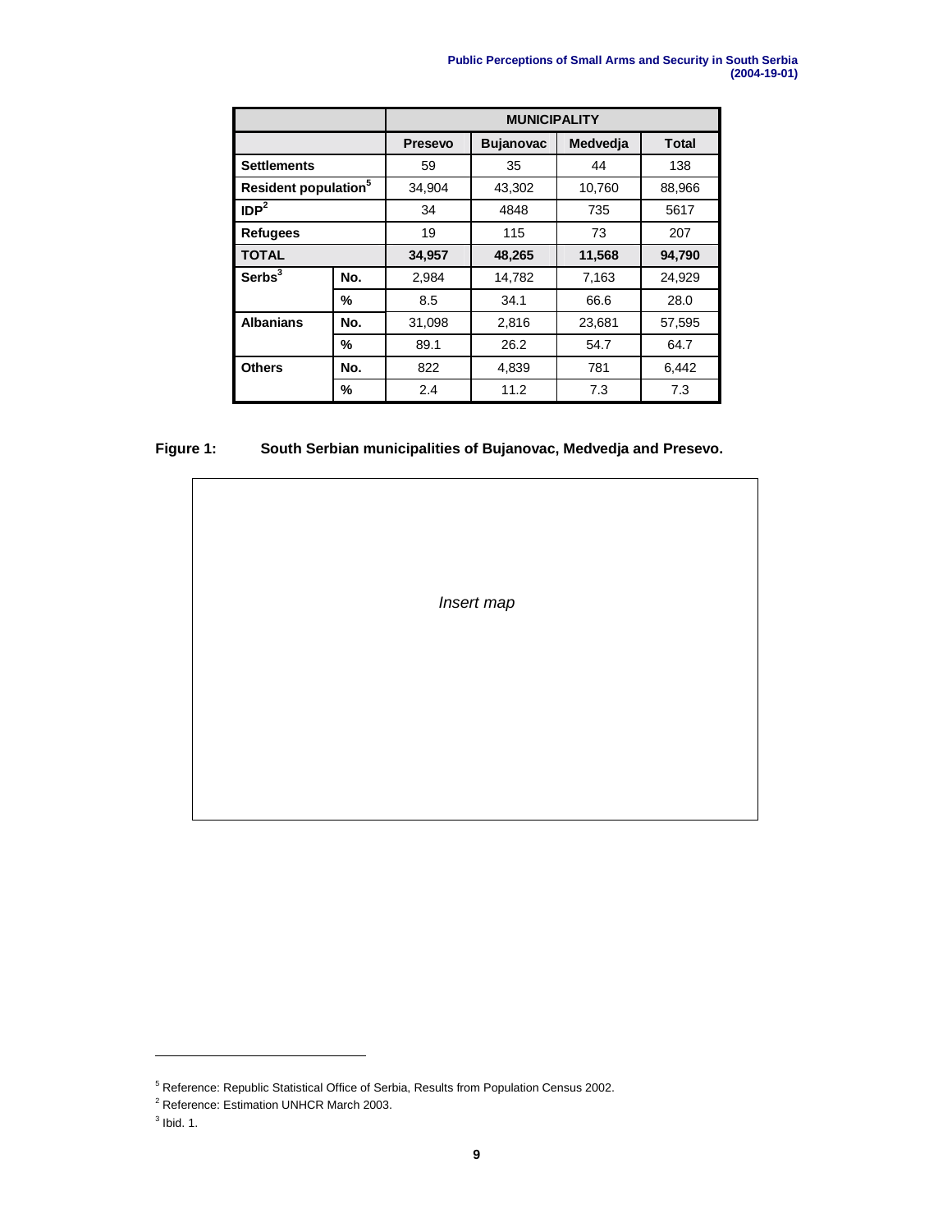| | | MUNICIPALITY | | | |
|---|---|---|---|---|---|
| | | **Presevo** | **Bujanovac** | **Medvedja** | **Total** |
| **Settlements** | | 59 | 35 | 44 | 138 |
| **Resident population**[5] | | 34,904 | 43,302 | 10,760 | 88,966 |
| **IDP**[2] | | 34 | 4848 | 735 | 5617 |
| **Refugees** | | 19 | 115 | 73 | 207 |
| **TOTAL** | | **34,957** | **48,265** | **11,568** | **94,790** |
| **Serbs**[3] | **No.** | 2,984 | 14,782 | 7,163 | 24,929 |
| | **%** | 8.5 | 34.1 | 66.6 | 28.0 |
| **Albanians** | **No.** | 31,098 | 2,816 | 23,681 | 57,595 |
| | **%** | 89.1 | 26.2 | 54.7 | 64.7 |
| **Others** | **No.** | 822 | 4,839 | 781 | 6,442 |
| | **%** | 2.4 | 11.2 | 7.3 | 7.3 |

**Figure 1: South Serbian municipalities of Bujanovac, Medvedja and Presevo.**

*Insert map*

[5] Reference: Republic Statistical Office of Serbia, Results from Population Census 2002.

[2] Reference: Estimation UNHCR March 2003.

[3] Ibid. 1.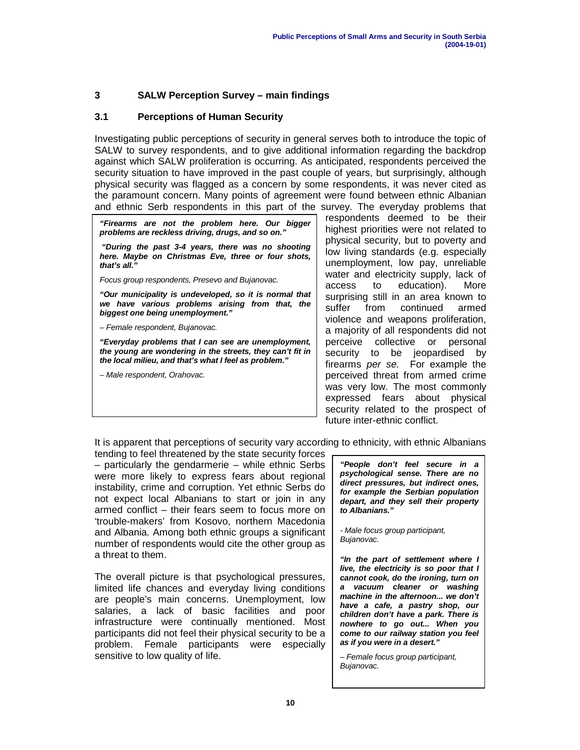## 3 SALW Perception Survey – main findings

### 3.1 Perceptions of Human Security

Investigating public perceptions of security in general serves both to introduce the topic of SALW to survey respondents, and to give additional information regarding the backdrop against which SALW proliferation is occurring. As anticipated, respondents perceived the security situation to have improved in the past couple of years, but surprisingly, although physical security was flagged as a concern by some respondents, it was never cited as the paramount concern. Many points of agreement were found between ethnic Albanian and ethnic Serb respondents in this part of the survey. The everyday problems that respondents deemed to be their highest priorities were not related to physical security, but to poverty and low living standards (e.g. especially unemployment, low pay, unreliable water and electricity supply, lack of access to education). More surprising still in an area known to suffer from continued armed violence and weapons proliferation, a majority of all respondents did not perceive collective or personal security to be jeopardised by firearms *per se.* For example the perceived threat from armed crime was very low. The most commonly expressed fears about physical security related to the prospect of future inter-ethnic conflict.

> ***"Firearms are not the problem here. Our bigger problems are reckless driving, drugs, and so on."***
>
> ***"During the past 3-4 years, there was no shooting here. Maybe on Christmas Eve, three or four shots, that's all."***
>
> *Focus group respondents, Presevo and Bujanovac.*
>
> ***"Our municipality is undeveloped, so it is normal that we have various problems arising from that, the biggest one being unemployment."***
>
> *– Female respondent, Bujanovac.*
>
> ***"Everyday problems that I can see are unemployment, the young are wondering in the streets, they can't fit in the local milieu, and that's what I feel as problem."***
>
> *– Male respondent, Orahovac.*

It is apparent that perceptions of security vary according to ethnicity, with ethnic Albanians tending to feel threatened by the state security forces – particularly the gendarmerie – while ethnic Serbs were more likely to express fears about regional instability, crime and corruption. Yet ethnic Serbs do not expect local Albanians to start or join in any armed conflict – their fears seem to focus more on 'trouble-makers' from Kosovo, northern Macedonia and Albania. Among both ethnic groups a significant number of respondents would cite the other group as a threat to them.

The overall picture is that psychological pressures, limited life chances and everyday living conditions are people's main concerns. Unemployment, low salaries, a lack of basic facilities and poor infrastructure were continually mentioned. Most participants did not feel their physical security to be a problem. Female participants were especially sensitive to low quality of life.

> ***"People don't feel secure in a psychological sense. There are no direct pressures, but indirect ones, for example the Serbian population depart, and they sell their property to Albanians."***
>
> *- Male focus group participant, Bujanovac.*
>
> ***"In the part of settlement where I live, the electricity is so poor that I cannot cook, do the ironing, turn on a vacuum cleaner or washing machine in the afternoon... we don't have a cafe, a pastry shop, our children don't have a park. There is nowhere to go out... When you come to our railway station you feel as if you were in a desert."***
>
> *– Female focus group participant, Bujanovac.*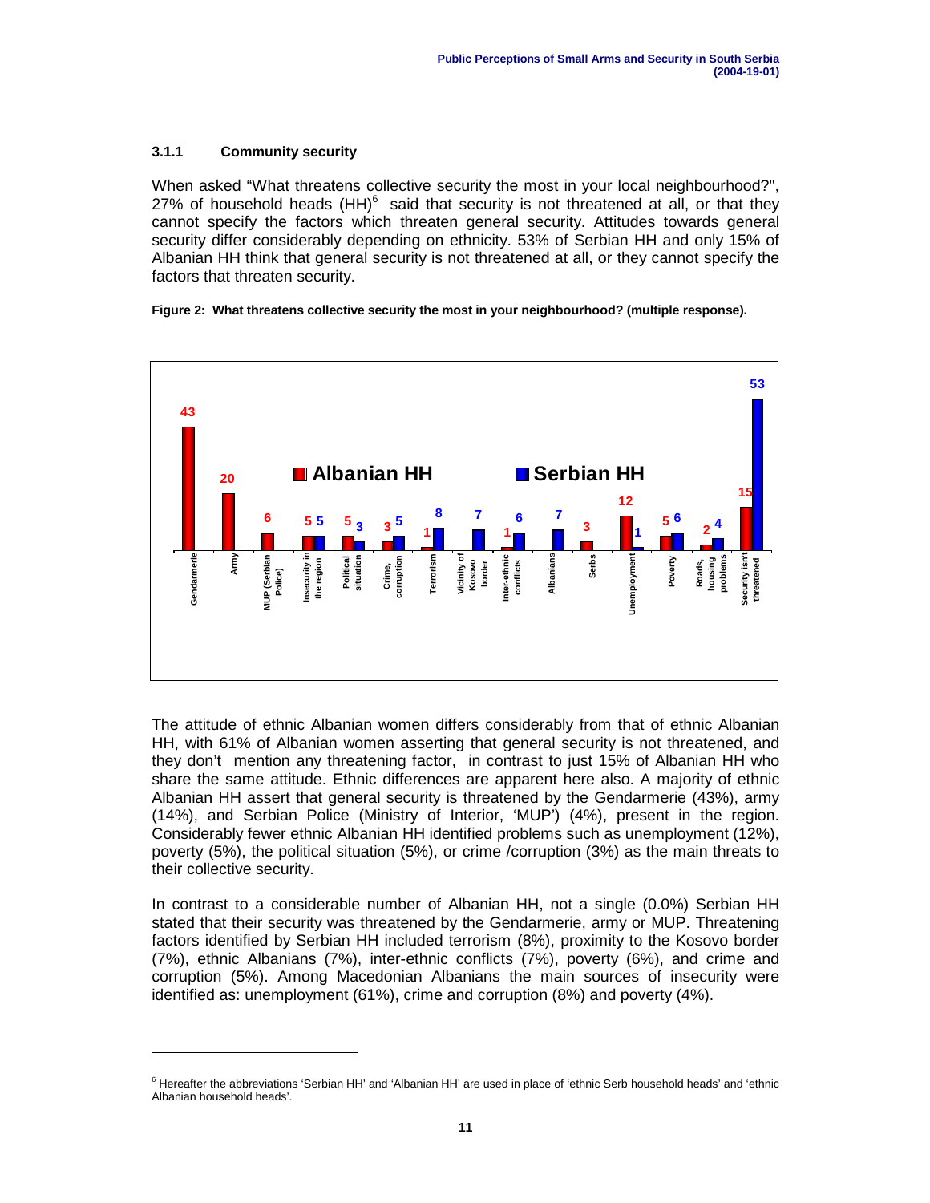### 3.1.1 Community security

When asked “What threatens collective security the most in your local neighbourhood?", 27% of household heads (HH)[6] said that security is not threatened at all, or that they cannot specify the factors which threaten general security. Attitudes towards general security differ considerably depending on ethnicity. 53% of Serbian HH and only 15% of Albanian HH think that general security is not threatened at all, or they cannot specify the factors that threaten security.

**Figure 2: What threatens collective security the most in your neighbourhood? (multiple response).**

| | Albanian HH | Serbian HH |
|---|---|---|
| Gendarmerie | 43 | |
| Army | 20 | |
| MUP (Serbian Police) | 6 | |
| Insecurity in the region | 5 | 5 |
| Political situation | 5 | 3 |
| Crime, corruption | 3 | 5 |
| Terrorism | 1 | 8 |
| Vicinity of Kosovo border | | 7 |
| Inter-ethnic conflicts | 1 | 6 |
| Albanians | | 7 |
| Serbs | 3 | |
| Unemployment | 12 | 1 |
| Poverty | 5 | 6 |
| Roads, housing problems | 2 | 4 |
| Security isn't threatened | 15 | 53 |

The attitude of ethnic Albanian women differs considerably from that of ethnic Albanian HH, with 61% of Albanian women asserting that general security is not threatened, and they don't mention any threatening factor, in contrast to just 15% of Albanian HH who share the same attitude. Ethnic differences are apparent here also. A majority of ethnic Albanian HH assert that general security is threatened by the Gendarmerie (43%), army (14%), and Serbian Police (Ministry of Interior, 'MUP') (4%), present in the region. Considerably fewer ethnic Albanian HH identified problems such as unemployment (12%), poverty (5%), the political situation (5%), or crime /corruption (3%) as the main threats to their collective security.

In contrast to a considerable number of Albanian HH, not a single (0.0%) Serbian HH stated that their security was threatened by the Gendarmerie, army or MUP. Threatening factors identified by Serbian HH included terrorism (8%), proximity to the Kosovo border (7%), ethnic Albanians (7%), inter-ethnic conflicts (7%), poverty (6%), and crime and corruption (5%). Among Macedonian Albanians the main sources of insecurity were identified as: unemployment (61%), crime and corruption (8%) and poverty (4%).

---

[6] Hereafter the abbreviations 'Serbian HH' and 'Albanian HH' are used in place of 'ethnic Serb household heads' and 'ethnic Albanian household heads'.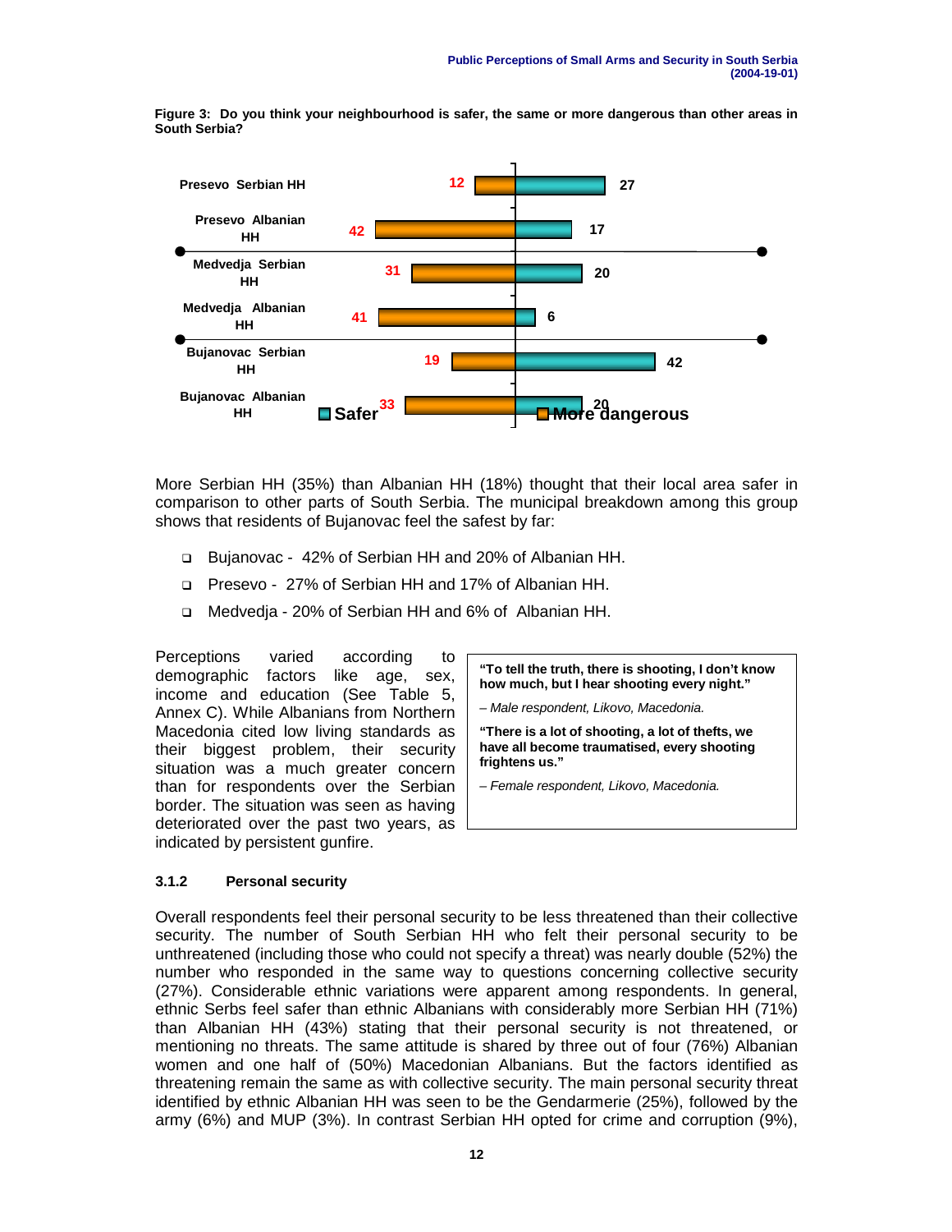**Figure 3: Do you think your neighbourhood is safer, the same or more dangerous than other areas in South Serbia?**

| | Safer | More dangerous |
|---|---|---|
| Presevo Serbian HH | 27 | 12 |
| Presevo Albanian HH | 17 | 42 |
| Medvedja Serbian HH | 20 | 31 |
| Medvedja Albanian HH | 6 | 41 |
| Bujanovac Serbian HH | 42 | 19 |
| Bujanovac Albanian HH | 20 | 33 |

More Serbian HH (35%) than Albanian HH (18%) thought that their local area safer in comparison to other parts of South Serbia. The municipal breakdown among this group shows that residents of Bujanovac feel the safest by far:

- Bujanovac - 42% of Serbian HH and 20% of Albanian HH.
- Presevo - 27% of Serbian HH and 17% of Albanian HH.
- Medvedja - 20% of Serbian HH and 6% of Albanian HH.

Perceptions varied according to demographic factors like age, sex, income and education (See Table 5, Annex C). While Albanians from Northern Macedonia cited low living standards as their biggest problem, their security situation was a much greater concern than for respondents over the Serbian border. The situation was seen as having deteriorated over the past two years, as indicated by persistent gunfire.

> **"To tell the truth, there is shooting, I don't know how much, but I hear shooting every night."**
>
> *– Male respondent, Likovo, Macedonia.*
>
> **"There is a lot of shooting, a lot of thefts, we have all become traumatised, every shooting frightens us."**
>
> *– Female respondent, Likovo, Macedonia.*

### 3.1.2 Personal security

Overall respondents feel their personal security to be less threatened than their collective security. The number of South Serbian HH who felt their personal security to be unthreatened (including those who could not specify a threat) was nearly double (52%) the number who responded in the same way to questions concerning collective security (27%). Considerable ethnic variations were apparent among respondents. In general, ethnic Serbs feel safer than ethnic Albanians with considerably more Serbian HH (71%) than Albanian HH (43%) stating that their personal security is not threatened, or mentioning no threats. The same attitude is shared by three out of four (76%) Albanian women and one half of (50%) Macedonian Albanians. But the factors identified as threatening remain the same as with collective security. The main personal security threat identified by ethnic Albanian HH was seen to be the Gendarmerie (25%), followed by the army (6%) and MUP (3%). In contrast Serbian HH opted for crime and corruption (9%),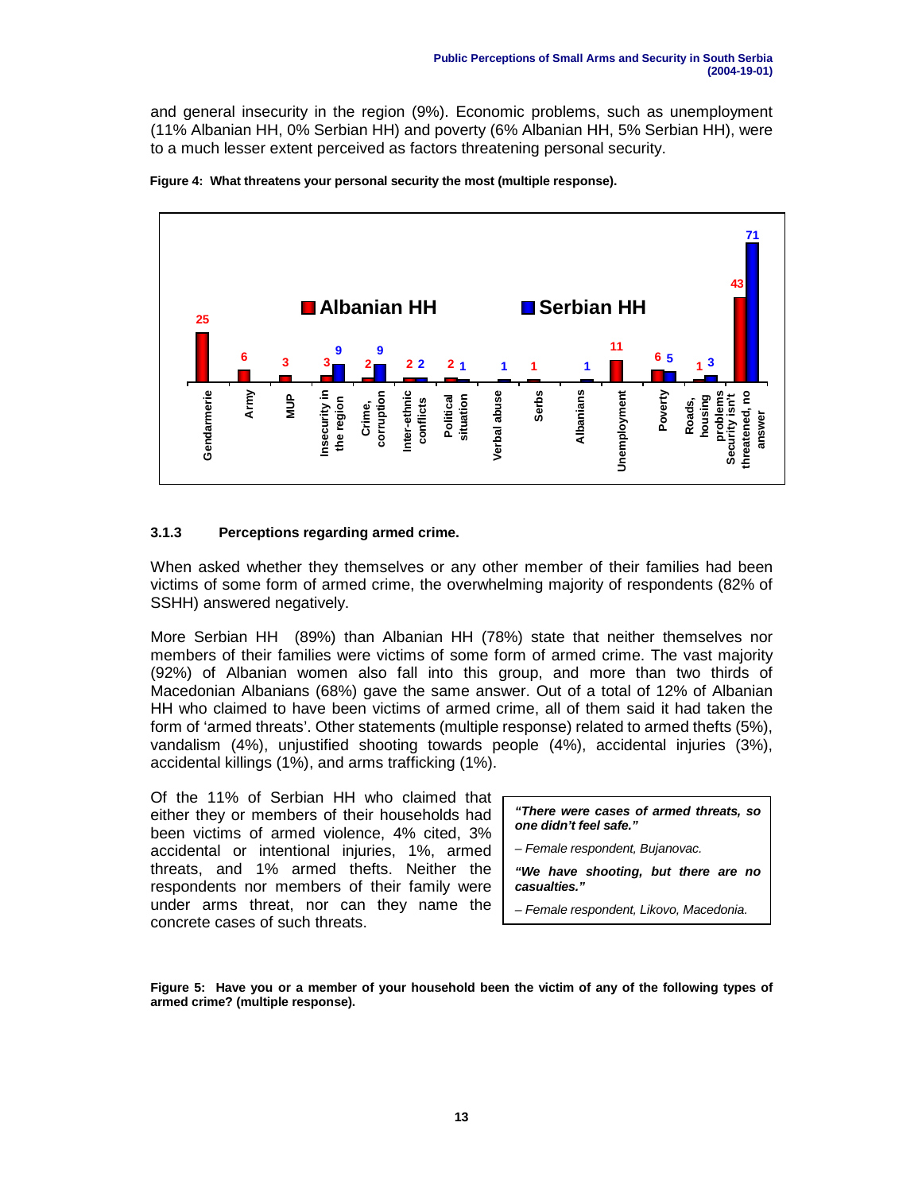and general insecurity in the region (9%). Economic problems, such as unemployment (11% Albanian HH, 0% Serbian HH) and poverty (6% Albanian HH, 5% Serbian HH), were to a much lesser extent perceived as factors threatening personal security.

**Figure 4: What threatens your personal security the most (multiple response).**

| | Albanian HH | Serbian HH |
|---|---|---|
| Gendarmerie | 25 | |
| Army | 6 | |
| MUP | 3 | |
| Insecurity in the region | 3 | 9 |
| Crime, corruption | 2 | 9 |
| Inter-ethnic conflicts | 2 | 2 |
| Political situation | 2 | 1 |
| Verbal abuse | | 1 |
| Serbs | 1 | |
| Albanians | | 1 |
| Unemployment | 11 | |
| Poverty | 6 | 5 |
| Roads, housing problems | 1 | 3 |
| Security isn't threatened, no answer | 43 | 71 |

### 3.1.3 Perceptions regarding armed crime.

When asked whether they themselves or any other member of their families had been victims of some form of armed crime, the overwhelming majority of respondents (82% of SSHH) answered negatively.

More Serbian HH (89%) than Albanian HH (78%) state that neither themselves nor members of their families were victims of some form of armed crime. The vast majority (92%) of Albanian women also fall into this group, and more than two thirds of Macedonian Albanians (68%) gave the same answer. Out of a total of 12% of Albanian HH who claimed to have been victims of armed crime, all of them said it had taken the form of 'armed threats'. Other statements (multiple response) related to armed thefts (5%), vandalism (4%), unjustified shooting towards people (4%), accidental injuries (3%), accidental killings (1%), and arms trafficking (1%).

Of the 11% of Serbian HH who claimed that either they or members of their households had been victims of armed violence, 4% cited, 3% accidental or intentional injuries, 1%, armed threats, and 1% armed thefts. Neither the respondents nor members of their family were under arms threat, nor can they name the concrete cases of such threats.

> ***"There were cases of armed threats, so one didn't feel safe."***
>
> *– Female respondent, Bujanovac.*
>
> ***"We have shooting, but there are no casualties."***
>
> *– Female respondent, Likovo, Macedonia.*

**Figure 5: Have you or a member of your household been the victim of any of the following types of armed crime? (multiple response).**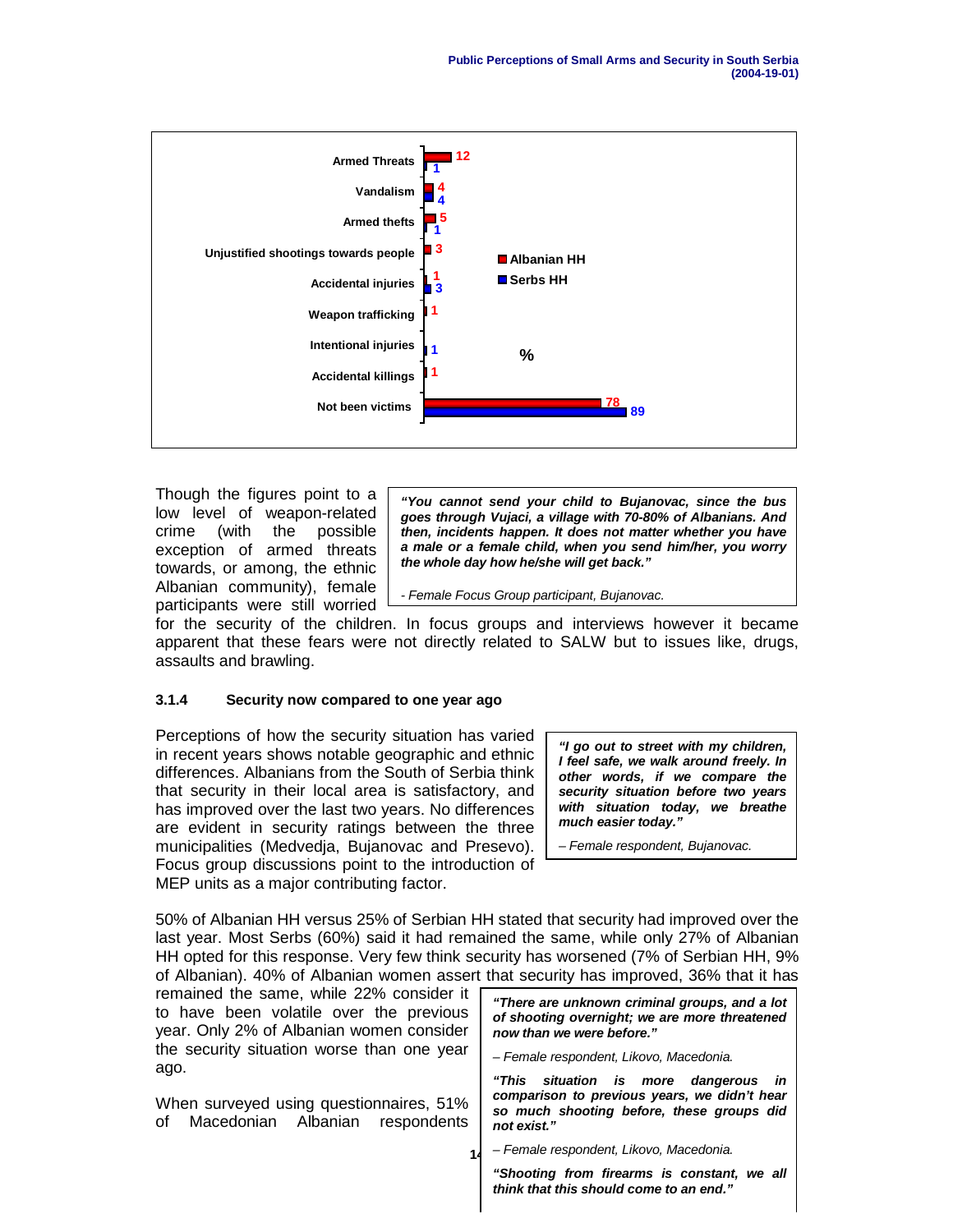| | Albanian HH (%) | Serbs HH (%) |
|---|---|---|
| Armed Threats | 12 | 1 |
| Vandalism | 4 | 4 |
| Armed thefts | 5 | 1 |
| Unjustified shootings towards people | 3 | |
| Accidental injuries | 1 | 3 |
| Weapon trafficking | 1 | |
| Intentional injuries | | 1 |
| Accidental killings | 1 | |
| Not been victims | 78 | 89 |

> ***"You cannot send your child to Bujanovac, since the bus goes through Vujaci, a village with 70-80% of Albanians. And then, incidents happen. It does not matter whether you have a male or a female child, when you send him/her, you worry the whole day how he/she will get back."***
>
> *- Female Focus Group participant, Bujanovac.*

Though the figures point to a low level of weapon-related crime (with the possible exception of armed threats towards, or among, the ethnic Albanian community), female participants were still worried for the security of the children. In focus groups and interviews however it became apparent that these fears were not directly related to SALW but to issues like, drugs, assaults and brawling.

### 3.1.4 Security now compared to one year ago

> ***"I go out to street with my children, I feel safe, we walk around freely. In other words, if we compare the security situation before two years with situation today, we breathe much easier today."***
>
> *– Female respondent, Bujanovac.*

Perceptions of how the security situation has varied in recent years shows notable geographic and ethnic differences. Albanians from the South of Serbia think that security in their local area is satisfactory, and has improved over the last two years. No differences are evident in security ratings between the three municipalities (Medvedja, Bujanovac and Presevo). Focus group discussions point to the introduction of MEP units as a major contributing factor.

50% of Albanian HH versus 25% of Serbian HH stated that security had improved over the last year. Most Serbs (60%) said it had remained the same, while only 27% of Albanian HH opted for this response. Very few think security has worsened (7% of Serbian HH, 9% of Albanian). 40% of Albanian women assert that security has improved, 36% that it has remained the same, while 22% consider it to have been volatile over the previous year. Only 2% of Albanian women consider the security situation worse than one year ago.

> ***"There are unknown criminal groups, and a lot of shooting overnight; we are more threatened now than we were before."***
>
> *– Female respondent, Likovo, Macedonia.*
>
> ***"This situation is more dangerous in comparison to previous years, we didn't hear so much shooting before, these groups did not exist."***
>
> *– Female respondent, Likovo, Macedonia.*
>
> ***"Shooting from firearms is constant, we all think that this should come to an end."***

When surveyed using questionnaires, 51% of Macedonian Albanian respondents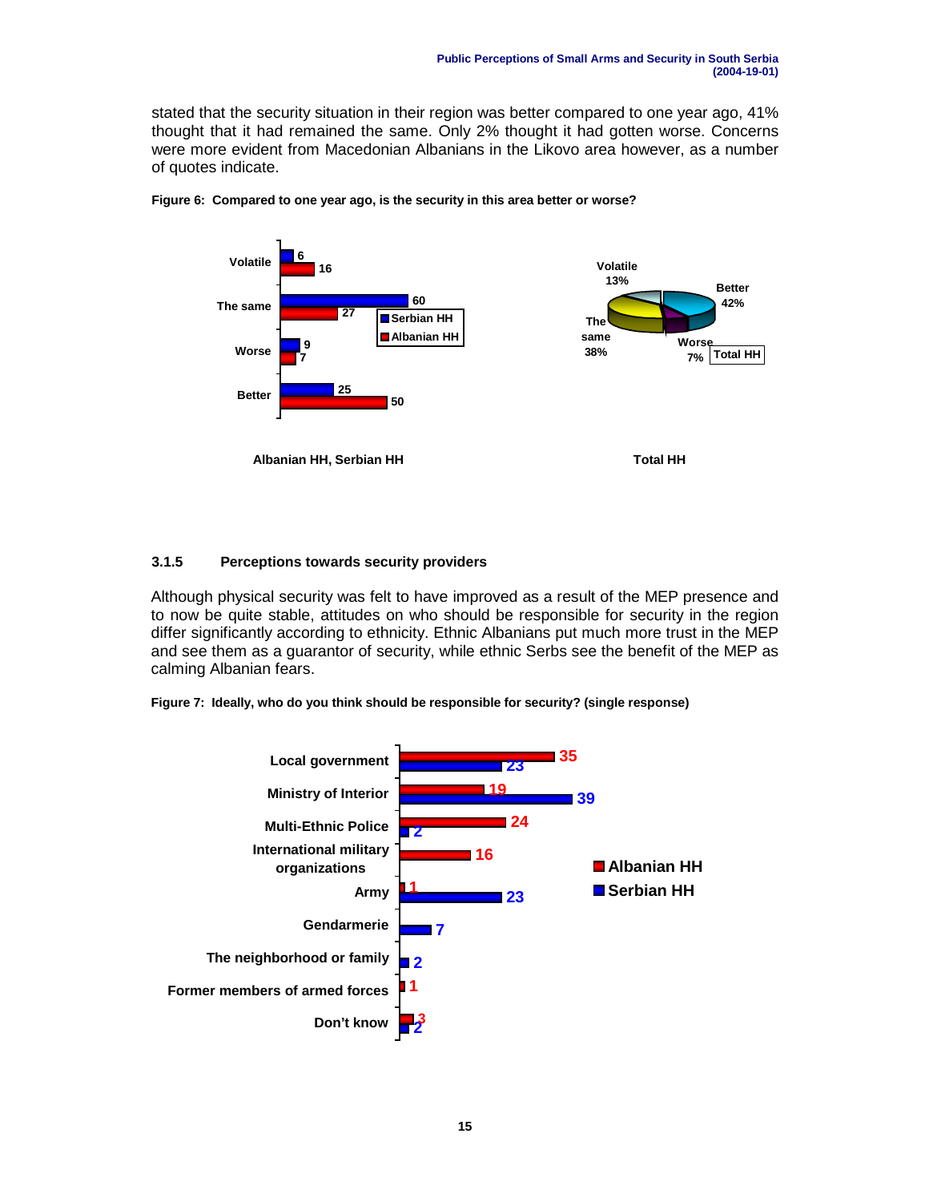stated that the security situation in their region was better compared to one year ago, 41% thought that it had remained the same. Only 2% thought it had gotten worse. Concerns were more evident from Macedonian Albanians in the Likovo area however, as a number of quotes indicate.

**Figure 6: Compared to one year ago, is the security in this area better or worse?**

Albanian HH, Serbian HH

| | Serbian HH | Albanian HH |
|---|---|---|
| Volatile | 6 | 16 |
| The same | 60 | 27 |
| Worse | 9 | 7 |
| Better | 25 | 50 |

Total HH

| | Total HH |
|---|---|
| Better | 42% |
| The same | 38% |
| Volatile | 13% |
| Worse | 7% |

### 3.1.5 Perceptions towards security providers

Although physical security was felt to have improved as a result of the MEP presence and to now be quite stable, attitudes on who should be responsible for security in the region differ significantly according to ethnicity. Ethnic Albanians put much more trust in the MEP and see them as a guarantor of security, while ethnic Serbs see the benefit of the MEP as calming Albanian fears.

**Figure 7: Ideally, who do you think should be responsible for security? (single response)**

| | Albanian HH | Serbian HH |
|---|---|---|
| Local government | 35 | 23 |
| Ministry of Interior | 19 | 39 |
| Multi-Ethnic Police | 24 | 2 |
| International military organizations | 16 | |
| Army | 1 | 23 |
| Gendarmerie | | 7 |
| The neighborhood or family | | 2 |
| Former members of armed forces | 1 | |
| Don't know | 3 | 2 |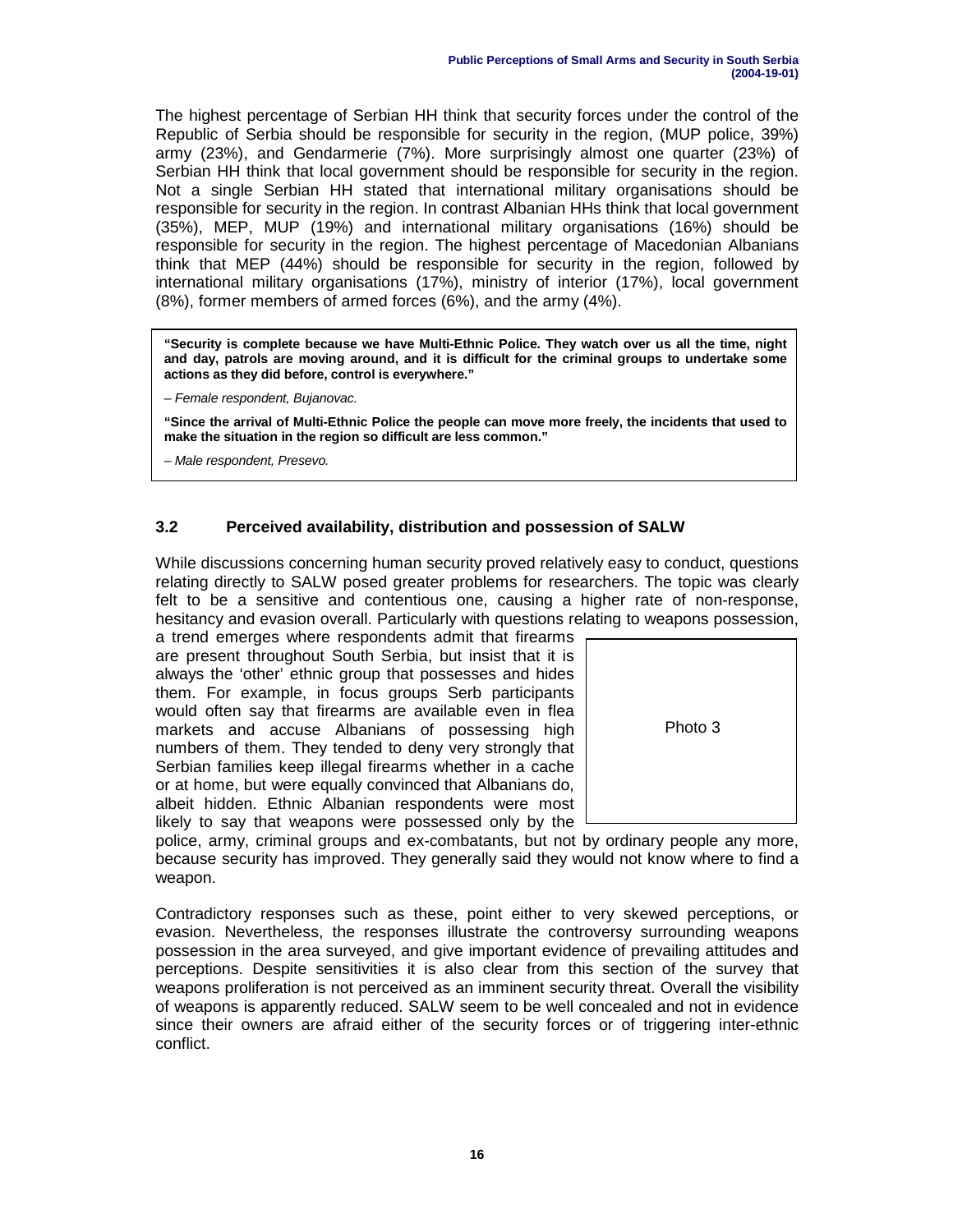The highest percentage of Serbian HH think that security forces under the control of the Republic of Serbia should be responsible for security in the region, (MUP police, 39%) army (23%), and Gendarmerie (7%). More surprisingly almost one quarter (23%) of Serbian HH think that local government should be responsible for security in the region. Not a single Serbian HH stated that international military organisations should be responsible for security in the region. In contrast Albanian HHs think that local government (35%), MEP, MUP (19%) and international military organisations (16%) should be responsible for security in the region. The highest percentage of Macedonian Albanians think that MEP (44%) should be responsible for security in the region, followed by international military organisations (17%), ministry of interior (17%), local government (8%), former members of armed forces (6%), and the army (4%).

> **"Security is complete because we have Multi-Ethnic Police. They watch over us all the time, night and day, patrols are moving around, and it is difficult for the criminal groups to undertake some actions as they did before, control is everywhere."**
>
> *– Female respondent, Bujanovac.*
>
> **"Since the arrival of Multi-Ethnic Police the people can move more freely, the incidents that used to make the situation in the region so difficult are less common."**
>
> *– Male respondent, Presevo.*

### 3.2 Perceived availability, distribution and possession of SALW

While discussions concerning human security proved relatively easy to conduct, questions relating directly to SALW posed greater problems for researchers. The topic was clearly felt to be a sensitive and contentious one, causing a higher rate of non-response, hesitancy and evasion overall. Particularly with questions relating to weapons possession, a trend emerges where respondents admit that firearms are present throughout South Serbia, but insist that it is always the 'other' ethnic group that possesses and hides them. For example, in focus groups Serb participants would often say that firearms are available even in flea markets and accuse Albanians of possessing high numbers of them. They tended to deny very strongly that Serbian families keep illegal firearms whether in a cache or at home, but were equally convinced that Albanians do, albeit hidden. Ethnic Albanian respondents were most likely to say that weapons were possessed only by the police, army, criminal groups and ex-combatants, but not by ordinary people any more, because security has improved. They generally said they would not know where to find a weapon.

Photo 3

Contradictory responses such as these, point either to very skewed perceptions, or evasion. Nevertheless, the responses illustrate the controversy surrounding weapons possession in the area surveyed, and give important evidence of prevailing attitudes and perceptions. Despite sensitivities it is also clear from this section of the survey that weapons proliferation is not perceived as an imminent security threat. Overall the visibility of weapons is apparently reduced. SALW seem to be well concealed and not in evidence since their owners are afraid either of the security forces or of triggering inter-ethnic conflict.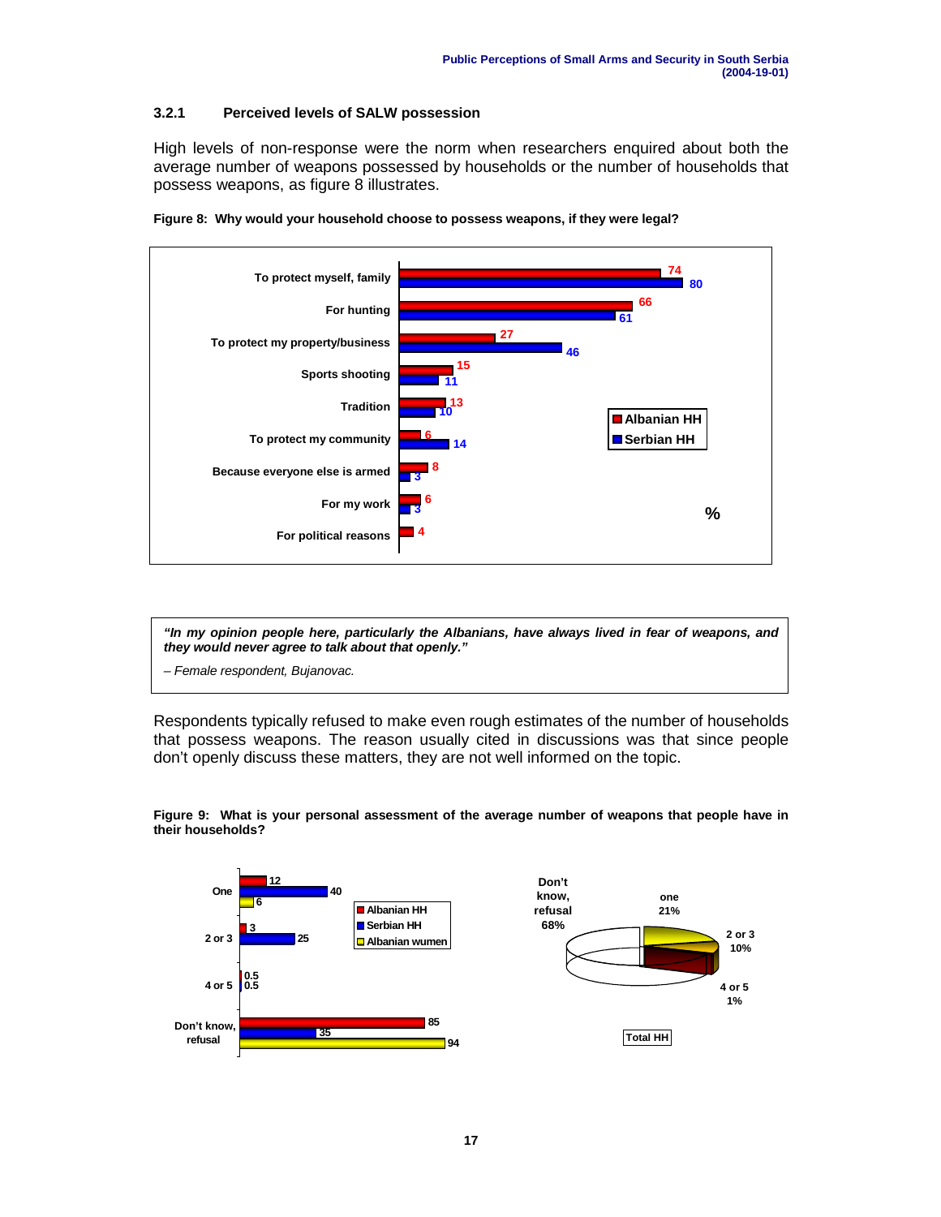### 3.2.1 Perceived levels of SALW possession

High levels of non-response were the norm when researchers enquired about both the average number of weapons possessed by households or the number of households that possess weapons, as figure 8 illustrates.

**Figure 8: Why would your household choose to possess weapons, if they were legal?**

| | Albanian HH (%) | Serbian HH (%) |
|---|---|---|
| To protect myself, family | 74 | 80 |
| For hunting | 66 | 61 |
| To protect my property/business | 27 | 46 |
| Sports shooting | 15 | 11 |
| Tradition | 13 | 10 |
| To protect my community | 6 | 14 |
| Because everyone else is armed | 8 | 3 |
| For my work | 6 | 3 |
| For political reasons | 4 | |

> ***"In my opinion people here, particularly the Albanians, have always lived in fear of weapons, and they would never agree to talk about that openly."***
>
> *– Female respondent, Bujanovac.*

Respondents typically refused to make even rough estimates of the number of households that possess weapons. The reason usually cited in discussions was that since people don't openly discuss these matters, they are not well informed on the topic.

**Figure 9: What is your personal assessment of the average number of weapons that people have in their households?**

| | Albanian HH | Serbian HH | Albanian wumen |
|---|---|---|---|
| One | 12 | 40 | 6 |
| 2 or 3 | 3 | 25 | |
| 4 or 5 | 0.5 | 0.5 | |
| Don't know, refusal | 85 | 35 | 94 |

Total HH:

| | % |
|---|---|
| one | 21% |
| 2 or 3 | 10% |
| 4 or 5 | 1% |
| Don't know, refusal | 68% |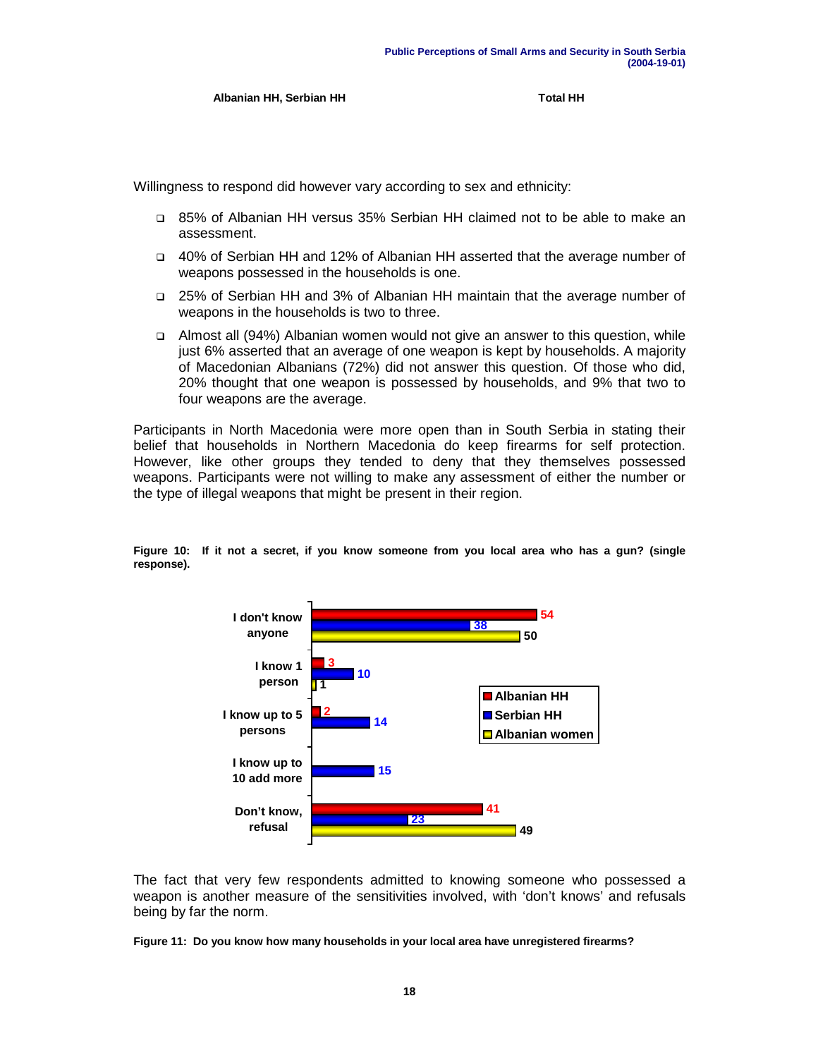Albanian HH, Serbian HH Total HH

Willingness to respond did however vary according to sex and ethnicity:

- 85% of Albanian HH versus 35% Serbian HH claimed not to be able to make an assessment.
- 40% of Serbian HH and 12% of Albanian HH asserted that the average number of weapons possessed in the households is one.
- 25% of Serbian HH and 3% of Albanian HH maintain that the average number of weapons in the households is two to three.
- Almost all (94%) Albanian women would not give an answer to this question, while just 6% asserted that an average of one weapon is kept by households. A majority of Macedonian Albanians (72%) did not answer this question. Of those who did, 20% thought that one weapon is possessed by households, and 9% that two to four weapons are the average.

Participants in North Macedonia were more open than in South Serbia in stating their belief that households in Northern Macedonia do keep firearms for self protection. However, like other groups they tended to deny that they themselves possessed weapons. Participants were not willing to make any assessment of either the number or the type of illegal weapons that might be present in their region.

**Figure 10: If it not a secret, if you know someone from you local area who has a gun? (single response).**

| | Albanian HH | Serbian HH | Albanian women |
|---|---|---|---|
| I don't know anyone | 54 | 38 | 50 |
| I know 1 person | 3 | 10 | 1 |
| I know up to 5 persons | 2 | 14 | |
| I know up to 10 add more | | 15 | |
| Don't know, refusal | 41 | 23 | 49 |

The fact that very few respondents admitted to knowing someone who possessed a weapon is another measure of the sensitivities involved, with 'don't knows' and refusals being by far the norm.

**Figure 11: Do you know how many households in your local area have unregistered firearms?**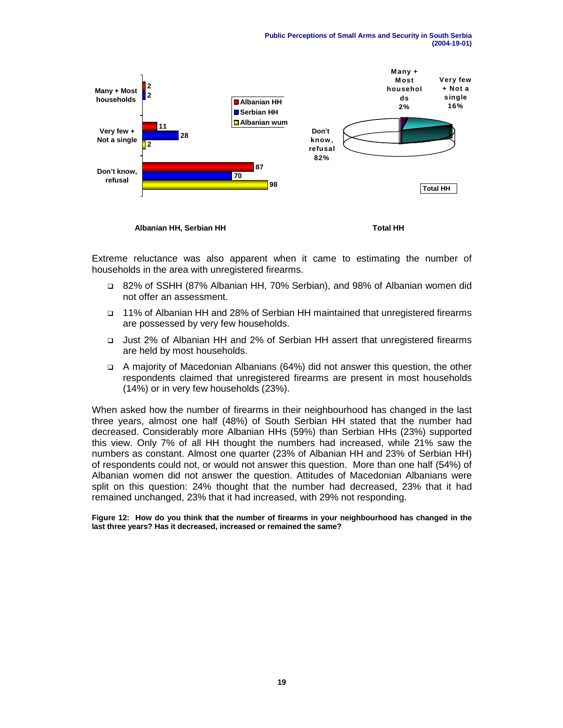Extreme reluctance was also apparent when it came to estimating the number of households in the area with unregistered firearms.

- 82% of SSHH (87% Albanian HH, 70% Serbian), and 98% of Albanian women did not offer an assessment.
- 11% of Albanian HH and 28% of Serbian HH maintained that unregistered firearms are possessed by very few households.
- Just 2% of Albanian HH and 2% of Serbian HH assert that unregistered firearms are held by most households.
- A majority of Macedonian Albanians (64%) did not answer this question, the other respondents claimed that unregistered firearms are present in most households (14%) or in very few households (23%).

When asked how the number of firearms in their neighbourhood has changed in the last three years, almost one half (48%) of South Serbian HH stated that the number had decreased. Considerably more Albanian HHs (59%) than Serbian HHs (23%) supported this view. Only 7% of all HH thought the numbers had increased, while 21% saw the numbers as constant. Almost one quarter (23% of Albanian HH and 23% of Serbian HH) of respondents could not, or would not answer this question. More than one half (54%) of Albanian women did not answer the question. Attitudes of Macedonian Albanians were split on this question: 24% thought that the number had decreased, 23% that it had remained unchanged, 23% that it had increased, with 29% not responding.

**Figure 12: How do you think that the number of firearms in your neighbourhood has changed in the last three years? Has it decreased, increased or remained the same?**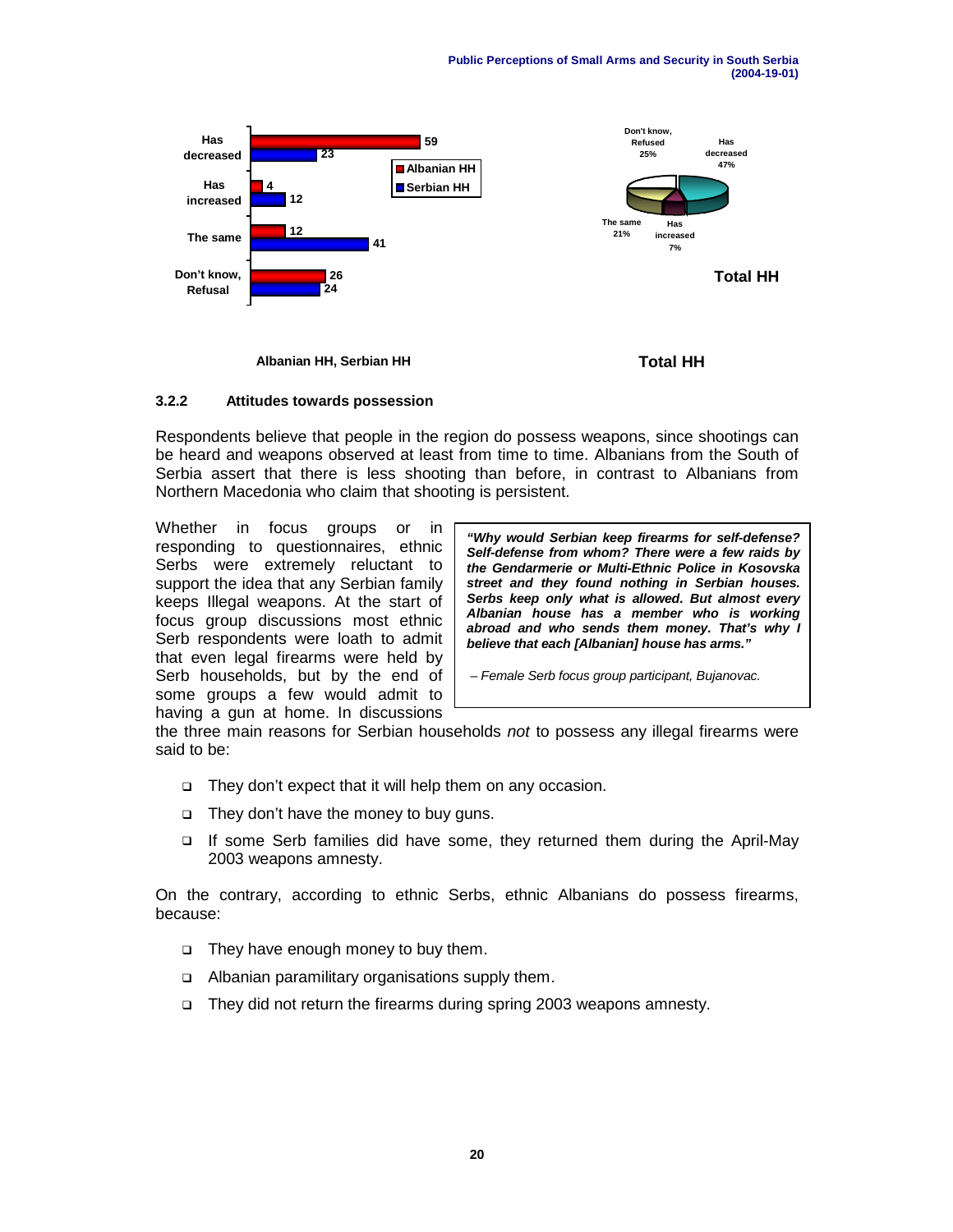| | Albanian HH | Serbian HH |
|---|---|---|
| Has decreased | 59 | 23 |
| Has increased | 4 | 12 |
| The same | 12 | 41 |
| Don't know, Refusal | 26 | 24 |

Albanian HH, Serbian HH

| Total HH | |
|---|---|
| Has decreased | 47% |
| Has increased | 7% |
| The same | 21% |
| Don't know, Refused | 25% |

Total HH

### 3.2.2 Attitudes towards possession

Respondents believe that people in the region do possess weapons, since shootings can be heard and weapons observed at least from time to time. Albanians from the South of Serbia assert that there is less shooting than before, in contrast to Albanians from Northern Macedonia who claim that shooting is persistent.

> ***"Why would Serbian keep firearms for self-defense? Self-defense from whom? There were a few raids by the Gendarmerie or Multi-Ethnic Police in Kosovska street and they found nothing in Serbian houses. Serbs keep only what is allowed. But almost every Albanian house has a member who is working abroad and who sends them money. That's why I believe that each [Albanian] house has arms."***
>
> *– Female Serb focus group participant, Bujanovac.*

Whether in focus groups or in responding to questionnaires, ethnic Serbs were extremely reluctant to support the idea that any Serbian family keeps Illegal weapons. At the start of focus group discussions most ethnic Serb respondents were loath to admit that even legal firearms were held by Serb households, but by the end of some groups a few would admit to having a gun at home. In discussions the three main reasons for Serbian households *not* to possess any illegal firearms were said to be:

- They don't expect that it will help them on any occasion.
- They don't have the money to buy guns.
- If some Serb families did have some, they returned them during the April-May 2003 weapons amnesty.

On the contrary, according to ethnic Serbs, ethnic Albanians do possess firearms, because:

- They have enough money to buy them.
- Albanian paramilitary organisations supply them.
- They did not return the firearms during spring 2003 weapons amnesty.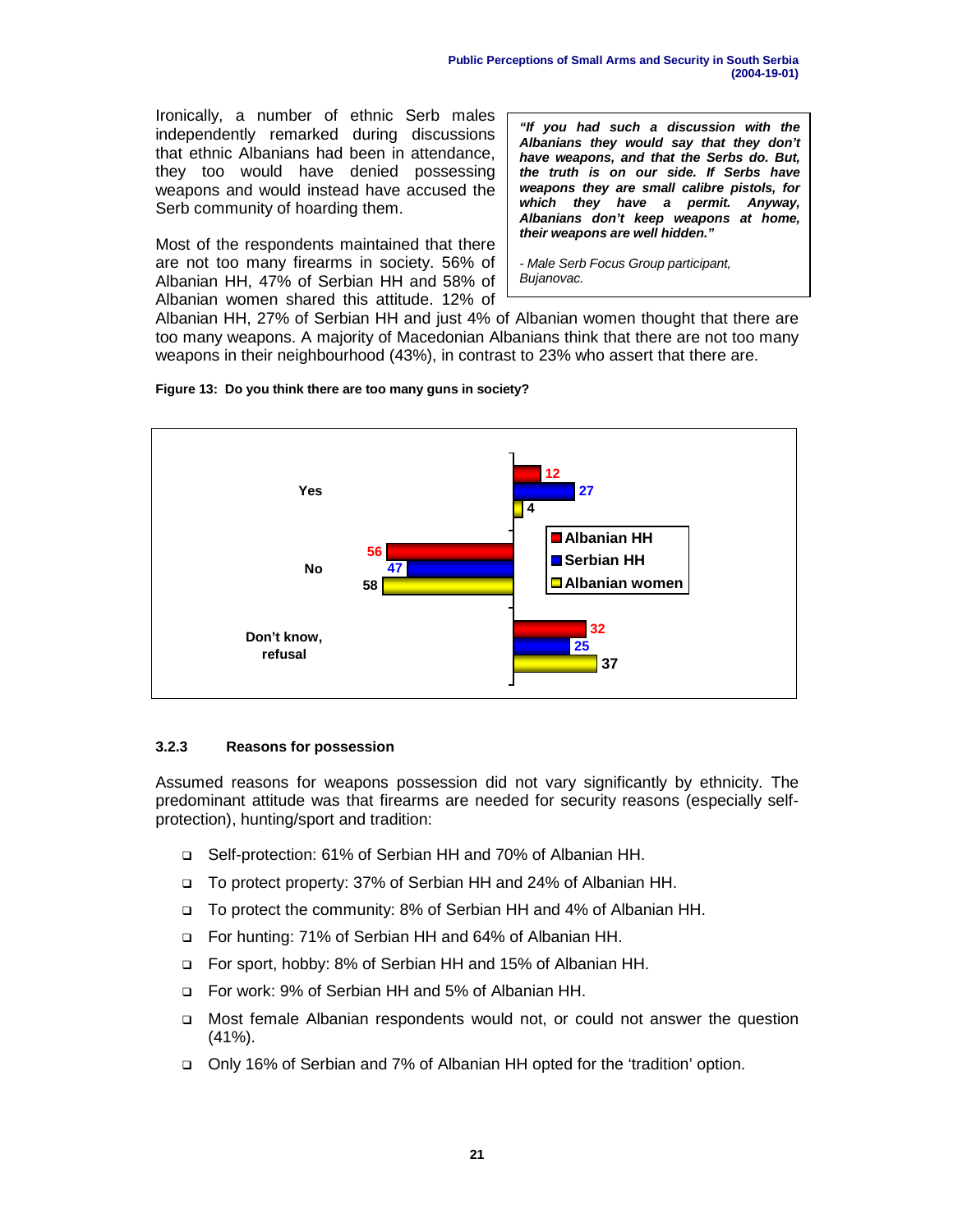Ironically, a number of ethnic Serb males independently remarked during discussions that ethnic Albanians had been in attendance, they too would have denied possessing weapons and would instead have accused the Serb community of hoarding them.

> ***"If you had such a discussion with the Albanians they would say that they don't have weapons, and that the Serbs do. But, the truth is on our side. If Serbs have weapons they are small calibre pistols, for which they have a permit. Anyway, Albanians don't keep weapons at home, their weapons are well hidden."***
>
> *- Male Serb Focus Group participant, Bujanovac.*

Most of the respondents maintained that there are not too many firearms in society. 56% of Albanian HH, 47% of Serbian HH and 58% of Albanian women shared this attitude. 12% of Albanian HH, 27% of Serbian HH and just 4% of Albanian women thought that there are too many weapons. A majority of Macedonian Albanians think that there are not too many weapons in their neighbourhood (43%), in contrast to 23% who assert that there are.

**Figure 13: Do you think there are too many guns in society?**

| | Albanian HH | Serbian HH | Albanian women |
|---|---|---|---|
| Yes | 12 | 27 | 4 |
| No | 56 | 47 | 58 |
| Don't know, refusal | 32 | 25 | 37 |

### 3.2.3 Reasons for possession

Assumed reasons for weapons possession did not vary significantly by ethnicity. The predominant attitude was that firearms are needed for security reasons (especially self-protection), hunting/sport and tradition:

- Self-protection: 61% of Serbian HH and 70% of Albanian HH.
- To protect property: 37% of Serbian HH and 24% of Albanian HH.
- To protect the community: 8% of Serbian HH and 4% of Albanian HH.
- For hunting: 71% of Serbian HH and 64% of Albanian HH.
- For sport, hobby: 8% of Serbian HH and 15% of Albanian HH.
- For work: 9% of Serbian HH and 5% of Albanian HH.
- Most female Albanian respondents would not, or could not answer the question (41%).
- Only 16% of Serbian and 7% of Albanian HH opted for the 'tradition' option.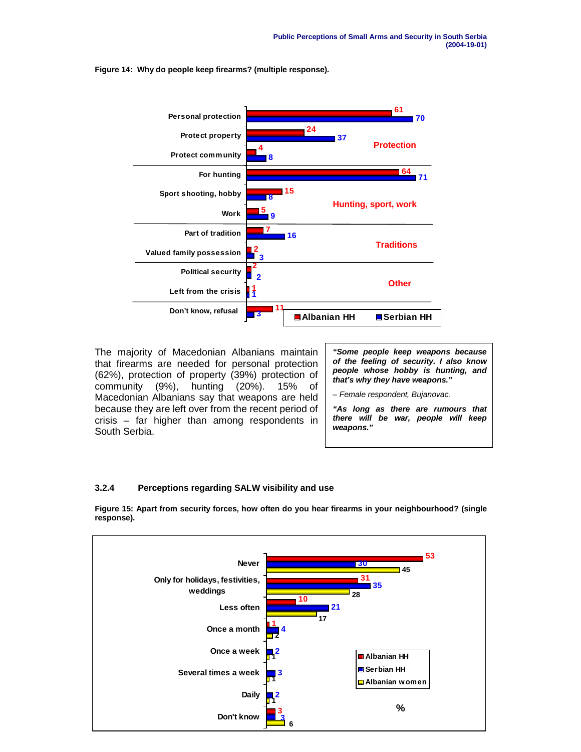**Figure 14: Why do people keep firearms? (multiple response).**

| Category | Reason | Albanian HH | Serbian HH |
|---|---|---|---|
| Protection | Personal protection | 61 | 70 |
| | Protect property | 24 | 37 |
| | Protect community | 4 | 8 |
| Hunting, sport, work | For hunting | 64 | 71 |
| | Sport shooting, hobby | 15 | 8 |
| | Work | 5 | 9 |
| Traditions | Part of tradition | 7 | 16 |
| | Valued family possession | 2 | 3 |
| Other | Political security | 2 | 2 |
| | Left from the crisis | 1 | 1 |
| | Don't know, refusal | 11 | 3 |

The majority of Macedonian Albanians maintain that firearms are needed for personal protection (62%), protection of property (39%) protection of community (9%), hunting (20%). 15% of Macedonian Albanians say that weapons are held because they are left over from the recent period of crisis – far higher than among respondents in South Serbia.

> ***"Some people keep weapons because of the feeling of security. I also know people whose hobby is hunting, and that's why they have weapons."***
>
> *– Female respondent, Bujanovac.*
>
> ***"As long as there are rumours that there will be war, people will keep weapons."***

### 3.2.4 Perceptions regarding SALW visibility and use

**Figure 15: Apart from security forces, how often do you hear firearms in your neighbourhood? (single response).**

| | Albanian HH | Serbian HH | Albanian women |
|---|---|---|---|
| Never | 53 | 30 | 45 |
| Only for holidays, festivities, weddings | 31 | 35 | 28 |
| Less often | 10 | 21 | 17 |
| Once a month | 1 | 4 | 2 |
| Once a week | | 2 | 1 |
| Several times a week | | 3 | 1 |
| Daily | | 2 | 1 |
| Don't know | 3 | 3 | 6 |

%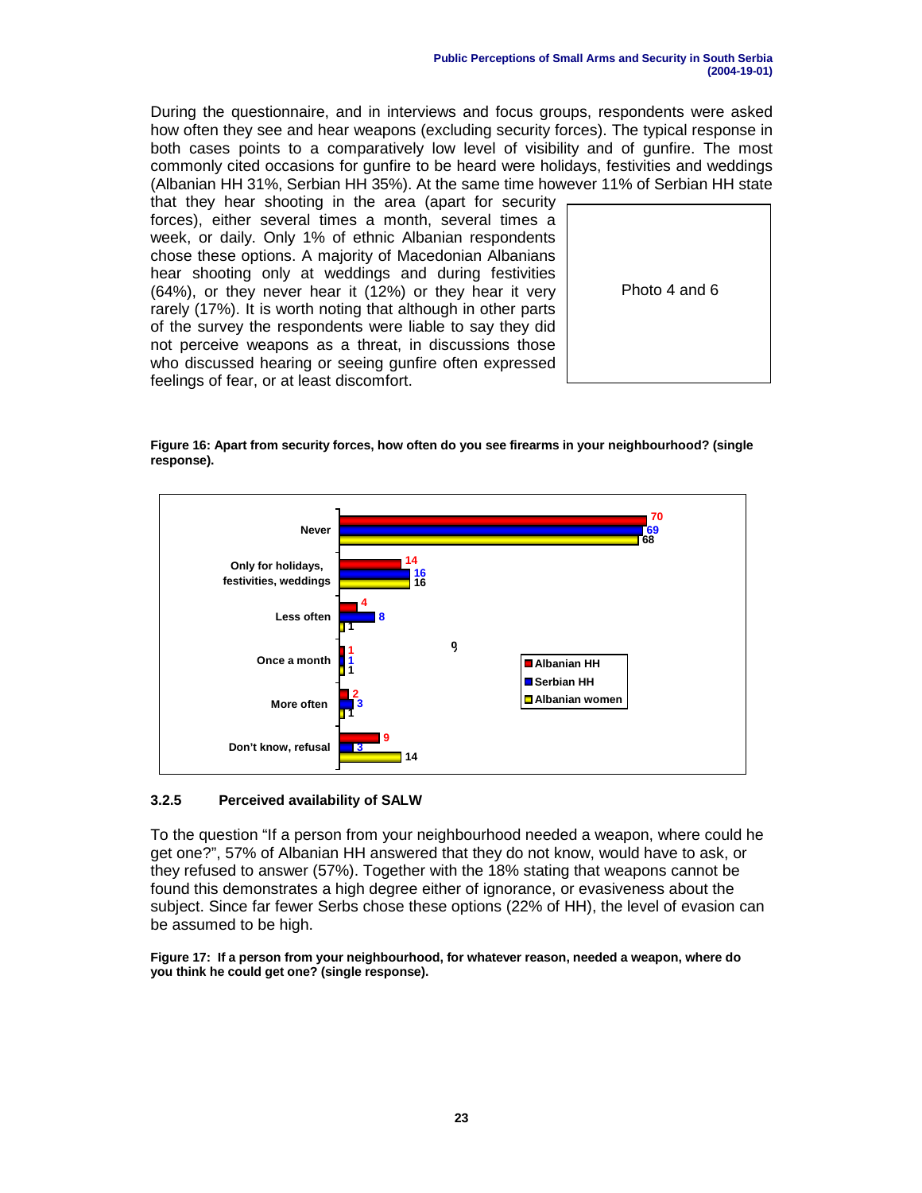During the questionnaire, and in interviews and focus groups, respondents were asked how often they see and hear weapons (excluding security forces). The typical response in both cases points to a comparatively low level of visibility and of gunfire. The most commonly cited occasions for gunfire to be heard were holidays, festivities and weddings (Albanian HH 31%, Serbian HH 35%). At the same time however 11% of Serbian HH state that they hear shooting in the area (apart for security forces), either several times a month, several times a week, or daily. Only 1% of ethnic Albanian respondents chose these options. A majority of Macedonian Albanians hear shooting only at weddings and during festivities (64%), or they never hear it (12%) or they hear it very rarely (17%). It is worth noting that although in other parts of the survey the respondents were liable to say they did not perceive weapons as a threat, in discussions those who discussed hearing or seeing gunfire often expressed feelings of fear, or at least discomfort.

Photo 4 and 6

**Figure 16: Apart from security forces, how often do you see firearms in your neighbourhood? (single response).**

| | Albanian HH | Serbian HH | Albanian women |
|---|---|---|---|
| Never | 70 | 69 | 68 |
| Only for holidays, festivities, weddings | 14 | 16 | 16 |
| Less often | 4 | 8 | 1 |
| Once a month | 1 | 1 | 1 |
| More often | 2 | 3 | 1 |
| Don't know, refusal | 9 | 3 | 14 |

### 3.2.5 Perceived availability of SALW

To the question "If a person from your neighbourhood needed a weapon, where could he get one?", 57% of Albanian HH answered that they do not know, would have to ask, or they refused to answer (57%). Together with the 18% stating that weapons cannot be found this demonstrates a high degree either of ignorance, or evasiveness about the subject. Since far fewer Serbs chose these options (22% of HH), the level of evasion can be assumed to be high.

**Figure 17: If a person from your neighbourhood, for whatever reason, needed a weapon, where do you think he could get one? (single response).**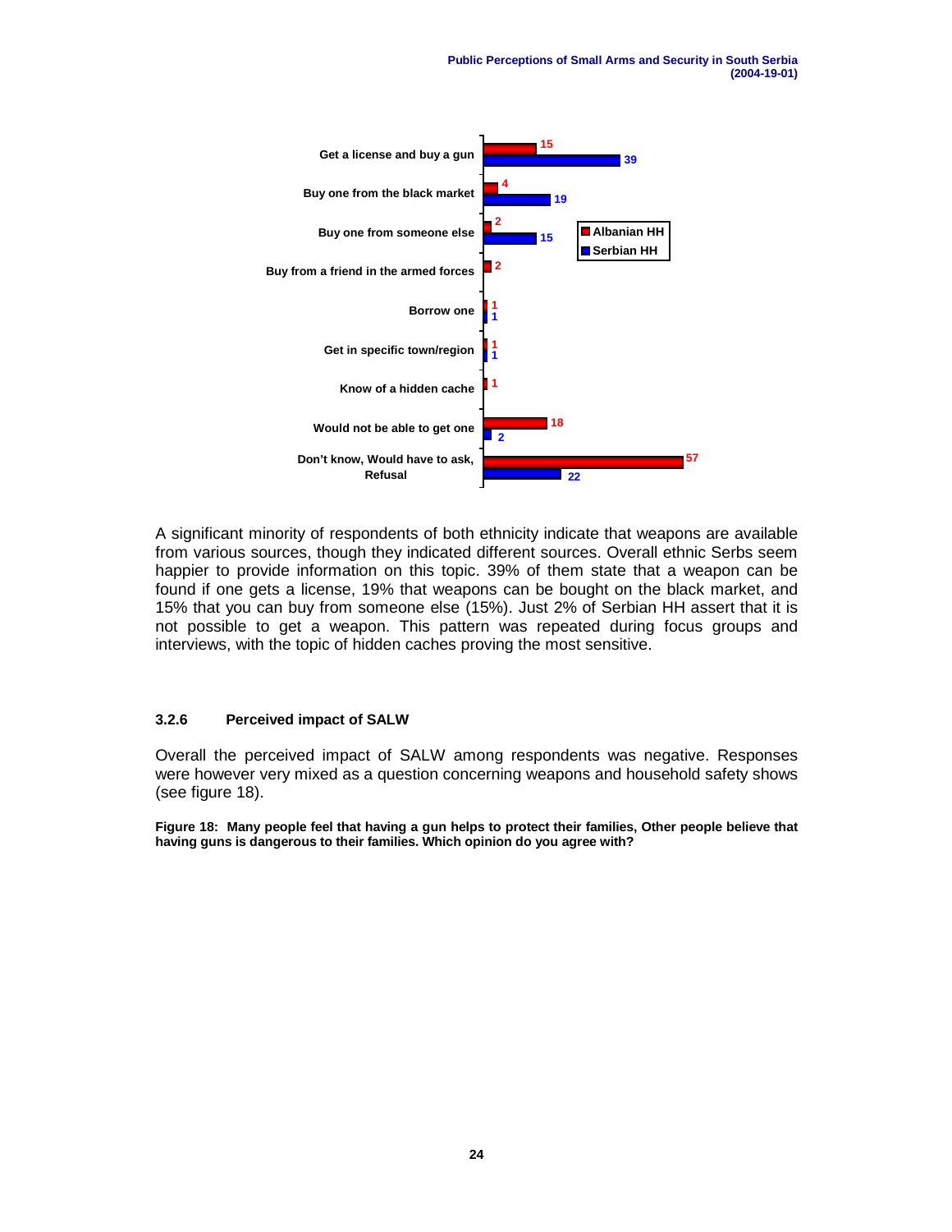A significant minority of respondents of both ethnicity indicate that weapons are available from various sources, though they indicated different sources. Overall ethnic Serbs seem happier to provide information on this topic. 39% of them state that a weapon can be found if one gets a license, 19% that weapons can be bought on the black market, and 15% that you can buy from someone else (15%). Just 2% of Serbian HH assert that it is not possible to get a weapon. This pattern was repeated during focus groups and interviews, with the topic of hidden caches proving the most sensitive.

#### 3.2.6 Perceived impact of SALW

Overall the perceived impact of SALW among respondents was negative. Responses were however very mixed as a question concerning weapons and household safety shows (see figure 18).

**Figure 18: Many people feel that having a gun helps to protect their families, Other people believe that having guns is dangerous to their families. Which opinion do you agree with?**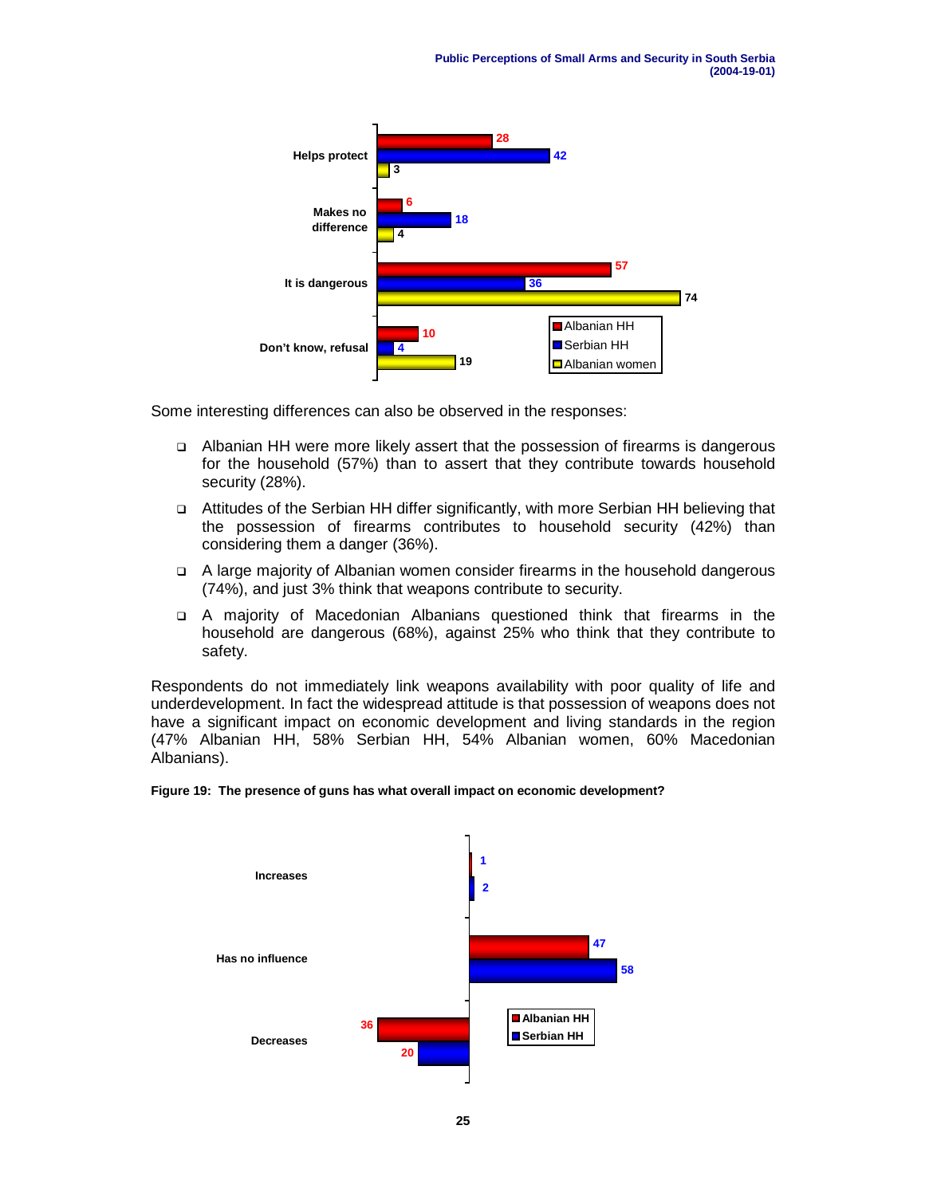| | Albanian HH | Serbian HH | Albanian women |
|---|---|---|---|
| Helps protect | 28 | 42 | 3 |
| Makes no difference | 6 | 18 | 4 |
| It is dangerous | 57 | 36 | 74 |
| Don't know, refusal | 10 | 4 | 19 |

Some interesting differences can also be observed in the responses:

- Albanian HH were more likely assert that the possession of firearms is dangerous for the household (57%) than to assert that they contribute towards household security (28%).
- Attitudes of the Serbian HH differ significantly, with more Serbian HH believing that the possession of firearms contributes to household security (42%) than considering them a danger (36%).
- A large majority of Albanian women consider firearms in the household dangerous (74%), and just 3% think that weapons contribute to security.
- A majority of Macedonian Albanians questioned think that firearms in the household are dangerous (68%), against 25% who think that they contribute to safety.

Respondents do not immediately link weapons availability with poor quality of life and underdevelopment. In fact the widespread attitude is that possession of weapons does not have a significant impact on economic development and living standards in the region (47% Albanian HH, 58% Serbian HH, 54% Albanian women, 60% Macedonian Albanians).

**Figure 19: The presence of guns has what overall impact on economic development?**

| | Albanian HH | Serbian HH |
|---|---|---|
| Increases | 1 | 2 |
| Has no influence | 47 | 58 |
| Decreases | 36 | 20 |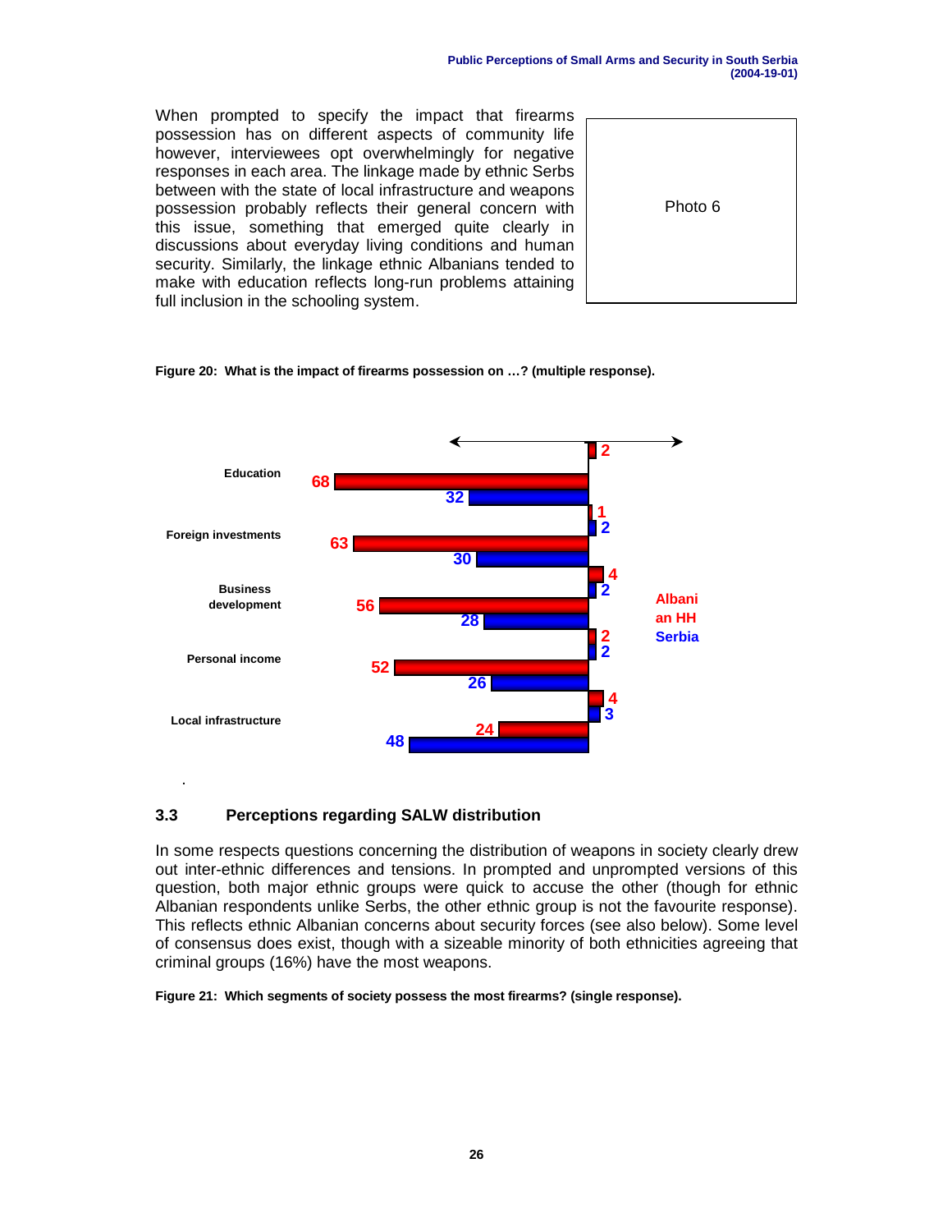When prompted to specify the impact that firearms possession has on different aspects of community life however, interviewees opt overwhelmingly for negative responses in each area. The linkage made by ethnic Serbs between with the state of local infrastructure and weapons possession probably reflects their general concern with this issue, something that emerged quite clearly in discussions about everyday living conditions and human security. Similarly, the linkage ethnic Albanians tended to make with education reflects long-run problems attaining full inclusion in the schooling system.

Photo 6

**Figure 20: What is the impact of firearms possession on …? (multiple response).**

| | Albanian HH (negative) | Serbia (negative) | Albanian HH (positive) | Serbia (positive) |
|---|---|---|---|---|
| Education | 68 | 32 | 2 | |
| Foreign investments | 63 | 30 | 1 | 2 |
| Business development | 56 | 28 | 4 | 2 |
| Personal income | 52 | 26 | 2 | 2 |
| Local infrastructure | 24 | 48 | 4 | 3 |

## 3.3 Perceptions regarding SALW distribution

In some respects questions concerning the distribution of weapons in society clearly drew out inter-ethnic differences and tensions. In prompted and unprompted versions of this question, both major ethnic groups were quick to accuse the other (though for ethnic Albanian respondents unlike Serbs, the other ethnic group is not the favourite response). This reflects ethnic Albanian concerns about security forces (see also below). Some level of consensus does exist, though with a sizeable minority of both ethnicities agreeing that criminal groups (16%) have the most weapons.

**Figure 21: Which segments of society possess the most firearms? (single response).**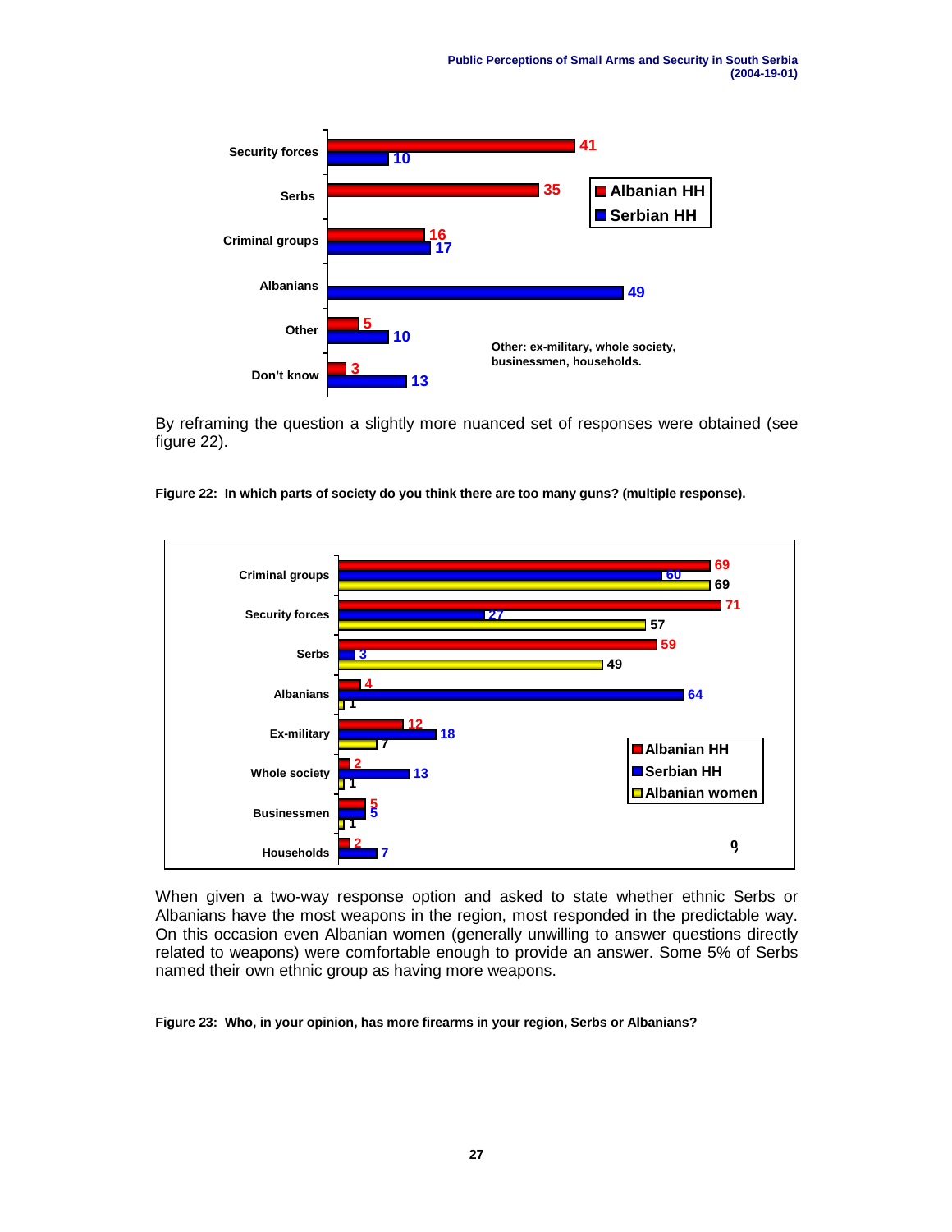| | Albanian HH | Serbian HH |
|---|---|---|
| Security forces | 41 | 10 |
| Serbs | 35 | |
| Criminal groups | 16 | 17 |
| Albanians | | 49 |
| Other | 5 | 10 |
| Don't know | 3 | 13 |

Other: ex-military, whole society, businessmen, households.

By reframing the question a slightly more nuanced set of responses were obtained (see figure 22).

**Figure 22: In which parts of society do you think there are too many guns? (multiple response).**

| | Albanian HH | Serbian HH | Albanian women |
|---|---|---|---|
| Criminal groups | 69 | 60 | 69 |
| Security forces | 71 | 27 | 57 |
| Serbs | 59 | 3 | 49 |
| Albanians | 4 | 64 | 1 |
| Ex-military | 12 | 18 | 7 |
| Whole society | 2 | 13 | 1 |
| Businessmen | 5 | 5 | 1 |
| Households | 2 | 7 | 0 |

When given a two-way response option and asked to state whether ethnic Serbs or Albanians have the most weapons in the region, most responded in the predictable way. On this occasion even Albanian women (generally unwilling to answer questions directly related to weapons) were comfortable enough to provide an answer. Some 5% of Serbs named their own ethnic group as having more weapons.

**Figure 23: Who, in your opinion, has more firearms in your region, Serbs or Albanians?**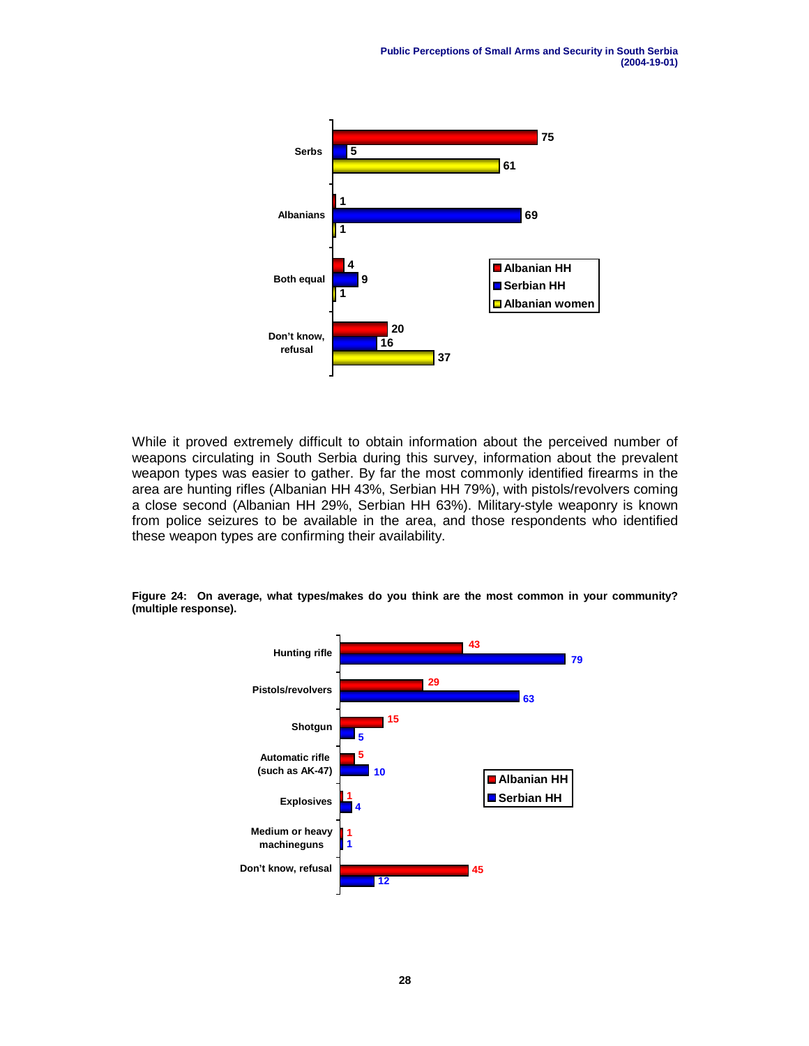| | Albanian HH | Serbian HH | Albanian women |
|---|---|---|---|
| Serbs | 75 | 5 | 61 |
| Albanians | 1 | 69 | 1 |
| Both equal | 4 | 9 | 1 |
| Don't know, refusal | 20 | 16 | 37 |

While it proved extremely difficult to obtain information about the perceived number of weapons circulating in South Serbia during this survey, information about the prevalent weapon types was easier to gather. By far the most commonly identified firearms in the area are hunting rifles (Albanian HH 43%, Serbian HH 79%), with pistols/revolvers coming a close second (Albanian HH 29%, Serbian HH 63%). Military-style weaponry is known from police seizures to be available in the area, and those respondents who identified these weapon types are confirming their availability.

**Figure 24: On average, what types/makes do you think are the most common in your community? (multiple response).**

| | Albanian HH | Serbian HH |
|---|---|---|
| Hunting rifle | 43 | 79 |
| Pistols/revolvers | 29 | 63 |
| Shotgun | 15 | 5 |
| Automatic rifle (such as AK-47) | 5 | 10 |
| Explosives | 1 | 4 |
| Medium or heavy machineguns | 1 | 1 |
| Don't know, refusal | 45 | 12 |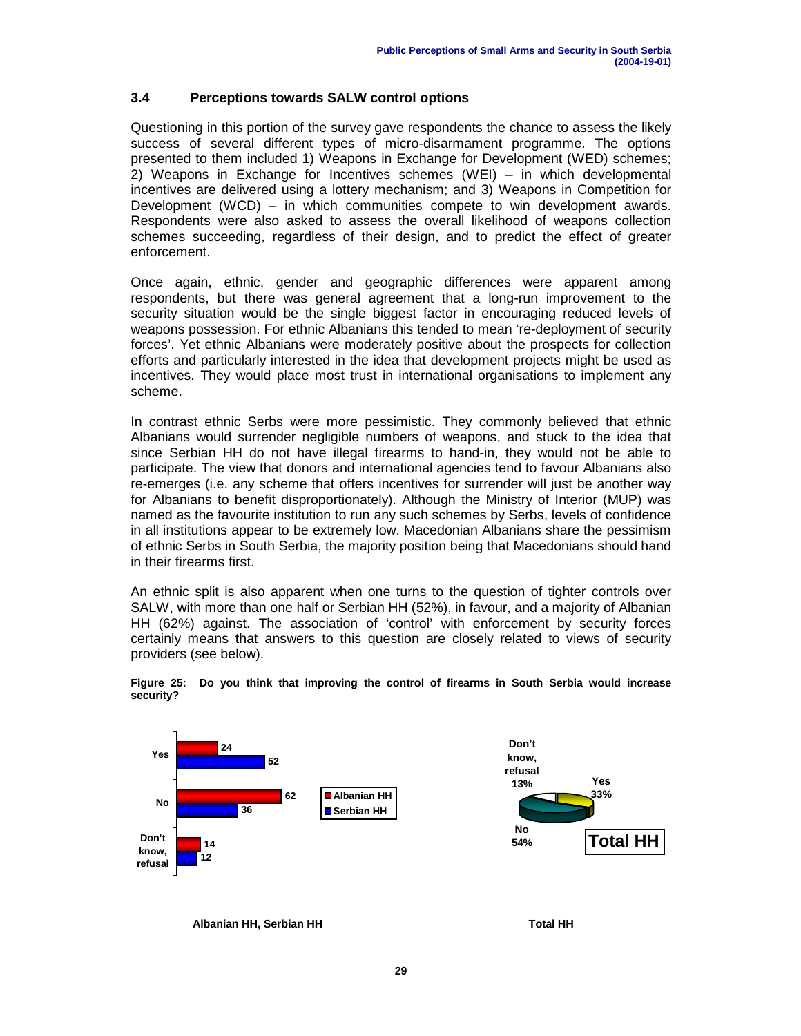### 3.4 Perceptions towards SALW control options

Questioning in this portion of the survey gave respondents the chance to assess the likely success of several different types of micro-disarmament programme. The options presented to them included 1) Weapons in Exchange for Development (WED) schemes; 2) Weapons in Exchange for Incentives schemes (WEI) – in which developmental incentives are delivered using a lottery mechanism; and 3) Weapons in Competition for Development (WCD) – in which communities compete to win development awards. Respondents were also asked to assess the overall likelihood of weapons collection schemes succeeding, regardless of their design, and to predict the effect of greater enforcement.

Once again, ethnic, gender and geographic differences were apparent among respondents, but there was general agreement that a long-run improvement to the security situation would be the single biggest factor in encouraging reduced levels of weapons possession. For ethnic Albanians this tended to mean 're-deployment of security forces'. Yet ethnic Albanians were moderately positive about the prospects for collection efforts and particularly interested in the idea that development projects might be used as incentives. They would place most trust in international organisations to implement any scheme.

In contrast ethnic Serbs were more pessimistic. They commonly believed that ethnic Albanians would surrender negligible numbers of weapons, and stuck to the idea that since Serbian HH do not have illegal firearms to hand-in, they would not be able to participate. The view that donors and international agencies tend to favour Albanians also re-emerges (i.e. any scheme that offers incentives for surrender will just be another way for Albanians to benefit disproportionately). Although the Ministry of Interior (MUP) was named as the favourite institution to run any such schemes by Serbs, levels of confidence in all institutions appear to be extremely low. Macedonian Albanians share the pessimism of ethnic Serbs in South Serbia, the majority position being that Macedonians should hand in their firearms first.

An ethnic split is also apparent when one turns to the question of tighter controls over SALW, with more than one half or Serbian HH (52%), in favour, and a majority of Albanian HH (62%) against. The association of 'control' with enforcement by security forces certainly means that answers to this question are closely related to views of security providers (see below).

**Figure 25: Do you think that improving the control of firearms in South Serbia would increase security?**

| | Albanian HH | Serbian HH |
|---|---|---|
| Yes | 24 | 52 |
| No | 62 | 36 |
| Don't know, refusal | 14 | 12 |

Albanian HH, Serbian HH

| Total HH | % |
|---|---|
| Yes | 33% |
| No | 54% |
| Don't know, refusal | 13% |

Total HH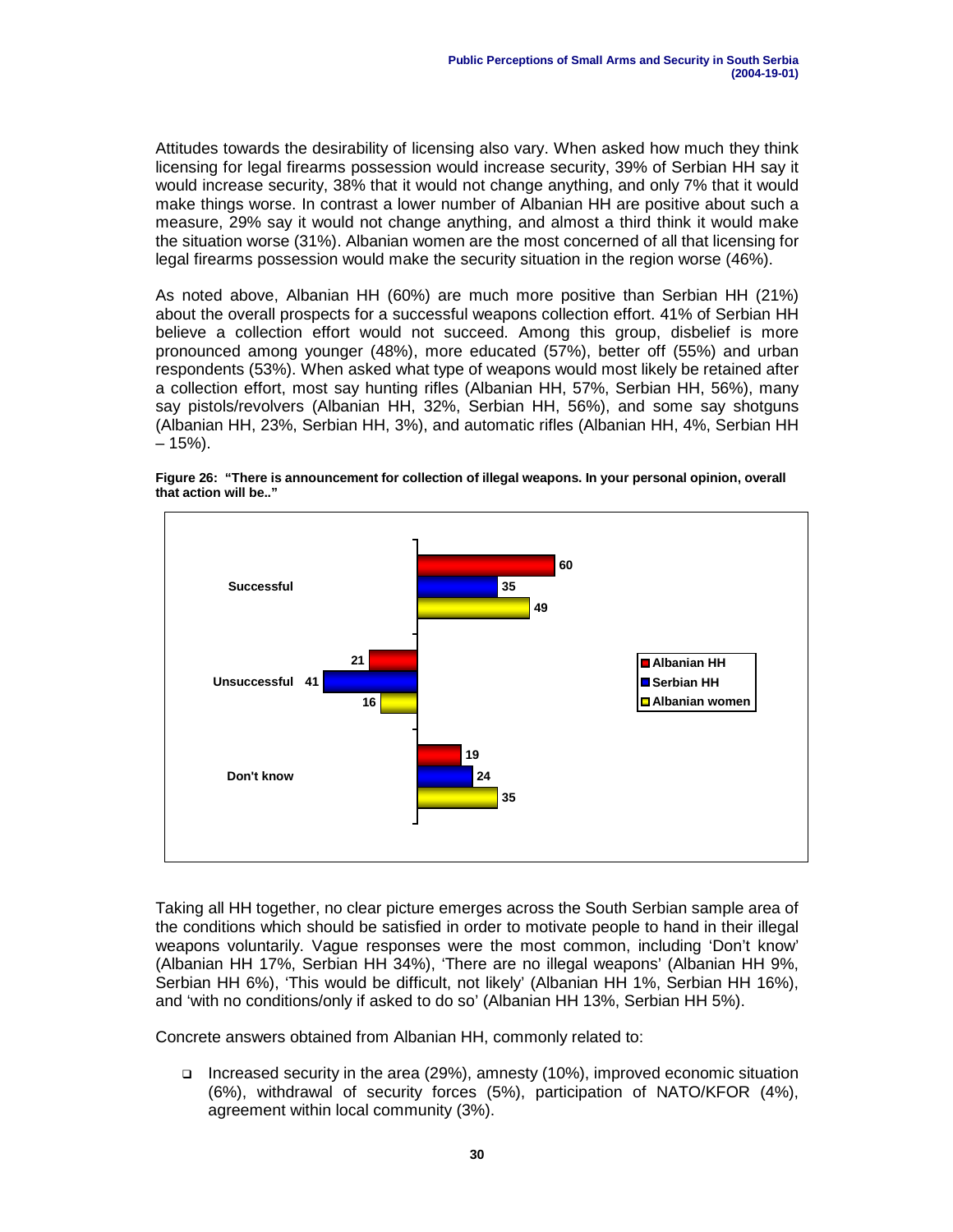Attitudes towards the desirability of licensing also vary. When asked how much they think licensing for legal firearms possession would increase security, 39% of Serbian HH say it would increase security, 38% that it would not change anything, and only 7% that it would make things worse. In contrast a lower number of Albanian HH are positive about such a measure, 29% say it would not change anything, and almost a third think it would make the situation worse (31%). Albanian women are the most concerned of all that licensing for legal firearms possession would make the security situation in the region worse (46%).

As noted above, Albanian HH (60%) are much more positive than Serbian HH (21%) about the overall prospects for a successful weapons collection effort. 41% of Serbian HH believe a collection effort would not succeed. Among this group, disbelief is more pronounced among younger (48%), more educated (57%), better off (55%) and urban respondents (53%). When asked what type of weapons would most likely be retained after a collection effort, most say hunting rifles (Albanian HH, 57%, Serbian HH, 56%), many say pistols/revolvers (Albanian HH, 32%, Serbian HH, 56%), and some say shotguns (Albanian HH, 23%, Serbian HH, 3%), and automatic rifles (Albanian HH, 4%, Serbian HH – 15%).

**Figure 26: "There is announcement for collection of illegal weapons. In your personal opinion, overall that action will be.."**

| | Albanian HH | Serbian HH | Albanian women |
|---|---|---|---|
| Successful | 60 | 35 | 49 |
| Unsuccessful | 21 | 41 | 16 |
| Don't know | 19 | 24 | 35 |

Taking all HH together, no clear picture emerges across the South Serbian sample area of the conditions which should be satisfied in order to motivate people to hand in their illegal weapons voluntarily. Vague responses were the most common, including 'Don't know' (Albanian HH 17%, Serbian HH 34%), 'There are no illegal weapons' (Albanian HH 9%, Serbian HH 6%), 'This would be difficult, not likely' (Albanian HH 1%, Serbian HH 16%), and 'with no conditions/only if asked to do so' (Albanian HH 13%, Serbian HH 5%).

Concrete answers obtained from Albanian HH, commonly related to:

- Increased security in the area (29%), amnesty (10%), improved economic situation (6%), withdrawal of security forces (5%), participation of NATO/KFOR (4%), agreement within local community (3%).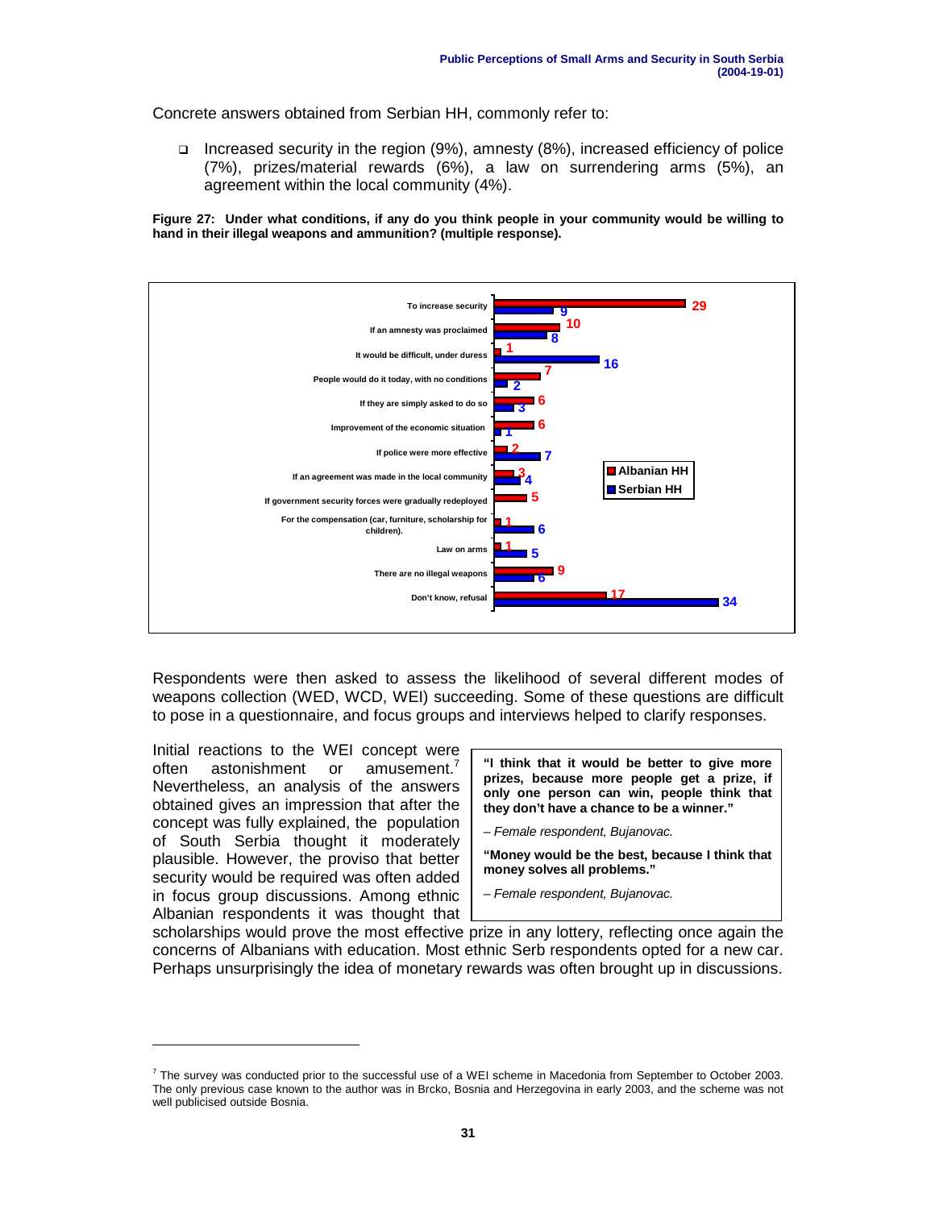Concrete answers obtained from Serbian HH, commonly refer to:

- Increased security in the region (9%), amnesty (8%), increased efficiency of police (7%), prizes/material rewards (6%), a law on surrendering arms (5%), an agreement within the local community (4%).

**Figure 27: Under what conditions, if any do you think people in your community would be willing to hand in their illegal weapons and ammunition? (multiple response).**

| | Albanian HH | Serbian HH |
|---|---|---|
| To increase security | 29 | 9 |
| If an amnesty was proclaimed | 10 | 8 |
| It would be difficult, under duress | 1 | 16 |
| People would do it today, with no conditions | 7 | 2 |
| If they are simply asked to do so | 6 | 3 |
| Improvement of the economic situation | 6 | 1 |
| If police were more effective | 2 | 7 |
| If an agreement was made in the local community | 3 | 4 |
| If government security forces were gradually redeployed | 5 | |
| For the compensation (car, furniture, scholarship for children). | 1 | 6 |
| Law on arms | 1 | 5 |
| There are no illegal weapons | 9 | 6 |
| Don't know, refusal | 17 | 34 |

Respondents were then asked to assess the likelihood of several different modes of weapons collection (WED, WCD, WEI) succeeding. Some of these questions are difficult to pose in a questionnaire, and focus groups and interviews helped to clarify responses.

> **"I think that it would be better to give more prizes, because more people get a prize, if only one person can win, people think that they don't have a chance to be a winner."**
>
> *– Female respondent, Bujanovac.*
>
> **"Money would be the best, because I think that money solves all problems."**
>
> *– Female respondent, Bujanovac.*

Initial reactions to the WEI concept were often astonishment or amusement.[7] Nevertheless, an analysis of the answers obtained gives an impression that after the concept was fully explained, the population of South Serbia thought it moderately plausible. However, the proviso that better security would be required was often added in focus group discussions. Among ethnic Albanian respondents it was thought that scholarships would prove the most effective prize in any lottery, reflecting once again the concerns of Albanians with education. Most ethnic Serb respondents opted for a new car. Perhaps unsurprisingly the idea of monetary rewards was often brought up in discussions.

---

[7] The survey was conducted prior to the successful use of a WEI scheme in Macedonia from September to October 2003. The only previous case known to the author was in Brcko, Bosnia and Herzegovina in early 2003, and the scheme was not well publicised outside Bosnia.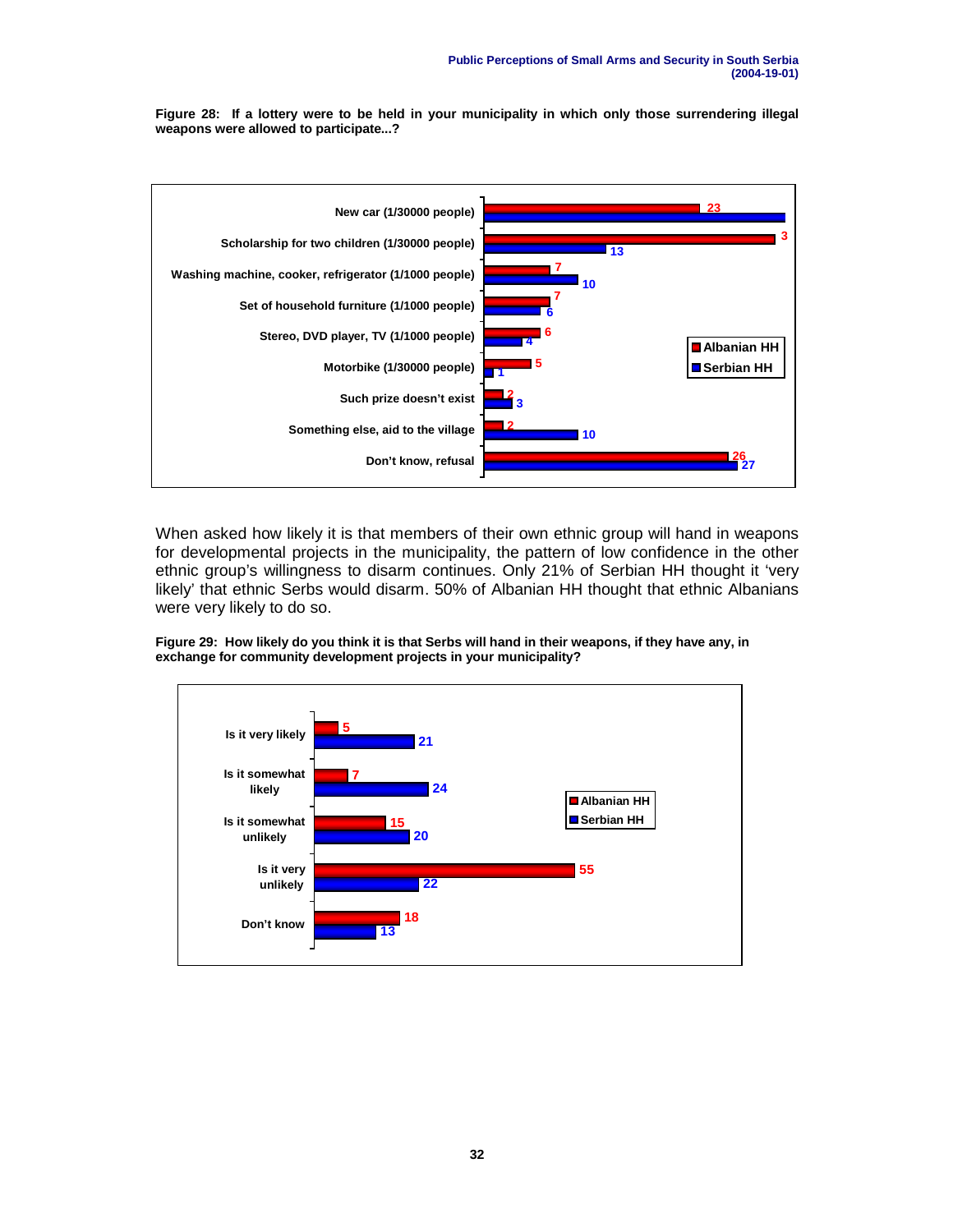**Figure 28: If a lottery were to be held in your municipality in which only those surrendering illegal weapons were allowed to participate...?**

| | Albanian HH | Serbian HH |
|---|---|---|
| New car (1/30000 people) | 23 | |
| Scholarship for two children (1/30000 people) | 3 | 13 |
| Washing machine, cooker, refrigerator (1/1000 people) | 7 | 10 |
| Set of household furniture (1/1000 people) | 7 | 6 |
| Stereo, DVD player, TV (1/1000 people) | 6 | 4 |
| Motorbike (1/30000 people) | 5 | 1 |
| Such prize doesn't exist | 2 | 3 |
| Something else, aid to the village | 2 | 10 |
| Don't know, refusal | 26 | 27 |

When asked how likely it is that members of their own ethnic group will hand in weapons for developmental projects in the municipality, the pattern of low confidence in the other ethnic group's willingness to disarm continues. Only 21% of Serbian HH thought it 'very likely' that ethnic Serbs would disarm. 50% of Albanian HH thought that ethnic Albanians were very likely to do so.

**Figure 29: How likely do you think it is that Serbs will hand in their weapons, if they have any, in exchange for community development projects in your municipality?**

| | Albanian HH | Serbian HH |
|---|---|---|
| Is it very likely | 5 | 21 |
| Is it somewhat likely | 7 | 24 |
| Is it somewhat unlikely | 15 | 20 |
| Is it very unlikely | 55 | 22 |
| Don't know | 18 | 13 |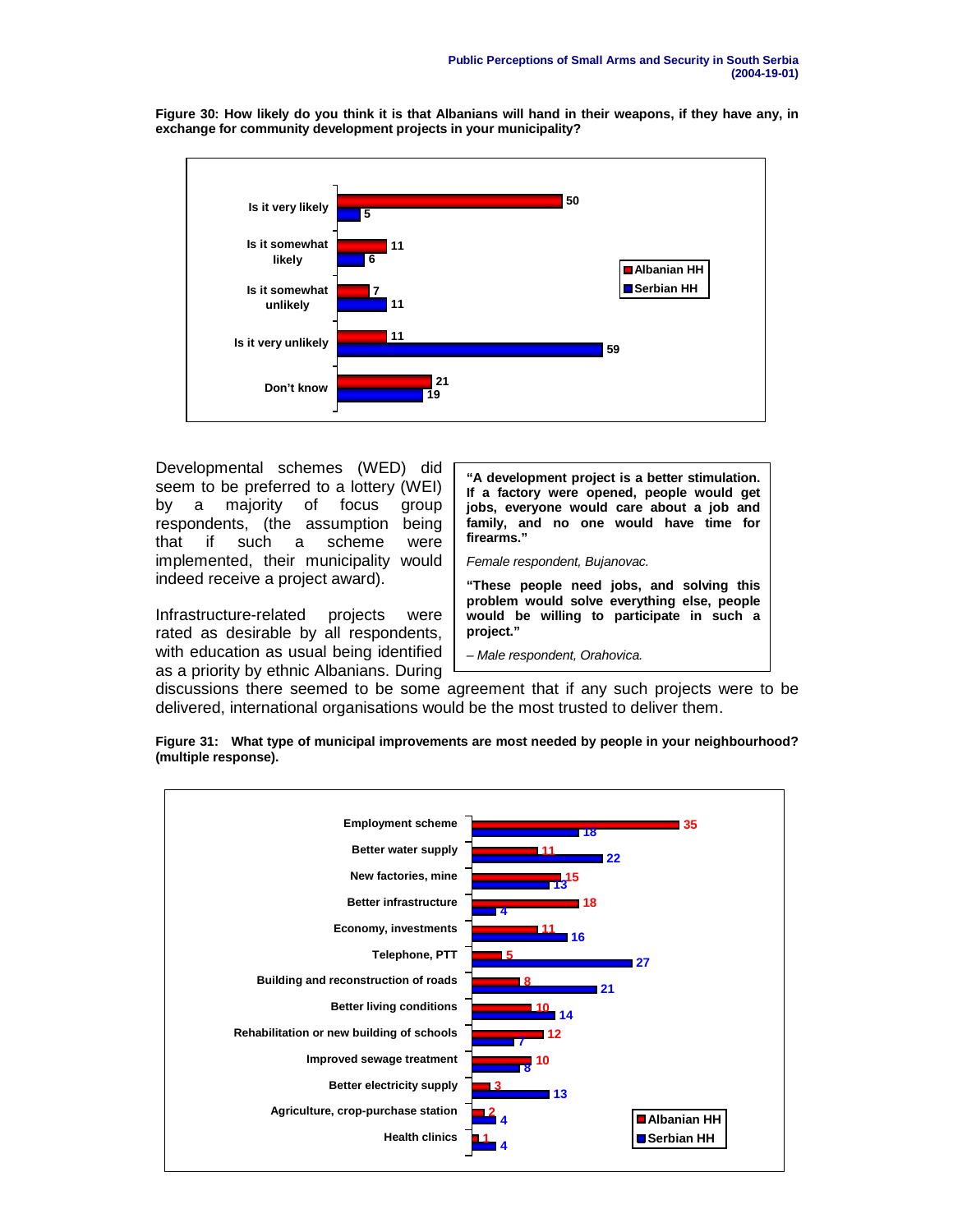**Figure 30: How likely do you think it is that Albanians will hand in their weapons, if they have any, in exchange for community development projects in your municipality?**

| | Albanian HH | Serbian HH |
|---|---|---|
| Is it very likely | 50 | 5 |
| Is it somewhat likely | 11 | 6 |
| Is it somewhat unlikely | 7 | 11 |
| Is it very unlikely | 11 | 59 |
| Don't know | 21 | 19 |

Developmental schemes (WED) did seem to be preferred to a lottery (WEI) by a majority of focus group respondents, (the assumption being that if such a scheme were implemented, their municipality would indeed receive a project award).

> **"A development project is a better stimulation. If a factory were opened, people would get jobs, everyone would care about a job and family, and no one would have time for firearms."**
>
> *Female respondent, Bujanovac.*
>
> **"These people need jobs, and solving this problem would solve everything else, people would be willing to participate in such a project."**
>
> *– Male respondent, Orahovica.*

Infrastructure-related projects were rated as desirable by all respondents, with education as usual being identified as a priority by ethnic Albanians. During discussions there seemed to be some agreement that if any such projects were to be delivered, international organisations would be the most trusted to deliver them.

**Figure 31: What type of municipal improvements are most needed by people in your neighbourhood? (multiple response).**

| | Albanian HH | Serbian HH |
|---|---|---|
| Employment scheme | 35 | 18 |
| Better water supply | 11 | 22 |
| New factories, mine | 15 | 13 |
| Better infrastructure | 18 | 4 |
| Economy, investments | 11 | 16 |
| Telephone, PTT | 5 | 27 |
| Building and reconstruction of roads | 8 | 21 |
| Better living conditions | 10 | 14 |
| Rehabilitation or new building of schools | 12 | 7 |
| Improved sewage treatment | 10 | 8 |
| Better electricity supply | 3 | 13 |
| Agriculture, crop-purchase station | 2 | 4 |
| Health clinics | 1 | 4 |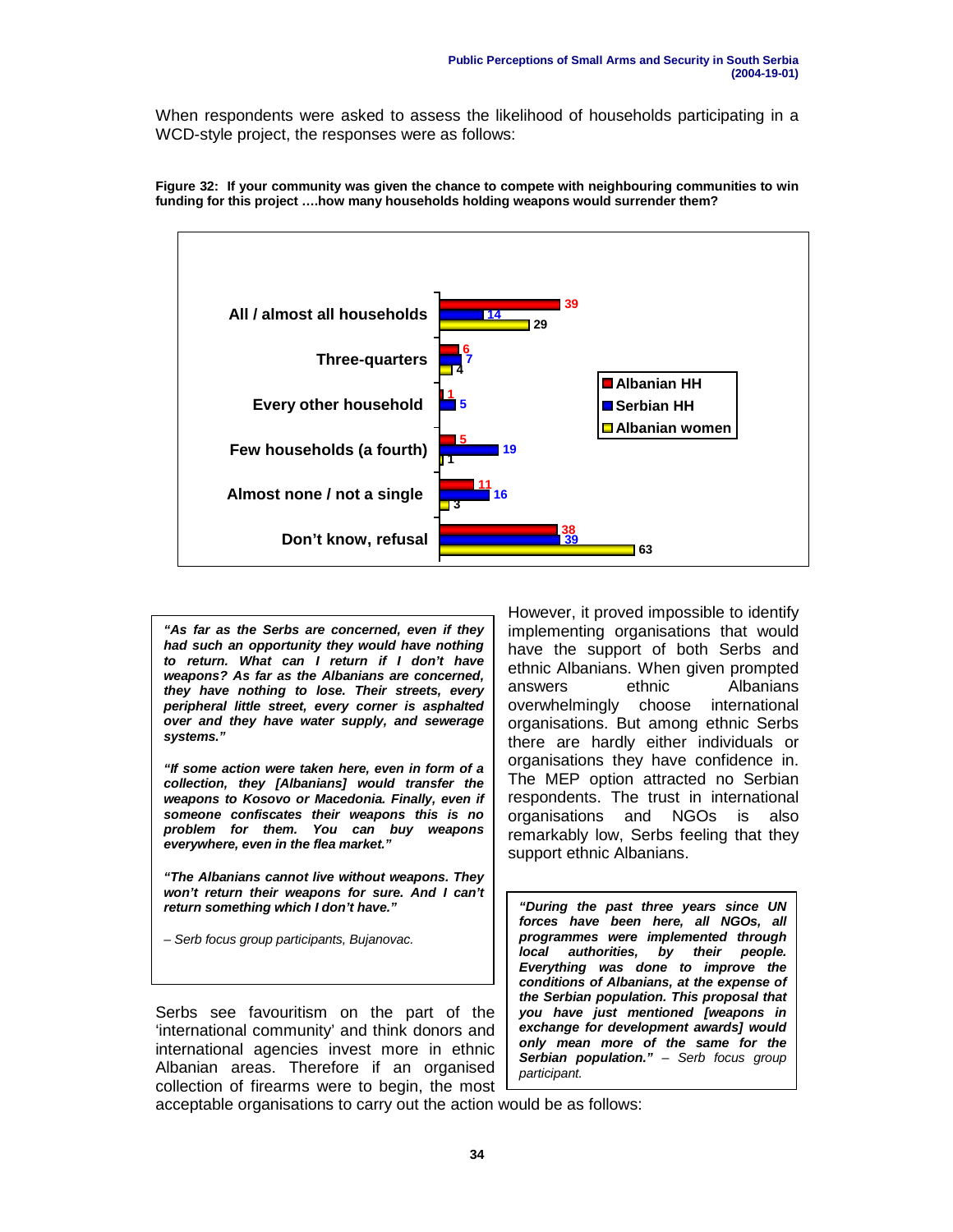When respondents were asked to assess the likelihood of households participating in a WCD-style project, the responses were as follows:

**Figure 32: If your community was given the chance to compete with neighbouring communities to win funding for this project ….how many households holding weapons would surrender them?**

| | Albanian HH | Serbian HH | Albanian women |
|---|---|---|---|
| All / almost all households | 39 | 14 | 29 |
| Three-quarters | 6 | 7 | 4 |
| Every other household | 1 | 5 | |
| Few households (a fourth) | 5 | 19 | 1 |
| Almost none / not a single | 11 | 16 | 3 |
| Don't know, refusal | 38 | 39 | 63 |

> ***"As far as the Serbs are concerned, even if they had such an opportunity they would have nothing to return. What can I return if I don't have weapons? As far as the Albanians are concerned, they have nothing to lose. Their streets, every peripheral little street, every corner is asphalted over and they have water supply, and sewerage systems."***
>
> ***"If some action were taken here, even in form of a collection, they [Albanians] would transfer the weapons to Kosovo or Macedonia. Finally, even if someone confiscates their weapons this is no problem for them. You can buy weapons everywhere, even in the flea market."***
>
> ***"The Albanians cannot live without weapons. They won't return their weapons for sure. And I can't return something which I don't have."***
>
> *– Serb focus group participants, Bujanovac.*

Serbs see favouritism on the part of the 'international community' and think donors and international agencies invest more in ethnic Albanian areas. Therefore if an organised collection of firearms were to begin, the most acceptable organisations to carry out the action would be as follows:

However, it proved impossible to identify implementing organisations that would have the support of both Serbs and ethnic Albanians. When given prompted answers ethnic Albanians overwhelmingly choose international organisations. But among ethnic Serbs there are hardly either individuals or organisations they have confidence in. The MEP option attracted no Serbian respondents. The trust in international organisations and NGOs is also remarkably low, Serbs feeling that they support ethnic Albanians.

> ***"During the past three years since UN forces have been here, all NGOs, all programmes were implemented through local authorities, by their people. Everything was done to improve the conditions of Albanians, at the expense of the Serbian population. This proposal that you have just mentioned [weapons in exchange for development awards] would only mean more of the same for the Serbian population."*** *– Serb focus group participant.*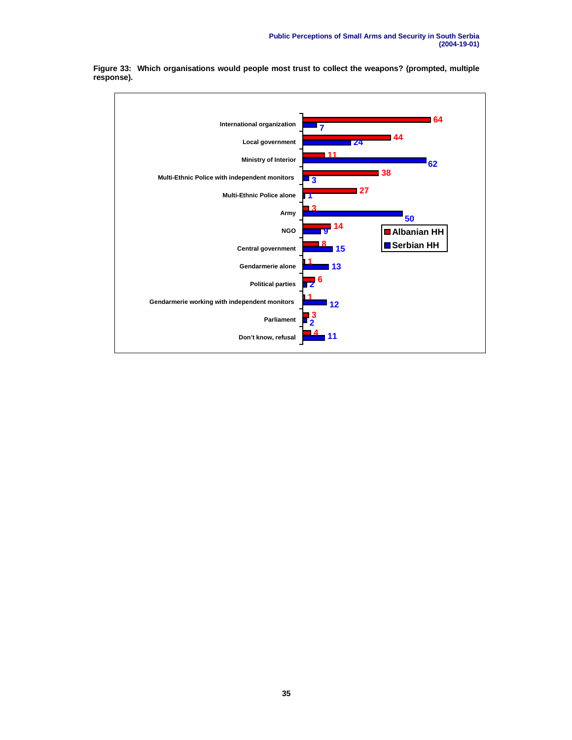**Figure 33: Which organisations would people most trust to collect the weapons? (prompted, multiple response).**

| Organisation | Albanian HH | Serbian HH |
| --- | --- | --- |
| International organization | 64 | 7 |
| Local government | 44 | 24 |
| Ministry of Interior | 11 | 62 |
| Multi-Ethnic Police with independent monitors | 38 | 3 |
| Multi-Ethnic Police alone | 27 | 1 |
| Army | 3 | 50 |
| NGO | 14 | 9 |
| Central government | 8 | 15 |
| Gendarmerie alone | 1 | 13 |
| Political parties | 6 | 2 |
| Gendarmerie working with independent monitors | 1 | 12 |
| Parliament | 3 | 2 |
| Don't know, refusal | 4 | 11 |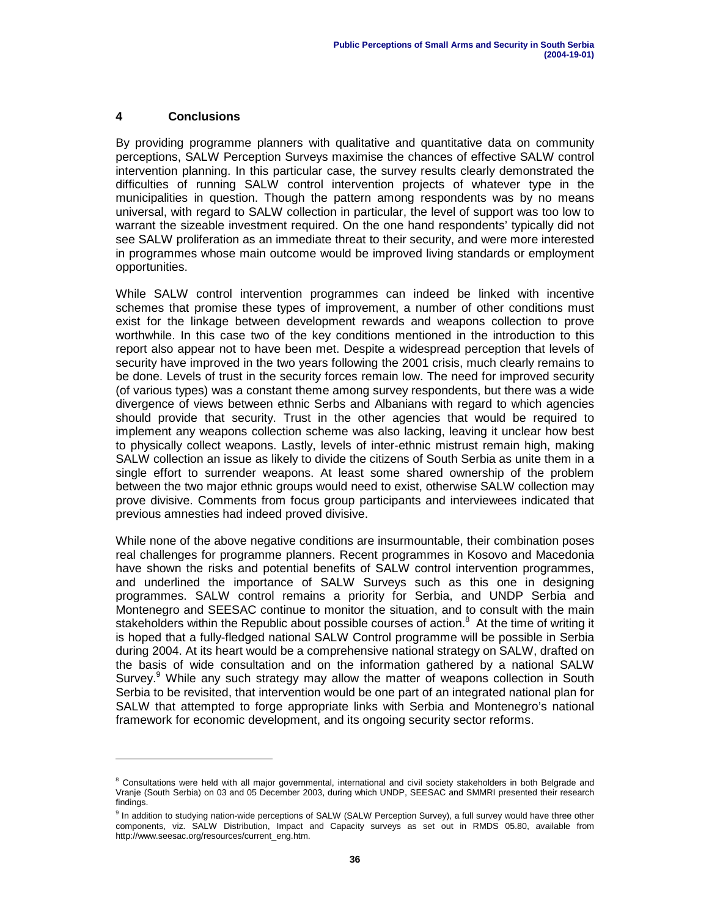## 4 Conclusions

By providing programme planners with qualitative and quantitative data on community perceptions, SALW Perception Surveys maximise the chances of effective SALW control intervention planning. In this particular case, the survey results clearly demonstrated the difficulties of running SALW control intervention projects of whatever type in the municipalities in question. Though the pattern among respondents was by no means universal, with regard to SALW collection in particular, the level of support was too low to warrant the sizeable investment required. On the one hand respondents' typically did not see SALW proliferation as an immediate threat to their security, and were more interested in programmes whose main outcome would be improved living standards or employment opportunities.

While SALW control intervention programmes can indeed be linked with incentive schemes that promise these types of improvement, a number of other conditions must exist for the linkage between development rewards and weapons collection to prove worthwhile. In this case two of the key conditions mentioned in the introduction to this report also appear not to have been met. Despite a widespread perception that levels of security have improved in the two years following the 2001 crisis, much clearly remains to be done. Levels of trust in the security forces remain low. The need for improved security (of various types) was a constant theme among survey respondents, but there was a wide divergence of views between ethnic Serbs and Albanians with regard to which agencies should provide that security. Trust in the other agencies that would be required to implement any weapons collection scheme was also lacking, leaving it unclear how best to physically collect weapons. Lastly, levels of inter-ethnic mistrust remain high, making SALW collection an issue as likely to divide the citizens of South Serbia as unite them in a single effort to surrender weapons. At least some shared ownership of the problem between the two major ethnic groups would need to exist, otherwise SALW collection may prove divisive. Comments from focus group participants and interviewees indicated that previous amnesties had indeed proved divisive.

While none of the above negative conditions are insurmountable, their combination poses real challenges for programme planners. Recent programmes in Kosovo and Macedonia have shown the risks and potential benefits of SALW control intervention programmes, and underlined the importance of SALW Surveys such as this one in designing programmes. SALW control remains a priority for Serbia, and UNDP Serbia and Montenegro and SEESAC continue to monitor the situation, and to consult with the main stakeholders within the Republic about possible courses of action.[8] At the time of writing it is hoped that a fully-fledged national SALW Control programme will be possible in Serbia during 2004. At its heart would be a comprehensive national strategy on SALW, drafted on the basis of wide consultation and on the information gathered by a national SALW Survey.[9] While any such strategy may allow the matter of weapons collection in South Serbia to be revisited, that intervention would be one part of an integrated national plan for SALW that attempted to forge appropriate links with Serbia and Montenegro's national framework for economic development, and its ongoing security sector reforms.

---

[8] Consultations were held with all major governmental, international and civil society stakeholders in both Belgrade and Vranje (South Serbia) on 03 and 05 December 2003, during which UNDP, SEESAC and SMMRI presented their research findings.

[9] In addition to studying nation-wide perceptions of SALW (SALW Perception Survey), a full survey would have three other components, viz. SALW Distribution, Impact and Capacity surveys as set out in RMDS 05.80, available from http://www.seesac.org/resources/current_eng.htm.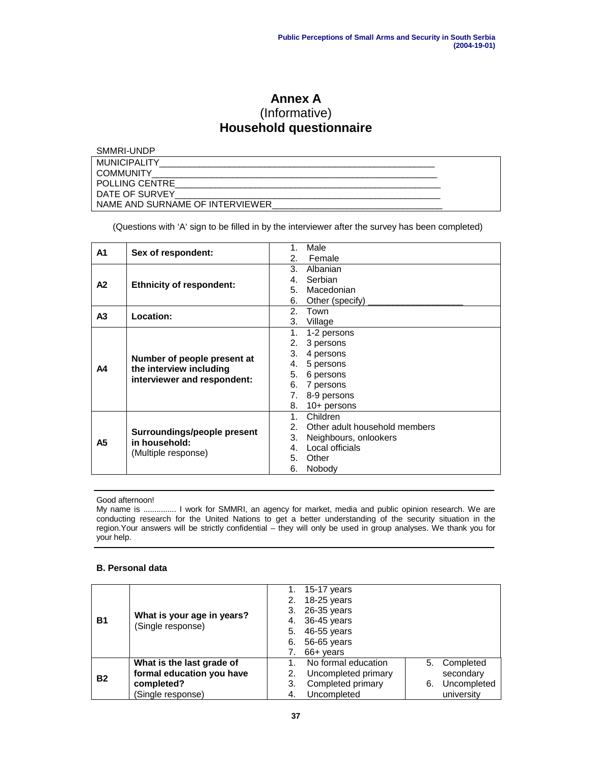# Annex A

(Informative)

## Household questionnaire

SMMRI-UNDP

| |
|---|
| MUNICIPALITY_______________________________________________________ |
| COMMUNITY_________________________________________________________ |
| POLLING CENTRE_____________________________________________________ |
| DATE OF SURVEY_____________________________________________________ |
| NAME AND SURNAME OF INTERVIEWER_________________________________ |

(Questions with 'A' sign to be filled in by the interviewer after the survey has been completed)

| | | |
|---|---|---|
| **A1** | **Sex of respondent:** | 1. Male<br>2. Female |
| **A2** | **Ethnicity of respondent:** | 3. Albanian<br>4. Serbian<br>5. Macedonian<br>6. Other (specify) ________________ |
| **A3** | **Location:** | 2. Town<br>3. Village |
| **A4** | **Number of people present at the interview including interviewer and respondent:** | 1. 1-2 persons<br>2. 3 persons<br>3. 4 persons<br>4. 5 persons<br>5. 6 persons<br>6. 7 persons<br>7. 8-9 persons<br>8. 10+ persons |
| **A5** | **Surroundings/people present in household:**<br>(Multiple response) | 1. Children<br>2. Other adult household members<br>3. Neighbours, onlookers<br>4. Local officials<br>5. Other<br>6. Nobody |

---

Good afternoon!

My name is ............... I work for SMMRI, an agency for market, media and public opinion research. We are conducting research for the United Nations to get a better understanding of the security situation in the region.Your answers will be strictly confidential – they will only be used in group analyses. We thank you for your help.

---

### B. Personal data

| | | | |
|---|---|---|---|
| **B1** | **What is your age in years?**<br>(Single response) | 1. 15-17 years<br>2. 18-25 years<br>3. 26-35 years<br>4. 36-45 years<br>5. 46-55 years<br>6. 56-65 years<br>7. 66+ years | |
| **B2** | **What is the last grade of formal education you have completed?**<br>(Single response) | 1. No formal education<br>2. Uncompleted primary<br>3. Completed primary<br>4. Uncompleted | 5. Completed secondary<br>6. Uncompleted university |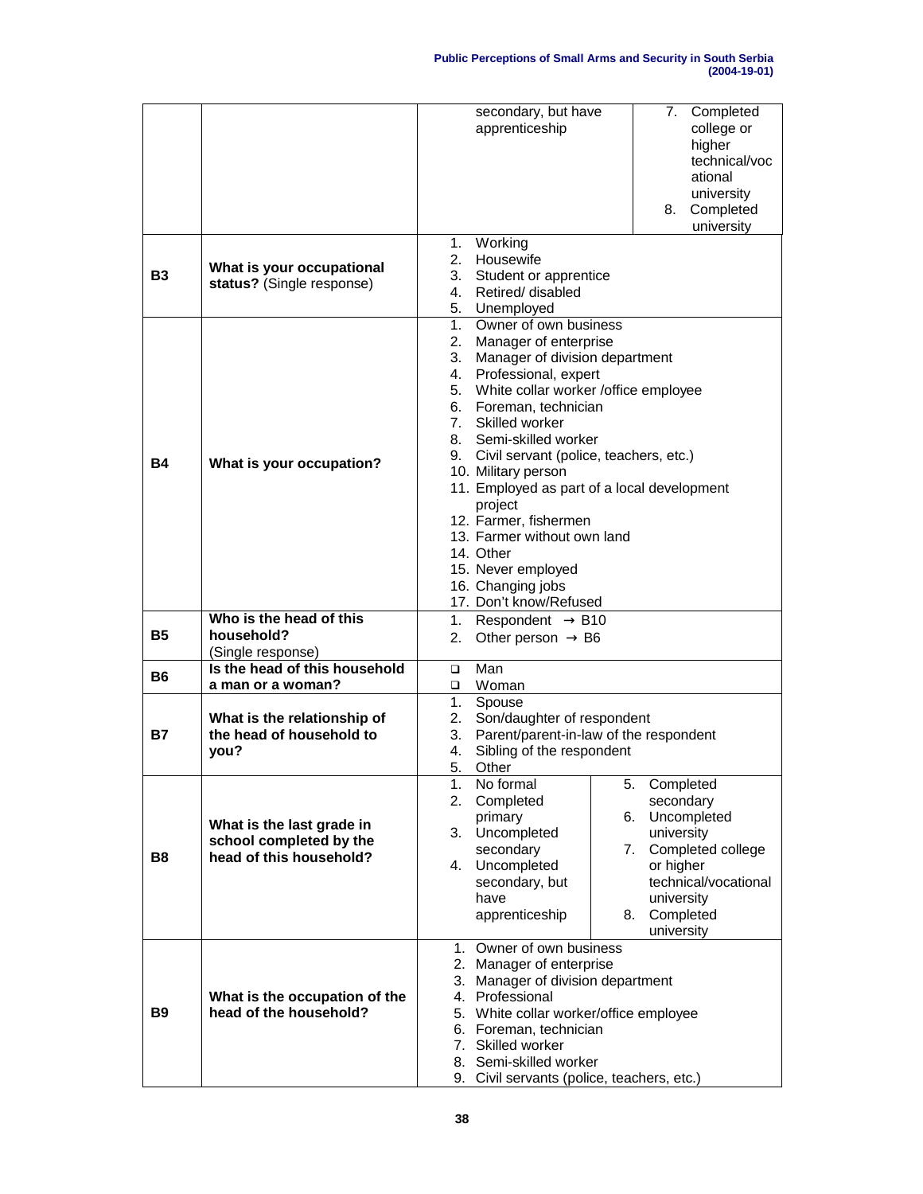| | | | |
|---|---|---|---|
| | | secondary, but have apprenticeship | 7. Completed college or higher technical/vocational university<br>8. Completed university |
| **B3** | **What is your occupational status?** (Single response) | 1. Working<br>2. Housewife<br>3. Student or apprentice<br>4. Retired/ disabled<br>5. Unemployed | |
| **B4** | **What is your occupation?** | 1. Owner of own business<br>2. Manager of enterprise<br>3. Manager of division department<br>4. Professional, expert<br>5. White collar worker /office employee<br>6. Foreman, technician<br>7. Skilled worker<br>8. Semi-skilled worker<br>9. Civil servant (police, teachers, etc.)<br>10. Military person<br>11. Employed as part of a local development project<br>12. Farmer, fishermen<br>13. Farmer without own land<br>14. Other<br>15. Never employed<br>16. Changing jobs<br>17. Don't know/Refused | |
| **B5** | **Who is the head of this household?** (Single response) | 1. Respondent → B10<br>2. Other person → B6 | |
| **B6** | **Is the head of this household a man or a woman?** | ❑ Man<br>❑ Woman | |
| **B7** | **What is the relationship of the head of household to you?** | 1. Spouse<br>2. Son/daughter of respondent<br>3. Parent/parent-in-law of the respondent<br>4. Sibling of the respondent<br>5. Other | |
| **B8** | **What is the last grade in school completed by the head of this household?** | 1. No formal<br>2. Completed primary<br>3. Uncompleted secondary<br>4. Uncompleted secondary, but have apprenticeship | 5. Completed secondary<br>6. Uncompleted university<br>7. Completed college or higher technical/vocational university<br>8. Completed university |
| **B9** | **What is the occupation of the head of the household?** | 1. Owner of own business<br>2. Manager of enterprise<br>3. Manager of division department<br>4. Professional<br>5. White collar worker/office employee<br>6. Foreman, technician<br>7. Skilled worker<br>8. Semi-skilled worker<br>9. Civil servants (police, teachers, etc.) | |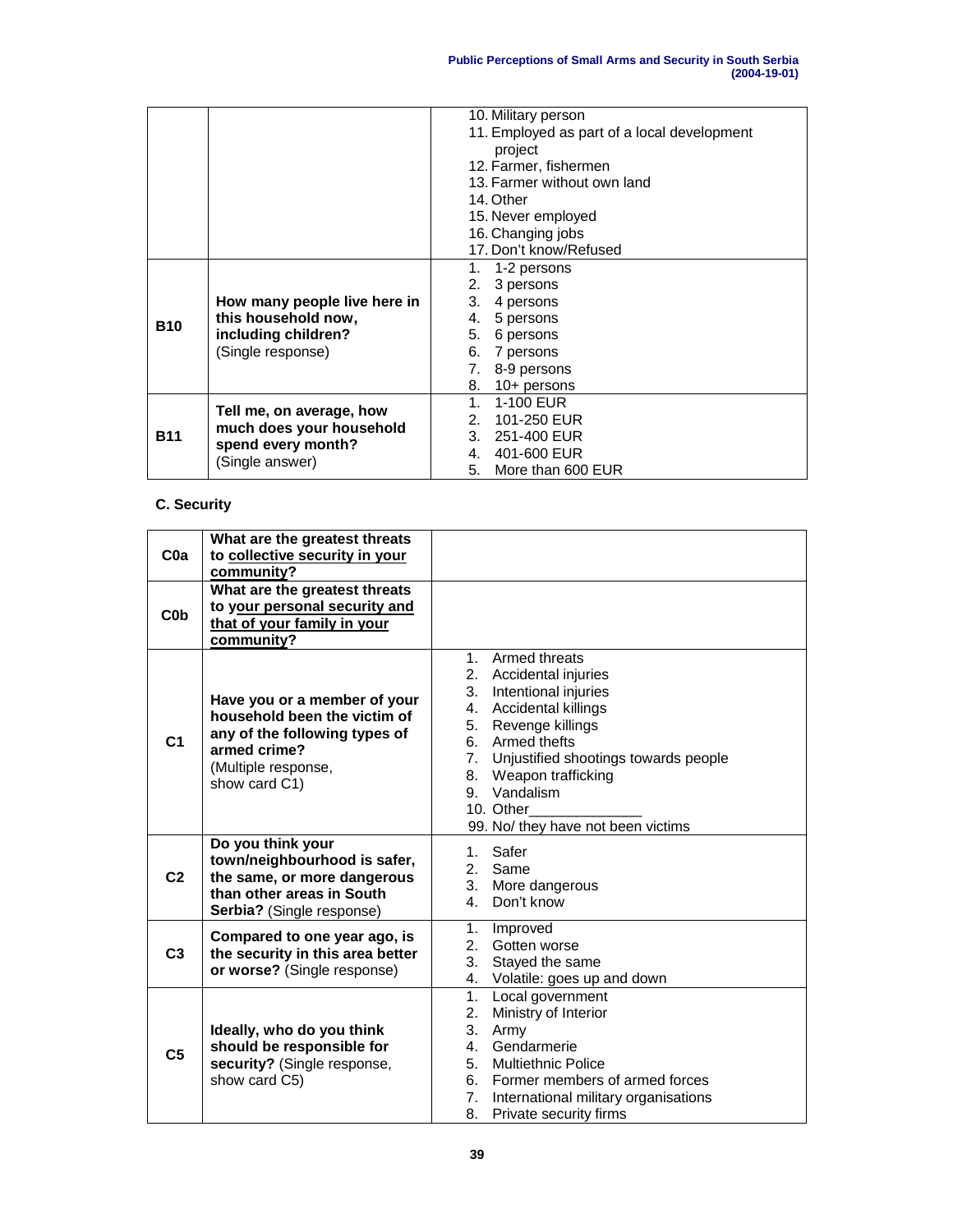| | | 10. Military person<br>11. Employed as part of a local development project<br>12. Farmer, fishermen<br>13. Farmer without own land<br>14. Other<br>15. Never employed<br>16. Changing jobs<br>17. Don't know/Refused |
|---|---|---|
| **B10** | **How many people live here in this household now, including children?** (Single response) | 1. 1-2 persons<br>2. 3 persons<br>3. 4 persons<br>4. 5 persons<br>5. 6 persons<br>6. 7 persons<br>7. 8-9 persons<br>8. 10+ persons |
| **B11** | **Tell me, on average, how much does your household spend every month?** (Single answer) | 1. 1-100 EUR<br>2. 101-250 EUR<br>3. 251-400 EUR<br>4. 401-600 EUR<br>5. More than 600 EUR |

**C. Security**

| | | |
|---|---|---|
| **C0a** | **What are the greatest threats to collective security in your community?** | |
| **C0b** | **What are the greatest threats to your personal security and that of your family in your community?** | |
| **C1** | **Have you or a member of your household been the victim of any of the following types of armed crime?** (Multiple response, show card C1) | 1. Armed threats<br>2. Accidental injuries<br>3. Intentional injuries<br>4. Accidental killings<br>5. Revenge killings<br>6. Armed thefts<br>7. Unjustified shootings towards people<br>8. Weapon trafficking<br>9. Vandalism<br>10. Other______________<br>99. No/ they have not been victims |
| **C2** | **Do you think your town/neighbourhood is safer, the same, or more dangerous than other areas in South Serbia?** (Single response) | 1. Safer<br>2. Same<br>3. More dangerous<br>4. Don't know |
| **C3** | **Compared to one year ago, is the security in this area better or worse?** (Single response) | 1. Improved<br>2. Gotten worse<br>3. Stayed the same<br>4. Volatile: goes up and down |
| **C5** | **Ideally, who do you think should be responsible for security?** (Single response, show card C5) | 1. Local government<br>2. Ministry of Interior<br>3. Army<br>4. Gendarmerie<br>5. Multiethnic Police<br>6. Former members of armed forces<br>7. International military organisations<br>8. Private security firms |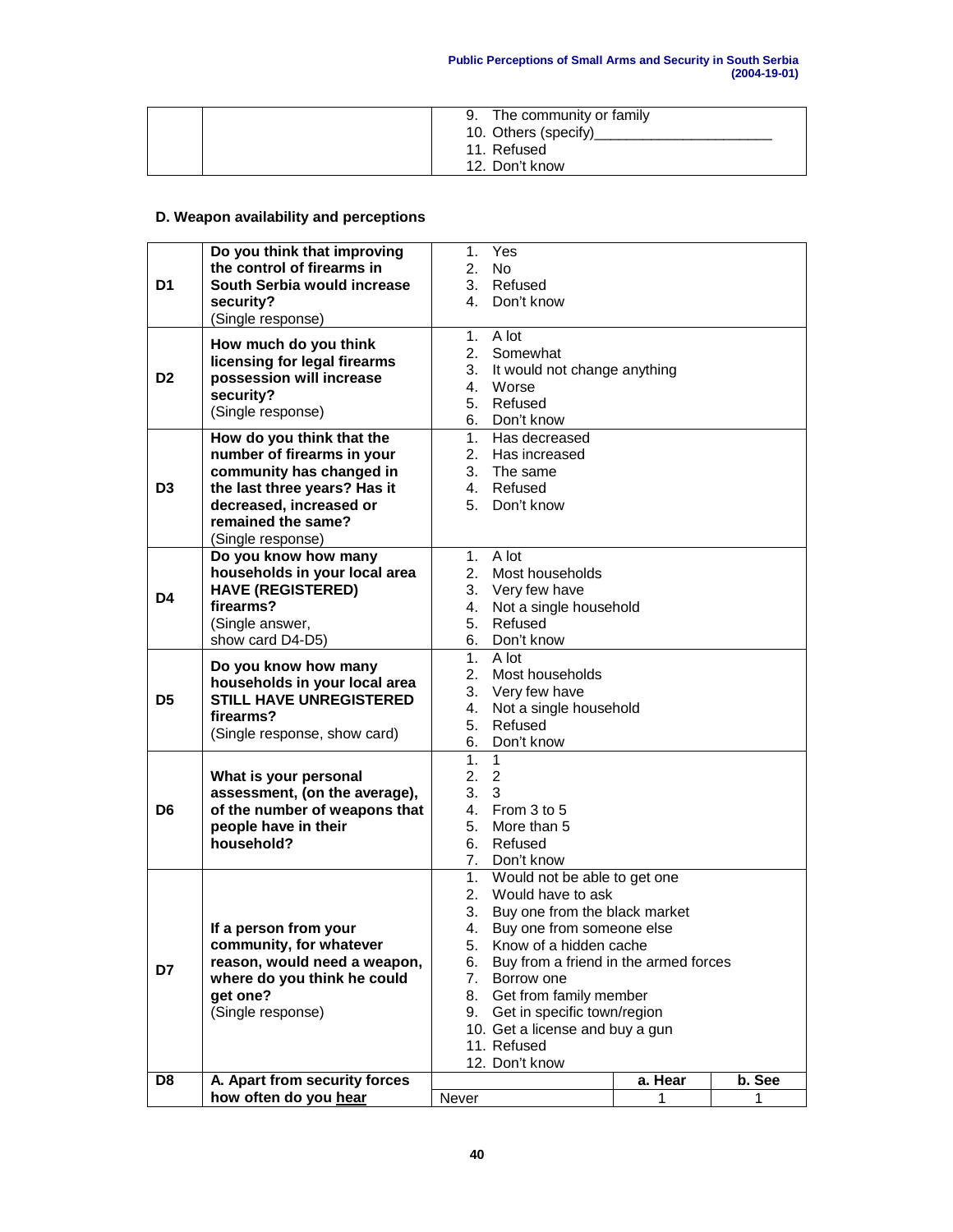| | | 9. The community or family<br>10. Others (specify)______________________<br>11. Refused<br>12. Don't know |
|---|---|---|

### D. Weapon availability and perceptions

| | | |
|---|---|---|
| D1 | **Do you think that improving the control of firearms in South Serbia would increase security?**<br>(Single response) | 1. Yes<br>2. No<br>3. Refused<br>4. Don't know |
| D2 | **How much do you think licensing for legal firearms possession will increase security?**<br>(Single response) | 1. A lot<br>2. Somewhat<br>3. It would not change anything<br>4. Worse<br>5. Refused<br>6. Don't know |
| D3 | **How do you think that the number of firearms in your community has changed in the last three years? Has it decreased, increased or remained the same?**<br>(Single response) | 1. Has decreased<br>2. Has increased<br>3. The same<br>4. Refused<br>5. Don't know |
| D4 | **Do you know how many households in your local area HAVE (REGISTERED) firearms?**<br>(Single answer, show card D4-D5) | 1. A lot<br>2. Most households<br>3. Very few have<br>4. Not a single household<br>5. Refused<br>6. Don't know |
| D5 | **Do you know how many households in your local area STILL HAVE UNREGISTERED firearms?**<br>(Single response, show card) | 1. A lot<br>2. Most households<br>3. Very few have<br>4. Not a single household<br>5. Refused<br>6. Don't know |
| D6 | **What is your personal assessment, (on the average), of the number of weapons that people have in their household?** | 1. 1<br>2. 2<br>3. 3<br>4. From 3 to 5<br>5. More than 5<br>6. Refused<br>7. Don't know |
| D7 | **If a person from your community, for whatever reason, would need a weapon, where do you think he could get one?**<br>(Single response) | 1. Would not be able to get one<br>2. Would have to ask<br>3. Buy one from the black market<br>4. Buy one from someone else<br>5. Know of a hidden cache<br>6. Buy from a friend in the armed forces<br>7. Borrow one<br>8. Get from family member<br>9. Get in specific town/region<br>10. Get a license and buy a gun<br>11. Refused<br>12. Don't know |

| | | | | |
|---|---|---|---|---|
| **D8** | **A. Apart from security forces** | | **a. Hear** | **b. See** |
| | **how often do you hear** | Never | 1 | 1 |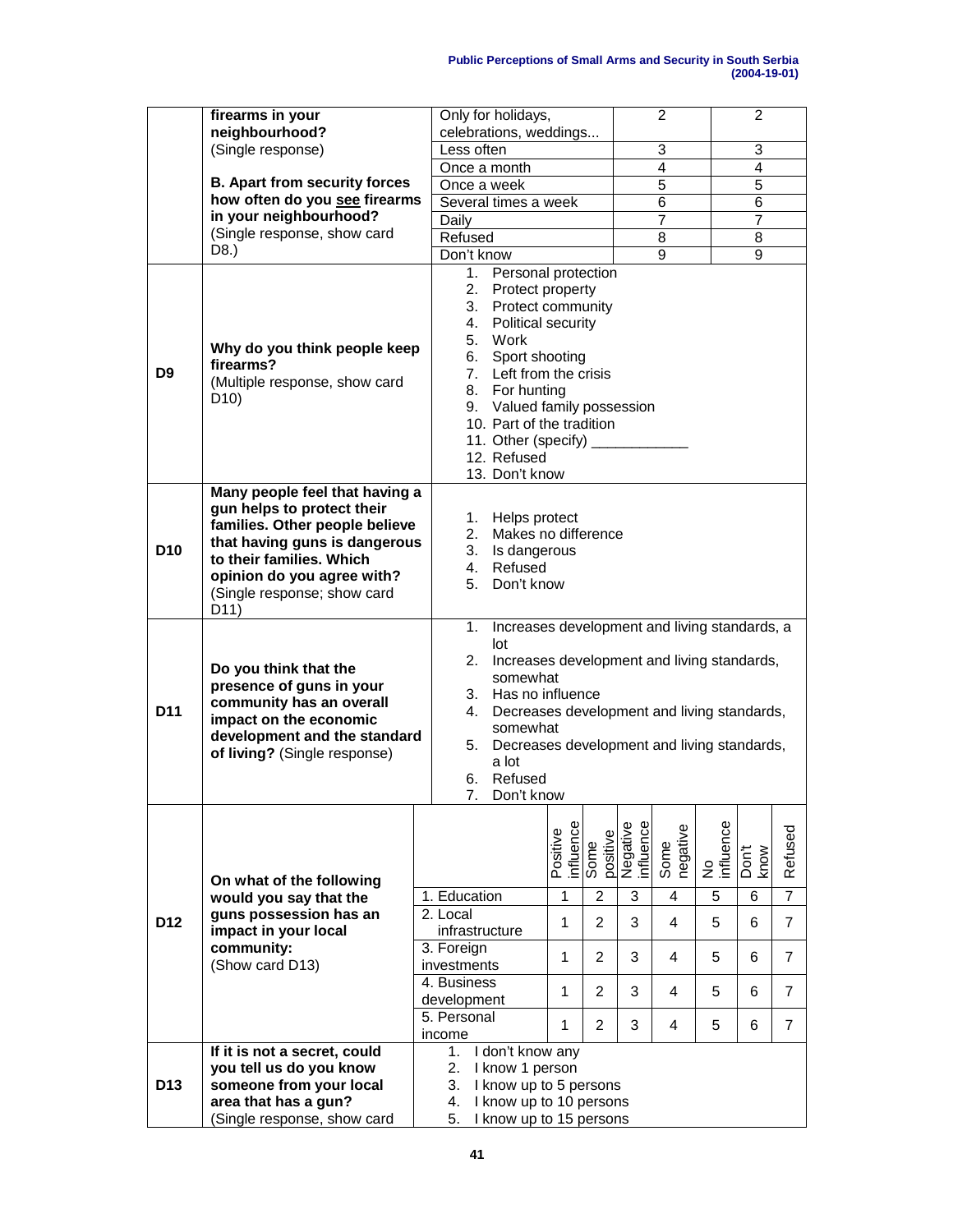| | | | | |
|---|---|---|---|---|
| | **firearms in your neighbourhood?** (Single response)<br><br>**B. Apart from security forces how often do you see firearms in your neighbourhood?** (Single response, show card D8.) | Only for holidays, celebrations, weddings... | 2 | 2 |
| | | Less often | 3 | 3 |
| | | Once a month | 4 | 4 |
| | | Once a week | 5 | 5 |
| | | Several times a week | 6 | 6 |
| | | Daily | 7 | 7 |
| | | Refused | 8 | 8 |
| | | Don't know | 9 | 9 |

| | | |
|---|---|---|
| **D9** | **Why do you think people keep firearms?** (Multiple response, show card D10) | 1. Personal protection<br>2. Protect property<br>3. Protect community<br>4. Political security<br>5. Work<br>6. Sport shooting<br>7. Left from the crisis<br>8. For hunting<br>9. Valued family possession<br>10. Part of the tradition<br>11. Other (specify) ____________<br>12. Refused<br>13. Don't know |
| **D10** | **Many people feel that having a gun helps to protect their families. Other people believe that having guns is dangerous to their families. Which opinion do you agree with?** (Single response; show card D11) | 1. Helps protect<br>2. Makes no difference<br>3. Is dangerous<br>4. Refused<br>5. Don't know |
| **D11** | **Do you think that the presence of guns in your community has an overall impact on the economic development and the standard of living?** (Single response) | 1. Increases development and living standards, a lot<br>2. Increases development and living standards, somewhat<br>3. Has no influence<br>4. Decreases development and living standards, somewhat<br>5. Decreases development and living standards, a lot<br>6. Refused<br>7. Don't know |

| | | | Positive influence | Some positive | Negative influence | Some negative | No influence | Don't know | Refused |
|---|---|---|---|---|---|---|---|---|---|
| **D12** | **On what of the following would you say that the guns possession has an impact in your local community:** (Show card D13) | 1. Education | 1 | 2 | 3 | 4 | 5 | 6 | 7 |
| | | 2. Local infrastructure | 1 | 2 | 3 | 4 | 5 | 6 | 7 |
| | | 3. Foreign investments | 1 | 2 | 3 | 4 | 5 | 6 | 7 |
| | | 4. Business development | 1 | 2 | 3 | 4 | 5 | 6 | 7 |
| | | 5. Personal income | 1 | 2 | 3 | 4 | 5 | 6 | 7 |

| | | |
|---|---|---|
| **D13** | **If it is not a secret, could you tell us do you know someone from your local area that has a gun?** (Single response, show card | 1. I don't know any<br>2. I know 1 person<br>3. I know up to 5 persons<br>4. I know up to 10 persons<br>5. I know up to 15 persons |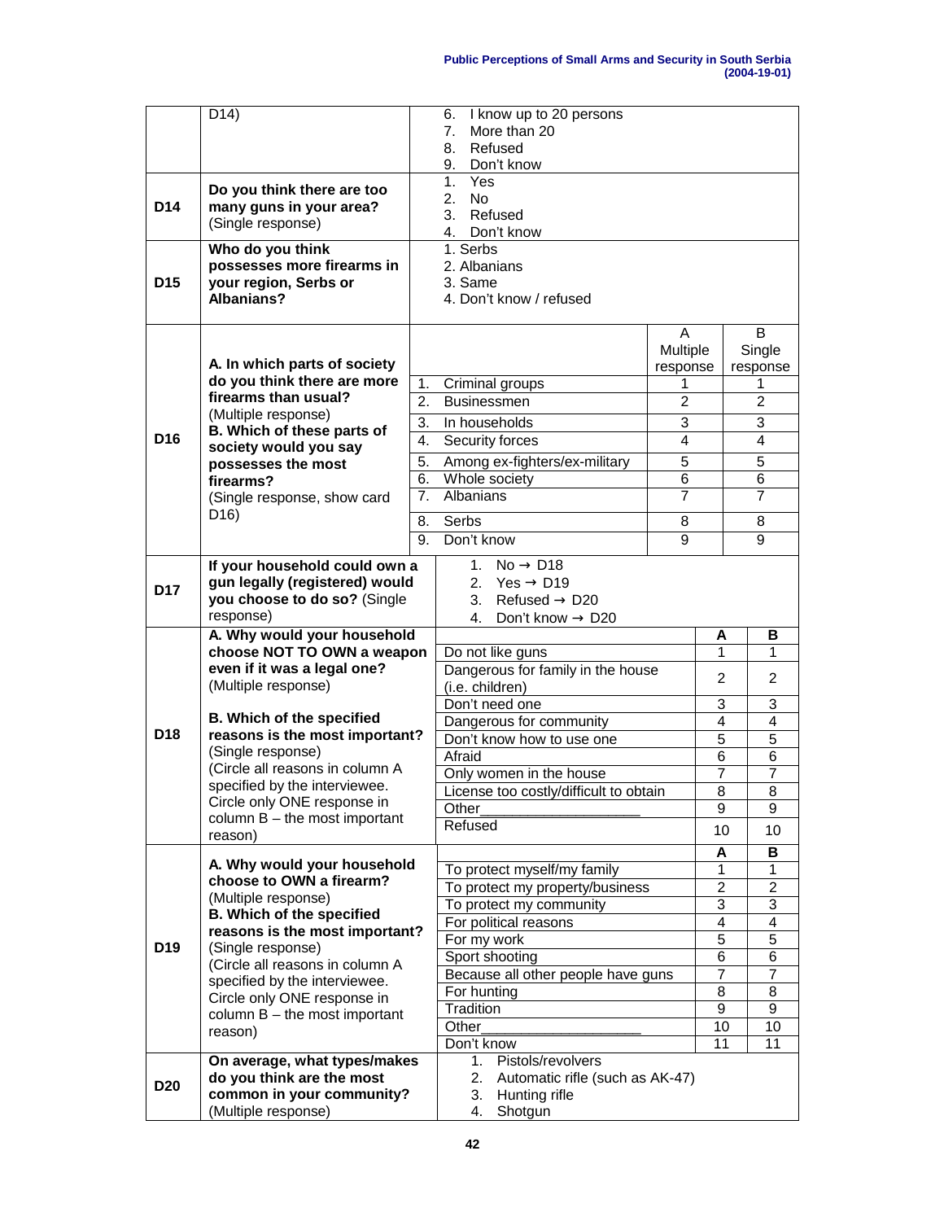| | | |
|---|---|---|
| | D14) | 6. I know up to 20 persons<br>7. More than 20<br>8. Refused<br>9. Don't know |
| **D14** | **Do you think there are too many guns in your area?** (Single response) | 1. Yes<br>2. No<br>3. Refused<br>4. Don't know |
| **D15** | **Who do you think possesses more firearms in your region, Serbs or Albanians?** | 1. Serbs<br>2. Albanians<br>3. Same<br>4. Don't know / refused |

| | | | A Multiple response | B Single response |
|---|---|---|---|---|
| **D16** | **A. In which parts of society do you think there are more firearms than usual?** (Multiple response)<br>**B. Which of these parts of society would you say possesses the most firearms?** (Single response, show card D16) | 1. Criminal groups | 1 | 1 |
| | | 2. Businessmen | 2 | 2 |
| | | 3. In households | 3 | 3 |
| | | 4. Security forces | 4 | 4 |
| | | 5. Among ex-fighters/ex-military | 5 | 5 |
| | | 6. Whole society | 6 | 6 |
| | | 7. Albanians | 7 | 7 |
| | | 8. Serbs | 8 | 8 |
| | | 9. Don't know | 9 | 9 |

| | | |
|---|---|---|
| **D17** | **If your household could own a gun legally (registered) would you choose to do so?** (Single response) | 1. No → D18<br>2. Yes → D19<br>3. Refused → D20<br>4. Don't know → D20 |

| | | | **A** | **B** |
|---|---|---|---|---|
| **D18** | **A. Why would your household choose NOT TO OWN a weapon even if it was a legal one?** (Multiple response)<br><br>**B. Which of the specified reasons is the most important?** (Single response)<br>(Circle all reasons in column A specified by the interviewee. Circle only ONE response in column B – the most important reason) | Do not like guns | 1 | 1 |
| | | Dangerous for family in the house (i.e. children) | 2 | 2 |
| | | Don't need one | 3 | 3 |
| | | Dangerous for community | 4 | 4 |
| | | Don't know how to use one | 5 | 5 |
| | | Afraid | 6 | 6 |
| | | Only women in the house | 7 | 7 |
| | | License too costly/difficult to obtain | 8 | 8 |
| | | Other___________________ | 9 | 9 |
| | | Refused | 10 | 10 |

| | | | **A** | **B** |
|---|---|---|---|---|
| **D19** | **A. Why would your household choose to OWN a firearm?** (Multiple response)<br>**B. Which of the specified reasons is the most important?** (Single response)<br>(Circle all reasons in column A specified by the interviewee. Circle only ONE response in column B – the most important reason) | To protect myself/my family | 1 | 1 |
| | | To protect my property/business | 2 | 2 |
| | | To protect my community | 3 | 3 |
| | | For political reasons | 4 | 4 |
| | | For my work | 5 | 5 |
| | | Sport shooting | 6 | 6 |
| | | Because all other people have guns | 7 | 7 |
| | | For hunting | 8 | 8 |
| | | Tradition | 9 | 9 |
| | | Other___________________ | 10 | 10 |
| | | Don't know | 11 | 11 |

| | | |
|---|---|---|
| **D20** | **On average, what types/makes do you think are the most common in your community?** (Multiple response) | 1. Pistols/revolvers<br>2. Automatic rifle (such as AK-47)<br>3. Hunting rifle<br>4. Shotgun |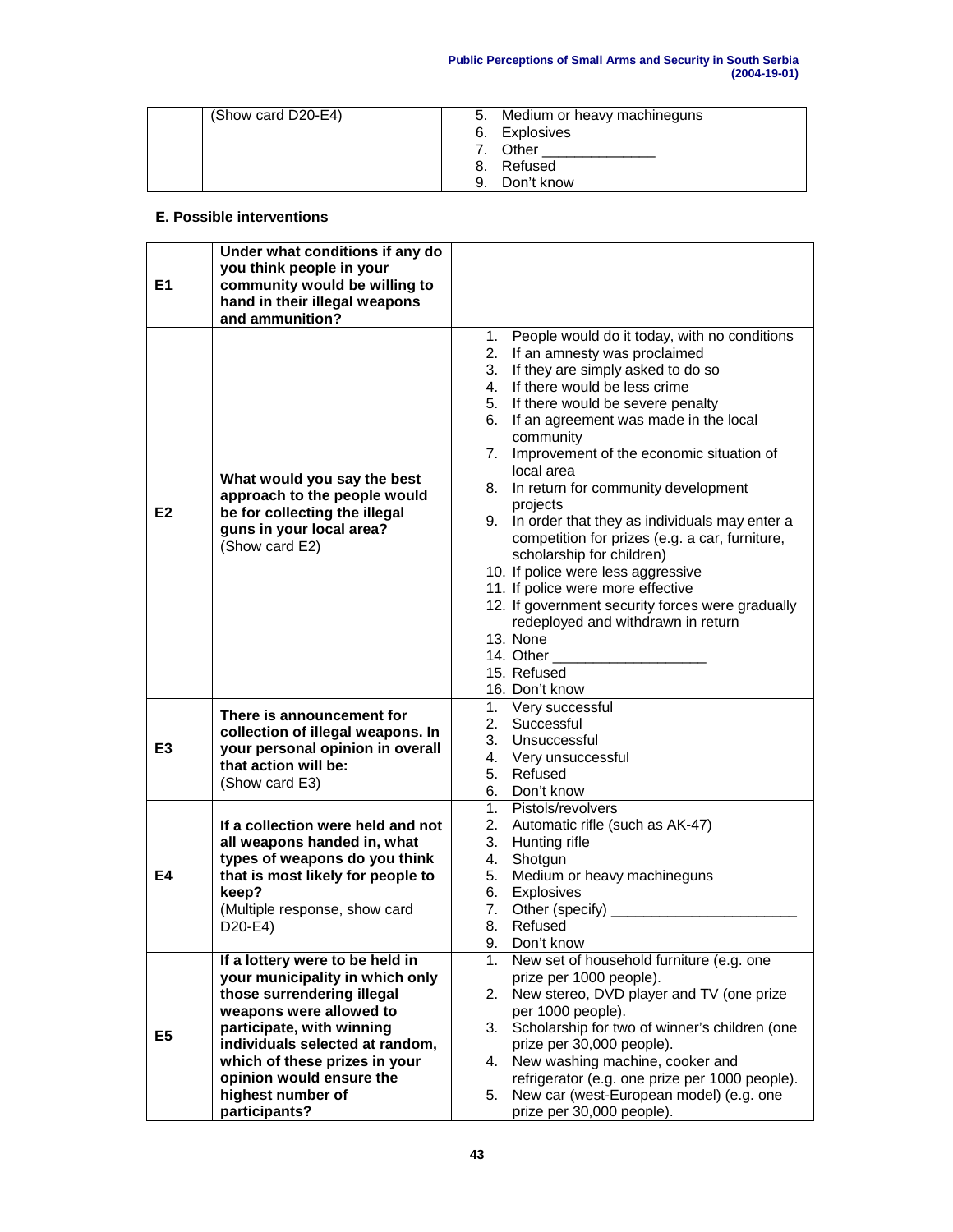| | (Show card D20-E4) | 5. Medium or heavy machineguns<br>6. Explosives<br>7. Other ______________<br>8. Refused<br>9. Don't know |
|---|---|---|

**E. Possible interventions**

| | | |
|---|---|---|
| **E1** | **Under what conditions if any do you think people in your community would be willing to hand in their illegal weapons and ammunition?** | |
| **E2** | **What would you say the best approach to the people would be for collecting the illegal guns in your local area?**<br>(Show card E2) | 1. People would do it today, with no conditions<br>2. If an amnesty was proclaimed<br>3. If they are simply asked to do so<br>4. If there would be less crime<br>5. If there would be severe penalty<br>6. If an agreement was made in the local community<br>7. Improvement of the economic situation of local area<br>8. In return for community development projects<br>9. In order that they as individuals may enter a competition for prizes (e.g. a car, furniture, scholarship for children)<br>10. If police were less aggressive<br>11. If police were more effective<br>12. If government security forces were gradually redeployed and withdrawn in return<br>13. None<br>14. Other ___________________<br>15. Refused<br>16. Don't know |
| **E3** | **There is announcement for collection of illegal weapons. In your personal opinion in overall that action will be:**<br>(Show card E3) | 1. Very successful<br>2. Successful<br>3. Unsuccessful<br>4. Very unsuccessful<br>5. Refused<br>6. Don't know |
| **E4** | **If a collection were held and not all weapons handed in, what types of weapons do you think that is most likely for people to keep?**<br>(Multiple response, show card D20-E4) | 1. Pistols/revolvers<br>2. Automatic rifle (such as AK-47)<br>3. Hunting rifle<br>4. Shotgun<br>5. Medium or heavy machineguns<br>6. Explosives<br>7. Other (specify) _______________________<br>8. Refused<br>9. Don't know |
| **E5** | **If a lottery were to be held in your municipality in which only those surrendering illegal weapons were allowed to participate, with winning individuals selected at random, which of these prizes in your opinion would ensure the highest number of participants?** | 1. New set of household furniture (e.g. one prize per 1000 people).<br>2. New stereo, DVD player and TV (one prize per 1000 people).<br>3. Scholarship for two of winner's children (one prize per 30,000 people).<br>4. New washing machine, cooker and refrigerator (e.g. one prize per 1000 people).<br>5. New car (west-European model) (e.g. one prize per 30,000 people). |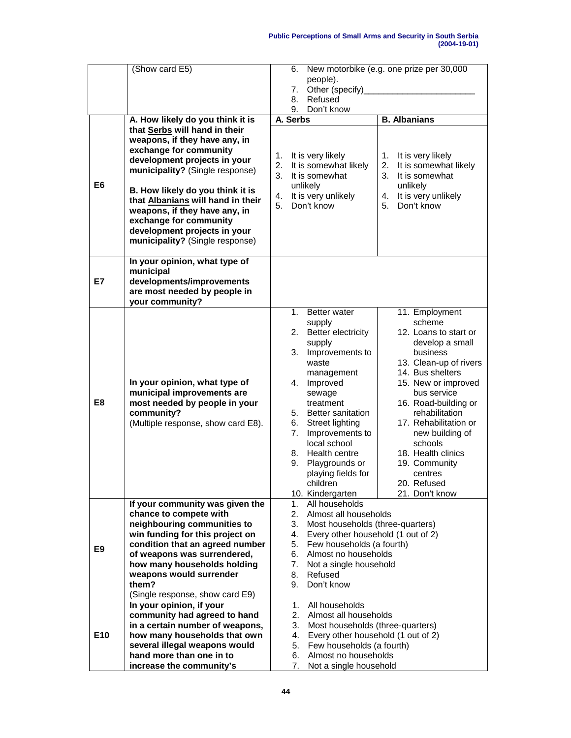| | | | |
|---|---|---|---|
| | (Show card E5) | 6. New motorbike (e.g. one prize per 30,000 people).<br>7. Other (specify)_______________________<br>8. Refused<br>9. Don't know | |
| E6 | **A. How likely do you think it is that Serbs will hand in their weapons, if they have any, in exchange for community development projects in your municipality?** (Single response)<br><br>**B. How likely do you think it is that Albanians will hand in their weapons, if they have any, in exchange for community development projects in your municipality?** (Single response) | **A. Serbs**<br><br>1. It is very likely<br>2. It is somewhat likely<br>3. It is somewhat unlikely<br>4. It is very unlikely<br>5. Don't know | **B. Albanians**<br><br>1. It is very likely<br>2. It is somewhat likely<br>3. It is somewhat unlikely<br>4. It is very unlikely<br>5. Don't know |
| E7 | **In your opinion, what type of municipal developments/improvements are most needed by people in your community?** | | |
| E8 | **In your opinion, what type of municipal improvements are most needed by people in your community?** (Multiple response, show card E8). | 1. Better water supply<br>2. Better electricity supply<br>3. Improvements to waste management<br>4. Improved sewage treatment<br>5. Better sanitation<br>6. Street lighting<br>7. Improvements to local school<br>8. Health centre<br>9. Playgrounds or playing fields for children<br>10. Kindergarten | 11. Employment scheme<br>12. Loans to start or develop a small business<br>13. Clean-up of rivers<br>14. Bus shelters<br>15. New or improved bus service<br>16. Road-building or rehabilitation<br>17. Rehabilitation or new building of schools<br>18. Health clinics<br>19. Community centres<br>20. Refused<br>21. Don't know |
| E9 | **If your community was given the chance to compete with neighbouring communities to win funding for this project on condition that an agreed number of weapons was surrendered, how many households holding weapons would surrender them?** (Single response, show card E9) | 1. All households<br>2. Almost all households<br>3. Most households (three-quarters)<br>4. Every other household (1 out of 2)<br>5. Few households (a fourth)<br>6. Almost no households<br>7. Not a single household<br>8. Refused<br>9. Don't know | |
| E10 | **In your opinion, if your community had agreed to hand in a certain number of weapons, how many households that own several illegal weapons would hand more than one in to increase the community's** | 1. All households<br>2. Almost all households<br>3. Most households (three-quarters)<br>4. Every other household (1 out of 2)<br>5. Few households (a fourth)<br>6. Almost no households<br>7. Not a single household | |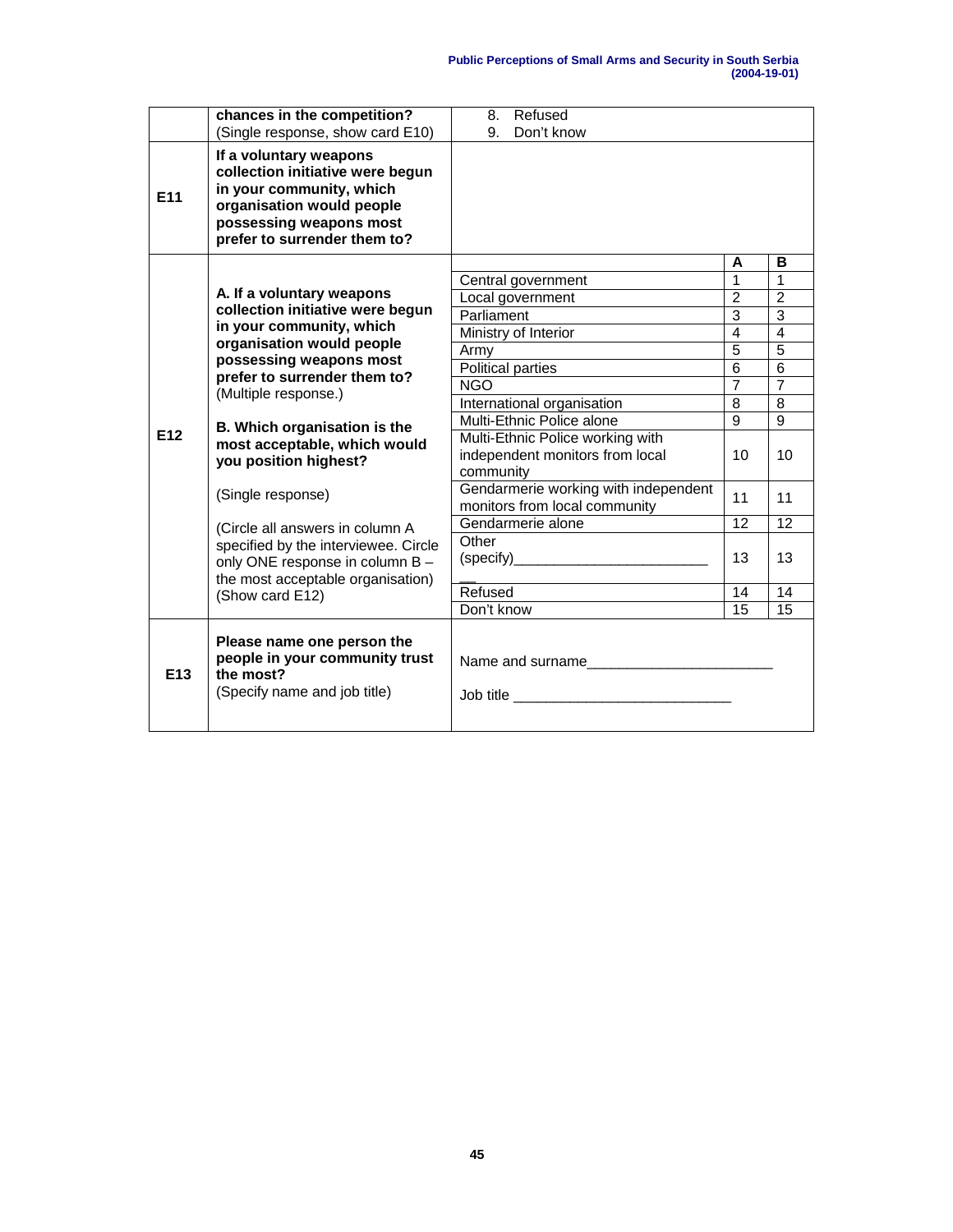| | | | | |
|---|---|---|---|---|
| | **chances in the competition?** (Single response, show card E10) | 8. Refused<br>9. Don't know | | |
| **E11** | **If a voluntary weapons collection initiative were begun in your community, which organisation would people possessing weapons most prefer to surrender them to?** | | | |
| **E12** | **A. If a voluntary weapons collection initiative were begun in your community, which organisation would people possessing weapons most prefer to surrender them to?** (Multiple response.)<br><br>**B. Which organisation is the most acceptable, which would you position highest?**<br><br>(Single response)<br><br>(Circle all answers in column A specified by the interviewee. Circle only ONE response in column B – the most acceptable organisation) (Show card E12) | | **A** | **B** |
| | | Central government | 1 | 1 |
| | | Local government | 2 | 2 |
| | | Parliament | 3 | 3 |
| | | Ministry of Interior | 4 | 4 |
| | | Army | 5 | 5 |
| | | Political parties | 6 | 6 |
| | | NGO | 7 | 7 |
| | | International organisation | 8 | 8 |
| | | Multi-Ethnic Police alone | 9 | 9 |
| | | Multi-Ethnic Police working with independent monitors from local community | 10 | 10 |
| | | Gendarmerie working with independent monitors from local community | 11 | 11 |
| | | Gendarmerie alone | 12 | 12 |
| | | Other (specify)__________________________ | 13 | 13 |
| | | Refused | 14 | 14 |
| | | Don't know | 15 | 15 |
| **E13** | **Please name one person the people in your community trust the most?** (Specify name and job title) | Name and surname________________________<br><br>Job title ____________________________ | | |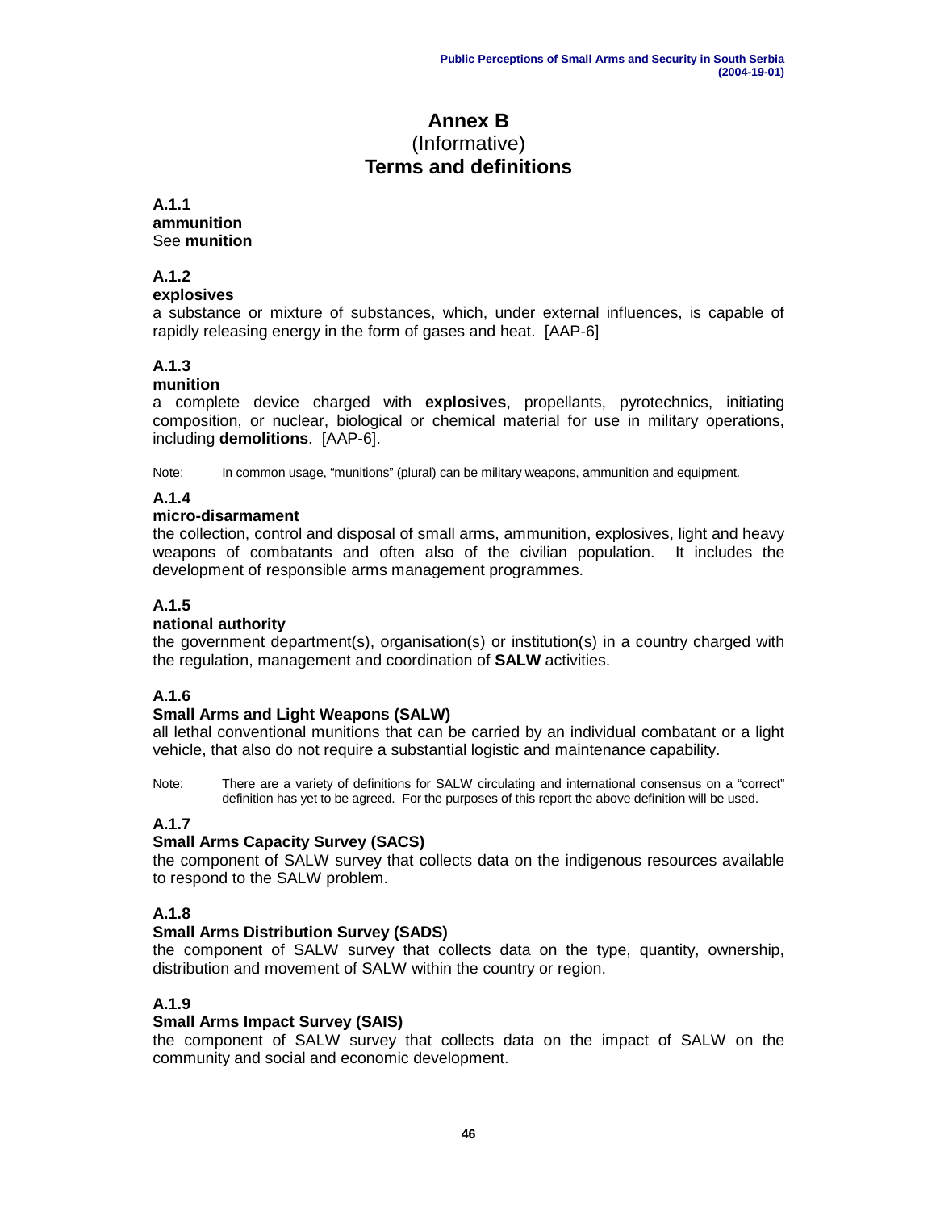# Annex B
(Informative)
**Terms and definitions**

**A.1.1**
**ammunition**
See **munition**

**A.1.2**
**explosives**
a substance or mixture of substances, which, under external influences, is capable of rapidly releasing energy in the form of gases and heat. [AAP-6]

**A.1.3**
**munition**
a complete device charged with **explosives**, propellants, pyrotechnics, initiating composition, or nuclear, biological or chemical material for use in military operations, including **demolitions**. [AAP-6].

Note: In common usage, "munitions" (plural) can be military weapons, ammunition and equipment.

**A.1.4**
**micro-disarmament**
the collection, control and disposal of small arms, ammunition, explosives, light and heavy weapons of combatants and often also of the civilian population. It includes the development of responsible arms management programmes.

**A.1.5**
**national authority**
the government department(s), organisation(s) or institution(s) in a country charged with the regulation, management and coordination of **SALW** activities.

**A.1.6**
**Small Arms and Light Weapons (SALW)**
all lethal conventional munitions that can be carried by an individual combatant or a light vehicle, that also do not require a substantial logistic and maintenance capability.

Note: There are a variety of definitions for SALW circulating and international consensus on a "correct" definition has yet to be agreed. For the purposes of this report the above definition will be used.

**A.1.7**
**Small Arms Capacity Survey (SACS)**
the component of SALW survey that collects data on the indigenous resources available to respond to the SALW problem.

**A.1.8**
**Small Arms Distribution Survey (SADS)**
the component of SALW survey that collects data on the type, quantity, ownership, distribution and movement of SALW within the country or region.

**A.1.9**
**Small Arms Impact Survey (SAIS)**
the component of SALW survey that collects data on the impact of SALW on the community and social and economic development.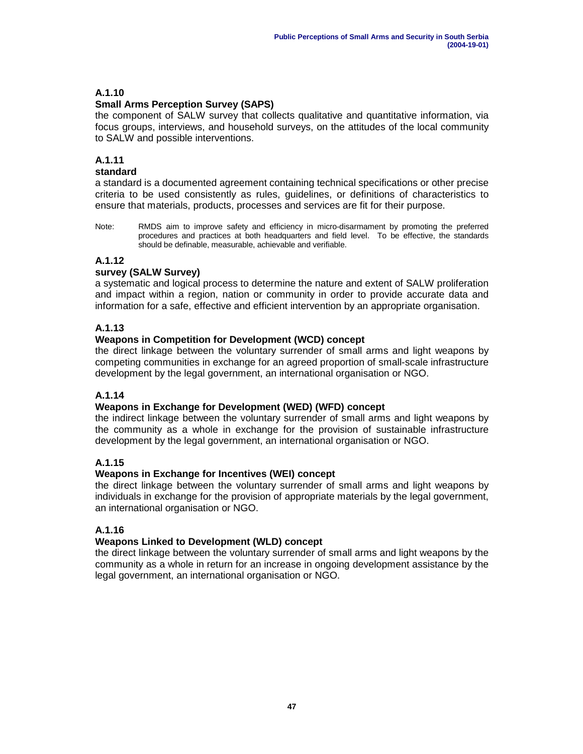**A.1.10**

**Small Arms Perception Survey (SAPS)**

the component of SALW survey that collects qualitative and quantitative information, via focus groups, interviews, and household surveys, on the attitudes of the local community to SALW and possible interventions.

**A.1.11**

**standard**

a standard is a documented agreement containing technical specifications or other precise criteria to be used consistently as rules, guidelines, or definitions of characteristics to ensure that materials, products, processes and services are fit for their purpose.

Note: RMDS aim to improve safety and efficiency in micro-disarmament by promoting the preferred procedures and practices at both headquarters and field level. To be effective, the standards should be definable, measurable, achievable and verifiable.

**A.1.12**

**survey (SALW Survey)**

a systematic and logical process to determine the nature and extent of SALW proliferation and impact within a region, nation or community in order to provide accurate data and information for a safe, effective and efficient intervention by an appropriate organisation.

**A.1.13**

**Weapons in Competition for Development (WCD) concept**

the direct linkage between the voluntary surrender of small arms and light weapons by competing communities in exchange for an agreed proportion of small-scale infrastructure development by the legal government, an international organisation or NGO.

**A.1.14**

**Weapons in Exchange for Development (WED) (WFD) concept**

the indirect linkage between the voluntary surrender of small arms and light weapons by the community as a whole in exchange for the provision of sustainable infrastructure development by the legal government, an international organisation or NGO.

**A.1.15**

**Weapons in Exchange for Incentives (WEI) concept**

the direct linkage between the voluntary surrender of small arms and light weapons by individuals in exchange for the provision of appropriate materials by the legal government, an international organisation or NGO.

**A.1.16**

**Weapons Linked to Development (WLD) concept**

the direct linkage between the voluntary surrender of small arms and light weapons by the community as a whole in return for an increase in ongoing development assistance by the legal government, an international organisation or NGO.